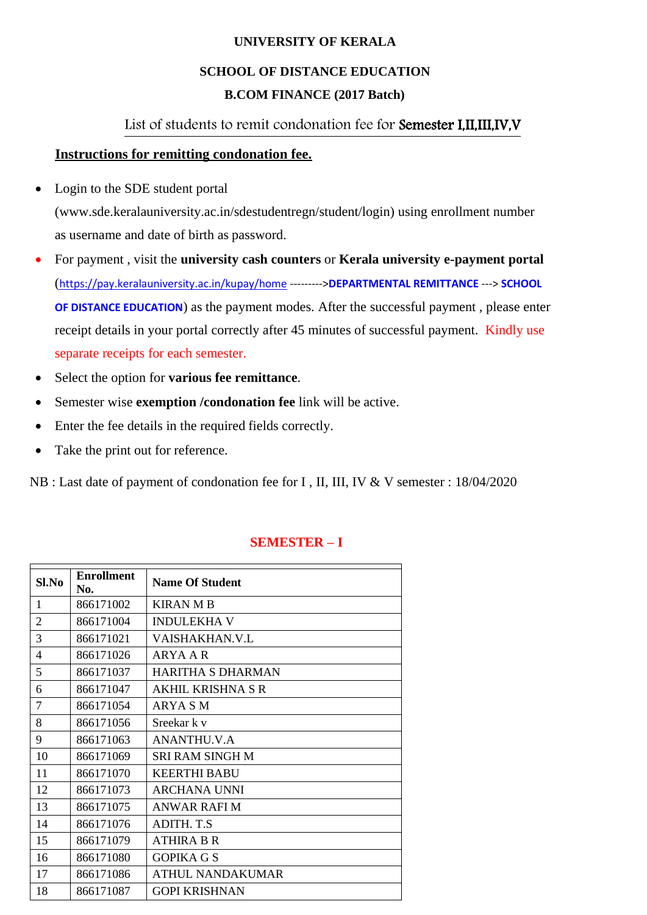# UNIVERSITY OF KERALA

## SCHOOL OF DISTANCE EDUCATION

## B.COM FINANCE (2017 Batch)

List of students to remit condonation fee for **Semester I,II,III,IV,V**

**Instructions for remitting condonation fee.**

- Login to the SDE student portal (www.sde.keralauniversity.ac.in/sdestudentregn/student/login) using enrollment number as username and date of birth as password.
- For payment , visit the **university cash counters** or **Kerala university e-payment portal** (https://pay.keralauniversity.ac.in/kupay/home --------->**DEPARTMENTAL REMITTANCE** ---> **SCHOOL OF DISTANCE EDUCATION**) as the payment modes. After the successful payment , please enter receipt details in your portal correctly after 45 minutes of successful payment. Kindly use separate receipts for each semester.
- Select the option for **various fee remittance**.
- Semester wise **exemption /condonation fee** link will be active.
- Enter the fee details in the required fields correctly.
- Take the print out for reference.

NB : Last date of payment of condonation fee for I , II, III, IV & V semester : 18/04/2020

## SEMESTER – I

| Sl.No | Enrollment No. | Name Of Student |
|---|---|---|
| 1 | 866171002 | KIRAN M B |
| 2 | 866171004 | INDULEKHA V |
| 3 | 866171021 | VAISHAKHAN.V.L |
| 4 | 866171026 | ARYA A R |
| 5 | 866171037 | HARITHA S DHARMAN |
| 6 | 866171047 | AKHIL KRISHNA S R |
| 7 | 866171054 | ARYA S M |
| 8 | 866171056 | Sreekar k v |
| 9 | 866171063 | ANANTHU.V.A |
| 10 | 866171069 | SRI RAM SINGH M |
| 11 | 866171070 | KEERTHI BABU |
| 12 | 866171073 | ARCHANA UNNI |
| 13 | 866171075 | ANWAR RAFI M |
| 14 | 866171076 | ADITH. T.S |
| 15 | 866171079 | ATHIRA B R |
| 16 | 866171080 | GOPIKA G S |
| 17 | 866171086 | ATHUL NANDAKUMAR |
| 18 | 866171087 | GOPI KRISHNAN |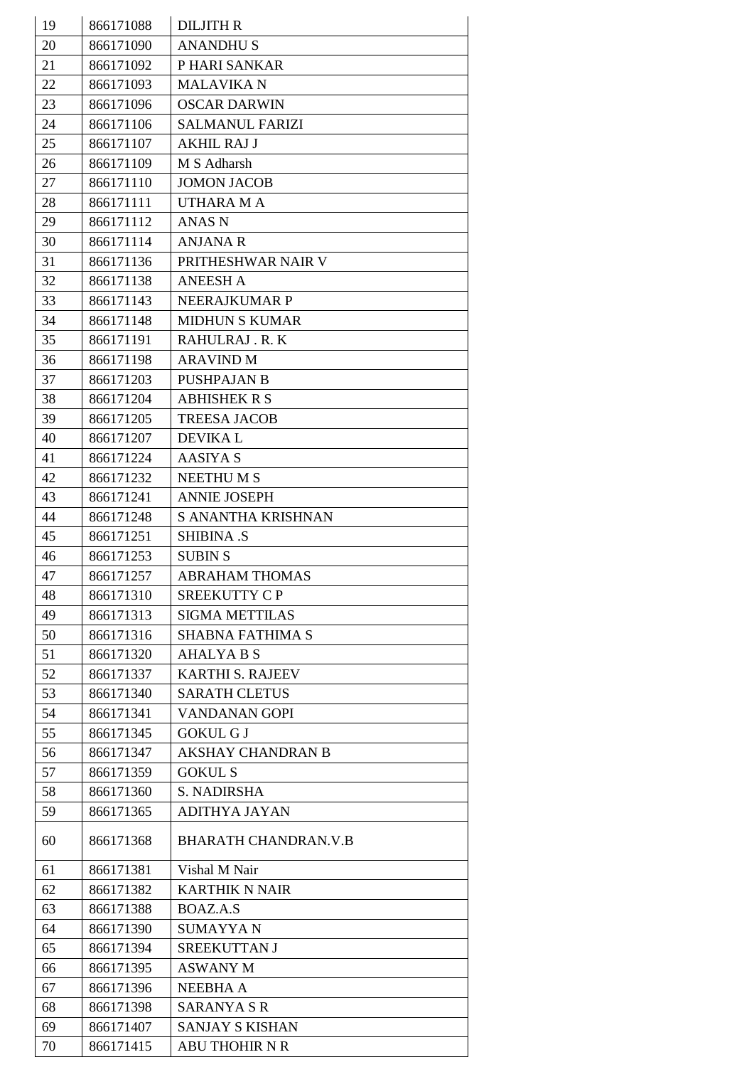| 19 | 866171088 | DILJITH R |
|---|---|---|
| 20 | 866171090 | ANANDHU S |
| 21 | 866171092 | P HARI SANKAR |
| 22 | 866171093 | MALAVIKA N |
| 23 | 866171096 | OSCAR DARWIN |
| 24 | 866171106 | SALMANUL FARIZI |
| 25 | 866171107 | AKHIL RAJ J |
| 26 | 866171109 | M S Adharsh |
| 27 | 866171110 | JOMON JACOB |
| 28 | 866171111 | UTHARA M A |
| 29 | 866171112 | ANAS N |
| 30 | 866171114 | ANJANA R |
| 31 | 866171136 | PRITHESHWAR NAIR V |
| 32 | 866171138 | ANEESH A |
| 33 | 866171143 | NEERAJKUMAR P |
| 34 | 866171148 | MIDHUN S KUMAR |
| 35 | 866171191 | RAHULRAJ . R. K |
| 36 | 866171198 | ARAVIND M |
| 37 | 866171203 | PUSHPAJAN B |
| 38 | 866171204 | ABHISHEK R S |
| 39 | 866171205 | TREESA JACOB |
| 40 | 866171207 | DEVIKA L |
| 41 | 866171224 | AASIYA S |
| 42 | 866171232 | NEETHU M S |
| 43 | 866171241 | ANNIE JOSEPH |
| 44 | 866171248 | S ANANTHA KRISHNAN |
| 45 | 866171251 | SHIBINA .S |
| 46 | 866171253 | SUBIN S |
| 47 | 866171257 | ABRAHAM THOMAS |
| 48 | 866171310 | SREEKUTTY C P |
| 49 | 866171313 | SIGMA METTILAS |
| 50 | 866171316 | SHABNA FATHIMA S |
| 51 | 866171320 | AHALYA B S |
| 52 | 866171337 | KARTHI S. RAJEEV |
| 53 | 866171340 | SARATH CLETUS |
| 54 | 866171341 | VANDANAN GOPI |
| 55 | 866171345 | GOKUL G J |
| 56 | 866171347 | AKSHAY CHANDRAN B |
| 57 | 866171359 | GOKUL S |
| 58 | 866171360 | S. NADIRSHA |
| 59 | 866171365 | ADITHYA JAYAN |
| 60 | 866171368 | BHARATH CHANDRAN.V.B |
| 61 | 866171381 | Vishal M Nair |
| 62 | 866171382 | KARTHIK N NAIR |
| 63 | 866171388 | BOAZ.A.S |
| 64 | 866171390 | SUMAYYA N |
| 65 | 866171394 | SREEKUTTAN J |
| 66 | 866171395 | ASWANY M |
| 67 | 866171396 | NEEBHA A |
| 68 | 866171398 | SARANYA S R |
| 69 | 866171407 | SANJAY S KISHAN |
| 70 | 866171415 | ABU THOHIR N R |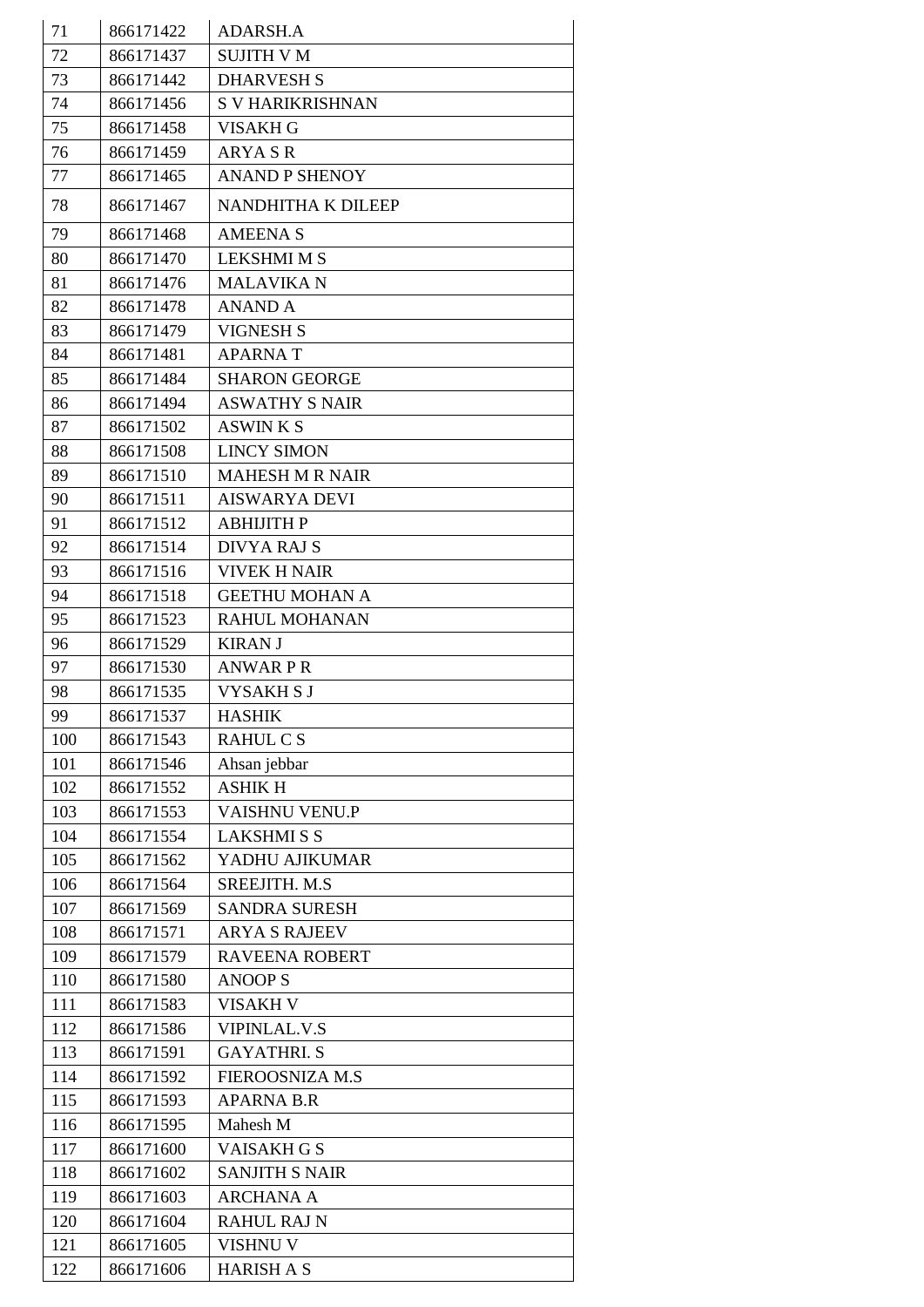| 71 | 866171422 | ADARSH.A |
|---|---|---|
| 72 | 866171437 | SUJITH V M |
| 73 | 866171442 | DHARVESH S |
| 74 | 866171456 | S V HARIKRISHNAN |
| 75 | 866171458 | VISAKH G |
| 76 | 866171459 | ARYA S R |
| 77 | 866171465 | ANAND P SHENOY |
| 78 | 866171467 | NANDHITHA K DILEEP |
| 79 | 866171468 | AMEENA S |
| 80 | 866171470 | LEKSHMI M S |
| 81 | 866171476 | MALAVIKA N |
| 82 | 866171478 | ANAND A |
| 83 | 866171479 | VIGNESH S |
| 84 | 866171481 | APARNA T |
| 85 | 866171484 | SHARON GEORGE |
| 86 | 866171494 | ASWATHY S NAIR |
| 87 | 866171502 | ASWIN K S |
| 88 | 866171508 | LINCY SIMON |
| 89 | 866171510 | MAHESH M R NAIR |
| 90 | 866171511 | AISWARYA DEVI |
| 91 | 866171512 | ABHIJITH P |
| 92 | 866171514 | DIVYA RAJ S |
| 93 | 866171516 | VIVEK H NAIR |
| 94 | 866171518 | GEETHU MOHAN A |
| 95 | 866171523 | RAHUL MOHANAN |
| 96 | 866171529 | KIRAN J |
| 97 | 866171530 | ANWAR P R |
| 98 | 866171535 | VYSAKH S J |
| 99 | 866171537 | HASHIK |
| 100 | 866171543 | RAHUL C S |
| 101 | 866171546 | Ahsan jebbar |
| 102 | 866171552 | ASHIK H |
| 103 | 866171553 | VAISHNU VENU.P |
| 104 | 866171554 | LAKSHMI S S |
| 105 | 866171562 | YADHU AJIKUMAR |
| 106 | 866171564 | SREEJITH. M.S |
| 107 | 866171569 | SANDRA SURESH |
| 108 | 866171571 | ARYA S RAJEEV |
| 109 | 866171579 | RAVEENA ROBERT |
| 110 | 866171580 | ANOOP S |
| 111 | 866171583 | VISAKH V |
| 112 | 866171586 | VIPINLAL.V.S |
| 113 | 866171591 | GAYATHRI. S |
| 114 | 866171592 | FIEROOSNIZA M.S |
| 115 | 866171593 | APARNA B.R |
| 116 | 866171595 | Mahesh M |
| 117 | 866171600 | VAISAKH G S |
| 118 | 866171602 | SANJITH S NAIR |
| 119 | 866171603 | ARCHANA A |
| 120 | 866171604 | RAHUL RAJ N |
| 121 | 866171605 | VISHNU V |
| 122 | 866171606 | HARISH A S |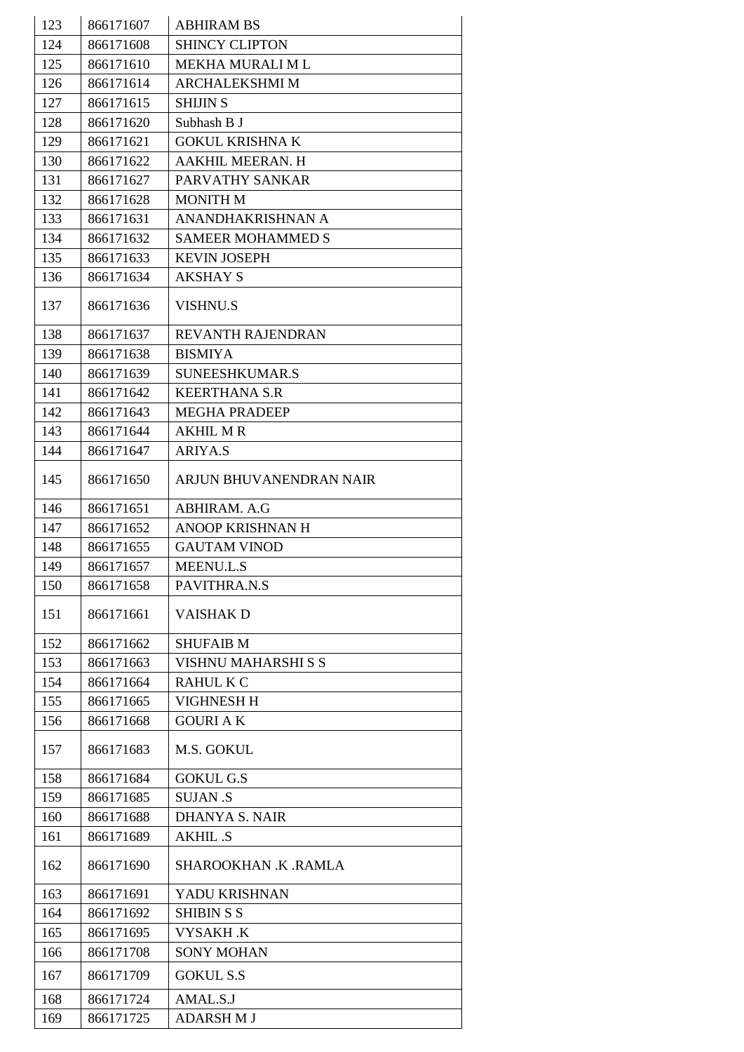| 123 | 866171607 | ABHIRAM BS |
|---|---|---|
| 124 | 866171608 | SHINCY CLIPTON |
| 125 | 866171610 | MEKHA MURALI M L |
| 126 | 866171614 | ARCHALEKSHMI M |
| 127 | 866171615 | SHIJIN S |
| 128 | 866171620 | Subhash B J |
| 129 | 866171621 | GOKUL KRISHNA K |
| 130 | 866171622 | AAKHIL MEERAN. H |
| 131 | 866171627 | PARVATHY SANKAR |
| 132 | 866171628 | MONITH M |
| 133 | 866171631 | ANANDHAKRISHNAN A |
| 134 | 866171632 | SAMEER MOHAMMED S |
| 135 | 866171633 | KEVIN JOSEPH |
| 136 | 866171634 | AKSHAY S |
| 137 | 866171636 | VISHNU.S |
| 138 | 866171637 | REVANTH RAJENDRAN |
| 139 | 866171638 | BISMIYA |
| 140 | 866171639 | SUNEESHKUMAR.S |
| 141 | 866171642 | KEERTHANA S.R |
| 142 | 866171643 | MEGHA PRADEEP |
| 143 | 866171644 | AKHIL M R |
| 144 | 866171647 | ARIYA.S |
| 145 | 866171650 | ARJUN BHUVANENDRAN NAIR |
| 146 | 866171651 | ABHIRAM. A.G |
| 147 | 866171652 | ANOOP KRISHNAN H |
| 148 | 866171655 | GAUTAM VINOD |
| 149 | 866171657 | MEENU.L.S |
| 150 | 866171658 | PAVITHRA.N.S |
| 151 | 866171661 | VAISHAK D |
| 152 | 866171662 | SHUFAIB M |
| 153 | 866171663 | VISHNU MAHARSHI S S |
| 154 | 866171664 | RAHUL K C |
| 155 | 866171665 | VIGHNESH H |
| 156 | 866171668 | GOURI A K |
| 157 | 866171683 | M.S. GOKUL |
| 158 | 866171684 | GOKUL G.S |
| 159 | 866171685 | SUJAN .S |
| 160 | 866171688 | DHANYA S. NAIR |
| 161 | 866171689 | AKHIL .S |
| 162 | 866171690 | SHAROOKHAN .K .RAMLA |
| 163 | 866171691 | YADU KRISHNAN |
| 164 | 866171692 | SHIBIN S S |
| 165 | 866171695 | VYSAKH .K |
| 166 | 866171708 | SONY MOHAN |
| 167 | 866171709 | GOKUL S.S |
| 168 | 866171724 | AMAL.S.J |
| 169 | 866171725 | ADARSH M J |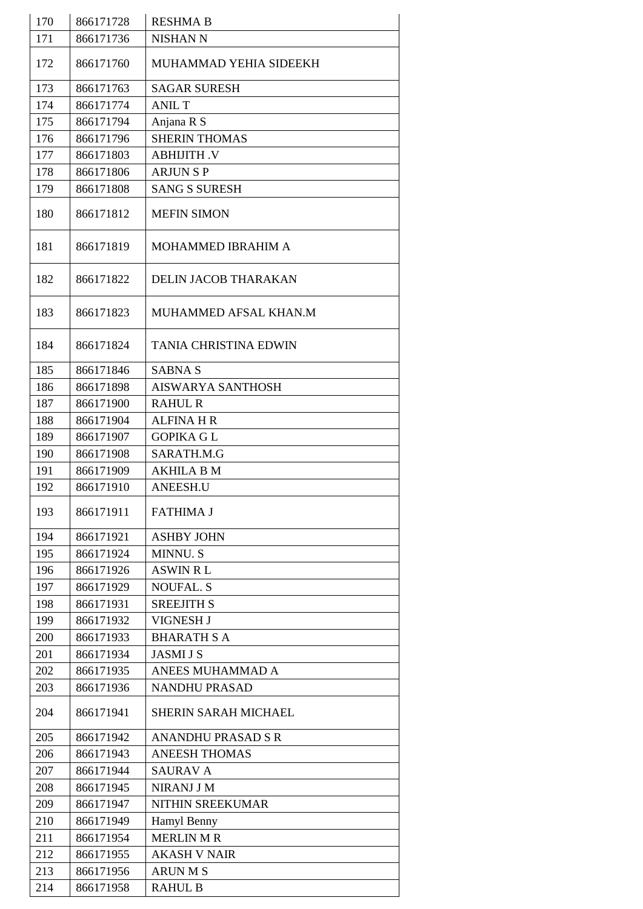| 170 | 866171728 | RESHMA B |
|---|---|---|
| 171 | 866171736 | NISHAN N |
| 172 | 866171760 | MUHAMMAD YEHIA SIDEEKH |
| 173 | 866171763 | SAGAR SURESH |
| 174 | 866171774 | ANIL T |
| 175 | 866171794 | Anjana R S |
| 176 | 866171796 | SHERIN THOMAS |
| 177 | 866171803 | ABHIJITH .V |
| 178 | 866171806 | ARJUN S P |
| 179 | 866171808 | SANG S SURESH |
| 180 | 866171812 | MEFIN SIMON |
| 181 | 866171819 | MOHAMMED IBRAHIM A |
| 182 | 866171822 | DELIN JACOB THARAKAN |
| 183 | 866171823 | MUHAMMED AFSAL KHAN.M |
| 184 | 866171824 | TANIA CHRISTINA EDWIN |
| 185 | 866171846 | SABNA S |
| 186 | 866171898 | AISWARYA SANTHOSH |
| 187 | 866171900 | RAHUL R |
| 188 | 866171904 | ALFINA H R |
| 189 | 866171907 | GOPIKA G L |
| 190 | 866171908 | SARATH.M.G |
| 191 | 866171909 | AKHILA B M |
| 192 | 866171910 | ANEESH.U |
| 193 | 866171911 | FATHIMA J |
| 194 | 866171921 | ASHBY JOHN |
| 195 | 866171924 | MINNU. S |
| 196 | 866171926 | ASWIN R L |
| 197 | 866171929 | NOUFAL. S |
| 198 | 866171931 | SREEJITH S |
| 199 | 866171932 | VIGNESH J |
| 200 | 866171933 | BHARATH S A |
| 201 | 866171934 | JASMI J S |
| 202 | 866171935 | ANEES MUHAMMAD A |
| 203 | 866171936 | NANDHU PRASAD |
| 204 | 866171941 | SHERIN SARAH MICHAEL |
| 205 | 866171942 | ANANDHU PRASAD S R |
| 206 | 866171943 | ANEESH THOMAS |
| 207 | 866171944 | SAURAV A |
| 208 | 866171945 | NIRANJ J M |
| 209 | 866171947 | NITHIN SREEKUMAR |
| 210 | 866171949 | Hamyl Benny |
| 211 | 866171954 | MERLIN M R |
| 212 | 866171955 | AKASH V NAIR |
| 213 | 866171956 | ARUN M S |
| 214 | 866171958 | RAHUL B |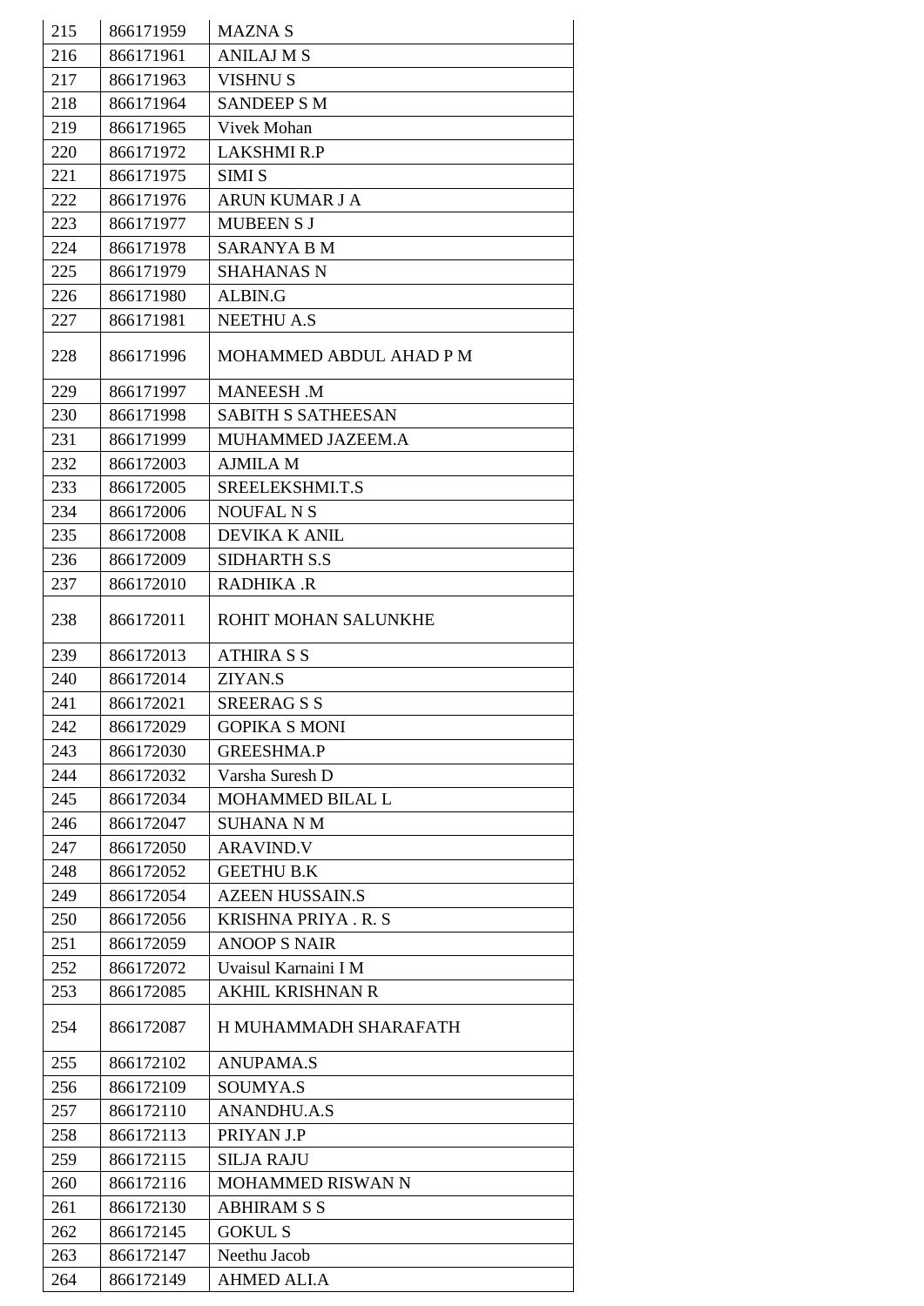| 215 | 866171959 | MAZNA S |
|---|---|---|
| 216 | 866171961 | ANILAJ M S |
| 217 | 866171963 | VISHNU S |
| 218 | 866171964 | SANDEEP S M |
| 219 | 866171965 | Vivek Mohan |
| 220 | 866171972 | LAKSHMI R.P |
| 221 | 866171975 | SIMI S |
| 222 | 866171976 | ARUN KUMAR J A |
| 223 | 866171977 | MUBEEN S J |
| 224 | 866171978 | SARANYA B M |
| 225 | 866171979 | SHAHANAS N |
| 226 | 866171980 | ALBIN.G |
| 227 | 866171981 | NEETHU A.S |
| 228 | 866171996 | MOHAMMED ABDUL AHAD P M |
| 229 | 866171997 | MANEESH .M |
| 230 | 866171998 | SABITH S SATHEESAN |
| 231 | 866171999 | MUHAMMED JAZEEM.A |
| 232 | 866172003 | AJMILA M |
| 233 | 866172005 | SREELEKSHMI.T.S |
| 234 | 866172006 | NOUFAL N S |
| 235 | 866172008 | DEVIKA K ANIL |
| 236 | 866172009 | SIDHARTH S.S |
| 237 | 866172010 | RADHIKA .R |
| 238 | 866172011 | ROHIT MOHAN SALUNKHE |
| 239 | 866172013 | ATHIRA S S |
| 240 | 866172014 | ZIYAN.S |
| 241 | 866172021 | SREERAG S S |
| 242 | 866172029 | GOPIKA S MONI |
| 243 | 866172030 | GREESHMA.P |
| 244 | 866172032 | Varsha Suresh D |
| 245 | 866172034 | MOHAMMED BILAL L |
| 246 | 866172047 | SUHANA N M |
| 247 | 866172050 | ARAVIND.V |
| 248 | 866172052 | GEETHU B.K |
| 249 | 866172054 | AZEEN HUSSAIN.S |
| 250 | 866172056 | KRISHNA PRIYA . R. S |
| 251 | 866172059 | ANOOP S NAIR |
| 252 | 866172072 | Uvaisul Karnaini I M |
| 253 | 866172085 | AKHIL KRISHNAN R |
| 254 | 866172087 | H MUHAMMADH SHARAFATH |
| 255 | 866172102 | ANUPAMA.S |
| 256 | 866172109 | SOUMYA.S |
| 257 | 866172110 | ANANDHU.A.S |
| 258 | 866172113 | PRIYAN J.P |
| 259 | 866172115 | SILJA RAJU |
| 260 | 866172116 | MOHAMMED RISWAN N |
| 261 | 866172130 | ABHIRAM S S |
| 262 | 866172145 | GOKUL S |
| 263 | 866172147 | Neethu Jacob |
| 264 | 866172149 | AHMED ALI.A |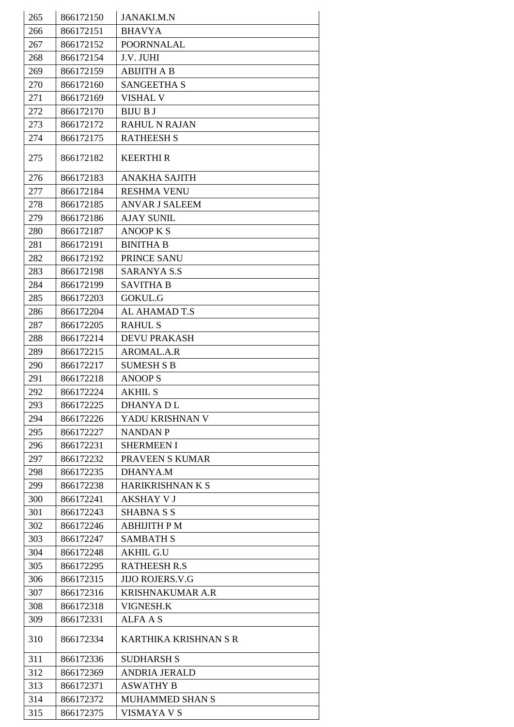| 265 | 866172150 | JANAKI.M.N |
|---|---|---|
| 266 | 866172151 | BHAVYA |
| 267 | 866172152 | POORNNALAL |
| 268 | 866172154 | J.V. JUHI |
| 269 | 866172159 | ABIJITH A B |
| 270 | 866172160 | SANGEETHA S |
| 271 | 866172169 | VISHAL V |
| 272 | 866172170 | BIJU B J |
| 273 | 866172172 | RAHUL N RAJAN |
| 274 | 866172175 | RATHEESH S |
| 275 | 866172182 | KEERTHI R |
| 276 | 866172183 | ANAKHA SAJITH |
| 277 | 866172184 | RESHMA VENU |
| 278 | 866172185 | ANVAR J SALEEM |
| 279 | 866172186 | AJAY SUNIL |
| 280 | 866172187 | ANOOP K S |
| 281 | 866172191 | BINITHA B |
| 282 | 866172192 | PRINCE SANU |
| 283 | 866172198 | SARANYA S.S |
| 284 | 866172199 | SAVITHA B |
| 285 | 866172203 | GOKUL.G |
| 286 | 866172204 | AL AHAMAD T.S |
| 287 | 866172205 | RAHUL S |
| 288 | 866172214 | DEVU PRAKASH |
| 289 | 866172215 | AROMAL.A.R |
| 290 | 866172217 | SUMESH S B |
| 291 | 866172218 | ANOOP S |
| 292 | 866172224 | AKHIL S |
| 293 | 866172225 | DHANYA D L |
| 294 | 866172226 | YADU KRISHNAN V |
| 295 | 866172227 | NANDAN P |
| 296 | 866172231 | SHERMEEN I |
| 297 | 866172232 | PRAVEEN S KUMAR |
| 298 | 866172235 | DHANYA.M |
| 299 | 866172238 | HARIKRISHNAN K S |
| 300 | 866172241 | AKSHAY V J |
| 301 | 866172243 | SHABNA S S |
| 302 | 866172246 | ABHIJITH P M |
| 303 | 866172247 | SAMBATH S |
| 304 | 866172248 | AKHIL G.U |
| 305 | 866172295 | RATHEESH R.S |
| 306 | 866172315 | JIJO ROJERS.V.G |
| 307 | 866172316 | KRISHNAKUMAR A.R |
| 308 | 866172318 | VIGNESH.K |
| 309 | 866172331 | ALFA A S |
| 310 | 866172334 | KARTHIKA KRISHNAN S R |
| 311 | 866172336 | SUDHARSH S |
| 312 | 866172369 | ANDRIA JERALD |
| 313 | 866172371 | ASWATHY B |
| 314 | 866172372 | MUHAMMED SHAN S |
| 315 | 866172375 | VISMAYA V S |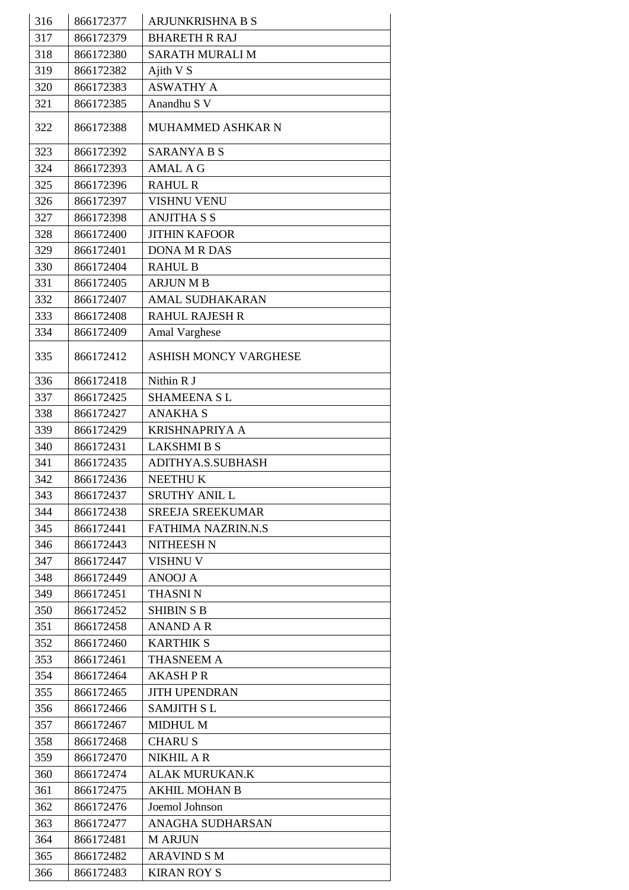| 316 | 866172377 | ARJUNKRISHNA B S |
|---|---|---|
| 317 | 866172379 | BHARETH R RAJ |
| 318 | 866172380 | SARATH MURALI M |
| 319 | 866172382 | Ajith V S |
| 320 | 866172383 | ASWATHY A |
| 321 | 866172385 | Anandhu S V |
| 322 | 866172388 | MUHAMMED ASHKAR N |
| 323 | 866172392 | SARANYA B S |
| 324 | 866172393 | AMAL A G |
| 325 | 866172396 | RAHUL R |
| 326 | 866172397 | VISHNU VENU |
| 327 | 866172398 | ANJITHA S S |
| 328 | 866172400 | JITHIN KAFOOR |
| 329 | 866172401 | DONA M R DAS |
| 330 | 866172404 | RAHUL B |
| 331 | 866172405 | ARJUN M B |
| 332 | 866172407 | AMAL SUDHAKARAN |
| 333 | 866172408 | RAHUL RAJESH R |
| 334 | 866172409 | Amal Varghese |
| 335 | 866172412 | ASHISH MONCY VARGHESE |
| 336 | 866172418 | Nithin R J |
| 337 | 866172425 | SHAMEENA S L |
| 338 | 866172427 | ANAKHA S |
| 339 | 866172429 | KRISHNAPRIYA A |
| 340 | 866172431 | LAKSHMI B S |
| 341 | 866172435 | ADITHYA.S.SUBHASH |
| 342 | 866172436 | NEETHU K |
| 343 | 866172437 | SRUTHY ANIL L |
| 344 | 866172438 | SREEJA SREEKUMAR |
| 345 | 866172441 | FATHIMA NAZRIN.N.S |
| 346 | 866172443 | NITHEESH N |
| 347 | 866172447 | VISHNU V |
| 348 | 866172449 | ANOOJ A |
| 349 | 866172451 | THASNI N |
| 350 | 866172452 | SHIBIN S B |
| 351 | 866172458 | ANAND A R |
| 352 | 866172460 | KARTHIK S |
| 353 | 866172461 | THASNEEM A |
| 354 | 866172464 | AKASH P R |
| 355 | 866172465 | JITH UPENDRAN |
| 356 | 866172466 | SAMJITH S L |
| 357 | 866172467 | MIDHUL M |
| 358 | 866172468 | CHARU S |
| 359 | 866172470 | NIKHIL A R |
| 360 | 866172474 | ALAK MURUKAN.K |
| 361 | 866172475 | AKHIL MOHAN B |
| 362 | 866172476 | Joemol Johnson |
| 363 | 866172477 | ANAGHA SUDHARSAN |
| 364 | 866172481 | M ARJUN |
| 365 | 866172482 | ARAVIND S M |
| 366 | 866172483 | KIRAN ROY S |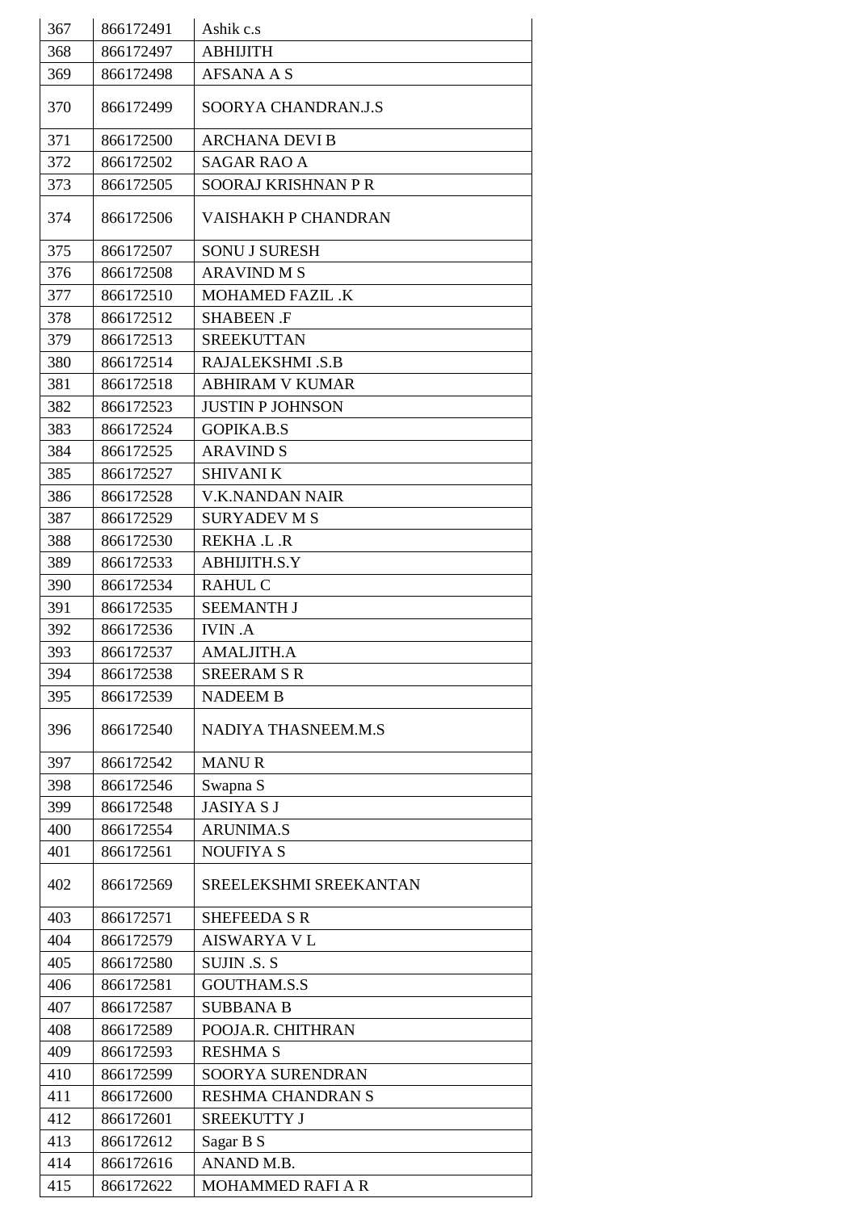| 367 | 866172491 | Ashik c.s |
|---|---|---|
| 368 | 866172497 | ABHIJITH |
| 369 | 866172498 | AFSANA A S |
| 370 | 866172499 | SOORYA CHANDRAN.J.S |
| 371 | 866172500 | ARCHANA DEVI B |
| 372 | 866172502 | SAGAR RAO A |
| 373 | 866172505 | SOORAJ KRISHNAN P R |
| 374 | 866172506 | VAISHAKH P CHANDRAN |
| 375 | 866172507 | SONU J SURESH |
| 376 | 866172508 | ARAVIND M S |
| 377 | 866172510 | MOHAMED FAZIL .K |
| 378 | 866172512 | SHABEEN .F |
| 379 | 866172513 | SREEKUTTAN |
| 380 | 866172514 | RAJALEKSHMI .S.B |
| 381 | 866172518 | ABHIRAM V KUMAR |
| 382 | 866172523 | JUSTIN P JOHNSON |
| 383 | 866172524 | GOPIKA.B.S |
| 384 | 866172525 | ARAVIND S |
| 385 | 866172527 | SHIVANI K |
| 386 | 866172528 | V.K.NANDAN NAIR |
| 387 | 866172529 | SURYADEV M S |
| 388 | 866172530 | REKHA .L .R |
| 389 | 866172533 | ABHIJITH.S.Y |
| 390 | 866172534 | RAHUL C |
| 391 | 866172535 | SEEMANTH J |
| 392 | 866172536 | IVIN .A |
| 393 | 866172537 | AMALJITH.A |
| 394 | 866172538 | SREERAM S R |
| 395 | 866172539 | NADEEM B |
| 396 | 866172540 | NADIYA THASNEEM.M.S |
| 397 | 866172542 | MANU R |
| 398 | 866172546 | Swapna S |
| 399 | 866172548 | JASIYA S J |
| 400 | 866172554 | ARUNIMA.S |
| 401 | 866172561 | NOUFIYA S |
| 402 | 866172569 | SREELEKSHMI SREEKANTAN |
| 403 | 866172571 | SHEFEEDA S R |
| 404 | 866172579 | AISWARYA V L |
| 405 | 866172580 | SUJIN .S. S |
| 406 | 866172581 | GOUTHAM.S.S |
| 407 | 866172587 | SUBBANA B |
| 408 | 866172589 | POOJA.R. CHITHRAN |
| 409 | 866172593 | RESHMA S |
| 410 | 866172599 | SOORYA SURENDRAN |
| 411 | 866172600 | RESHMA CHANDRAN S |
| 412 | 866172601 | SREEKUTTY J |
| 413 | 866172612 | Sagar B S |
| 414 | 866172616 | ANAND M.B. |
| 415 | 866172622 | MOHAMMED RAFI A R |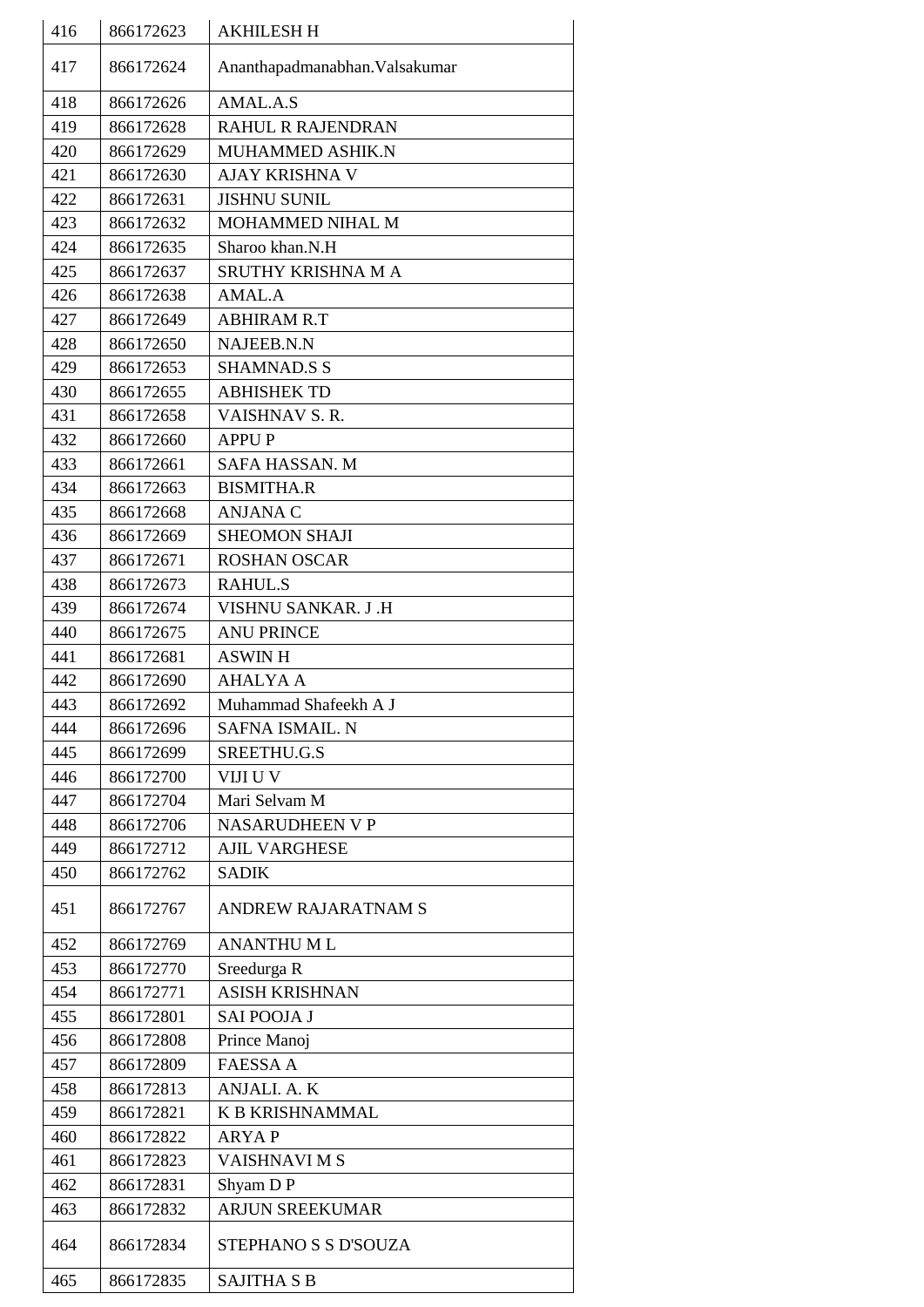| 416 | 866172623 | AKHILESH H |
|---|---|---|
| 417 | 866172624 | Ananthapadmanabhan.Valsakumar |
| 418 | 866172626 | AMAL.A.S |
| 419 | 866172628 | RAHUL R RAJENDRAN |
| 420 | 866172629 | MUHAMMED ASHIK.N |
| 421 | 866172630 | AJAY KRISHNA V |
| 422 | 866172631 | JISHNU SUNIL |
| 423 | 866172632 | MOHAMMED NIHAL M |
| 424 | 866172635 | Sharoo khan.N.H |
| 425 | 866172637 | SRUTHY KRISHNA M A |
| 426 | 866172638 | AMAL.A |
| 427 | 866172649 | ABHIRAM R.T |
| 428 | 866172650 | NAJEEB.N.N |
| 429 | 866172653 | SHAMNAD.S S |
| 430 | 866172655 | ABHISHEK TD |
| 431 | 866172658 | VAISHNAV S. R. |
| 432 | 866172660 | APPU P |
| 433 | 866172661 | SAFA HASSAN. M |
| 434 | 866172663 | BISMITHA.R |
| 435 | 866172668 | ANJANA C |
| 436 | 866172669 | SHEOMON SHAJI |
| 437 | 866172671 | ROSHAN OSCAR |
| 438 | 866172673 | RAHUL.S |
| 439 | 866172674 | VISHNU SANKAR. J .H |
| 440 | 866172675 | ANU PRINCE |
| 441 | 866172681 | ASWIN H |
| 442 | 866172690 | AHALYA A |
| 443 | 866172692 | Muhammad Shafeekh A J |
| 444 | 866172696 | SAFNA ISMAIL. N |
| 445 | 866172699 | SREETHU.G.S |
| 446 | 866172700 | VIJI U V |
| 447 | 866172704 | Mari Selvam M |
| 448 | 866172706 | NASARUDHEEN V P |
| 449 | 866172712 | AJIL VARGHESE |
| 450 | 866172762 | SADIK |
| 451 | 866172767 | ANDREW RAJARATNAM S |
| 452 | 866172769 | ANANTHU M L |
| 453 | 866172770 | Sreedurga R |
| 454 | 866172771 | ASISH KRISHNAN |
| 455 | 866172801 | SAI POOJA J |
| 456 | 866172808 | Prince Manoj |
| 457 | 866172809 | FAESSA A |
| 458 | 866172813 | ANJALI. A. K |
| 459 | 866172821 | K B KRISHNAMMAL |
| 460 | 866172822 | ARYA P |
| 461 | 866172823 | VAISHNAVI M S |
| 462 | 866172831 | Shyam D P |
| 463 | 866172832 | ARJUN SREEKUMAR |
| 464 | 866172834 | STEPHANO S S D'SOUZA |
| 465 | 866172835 | SAJITHA S B |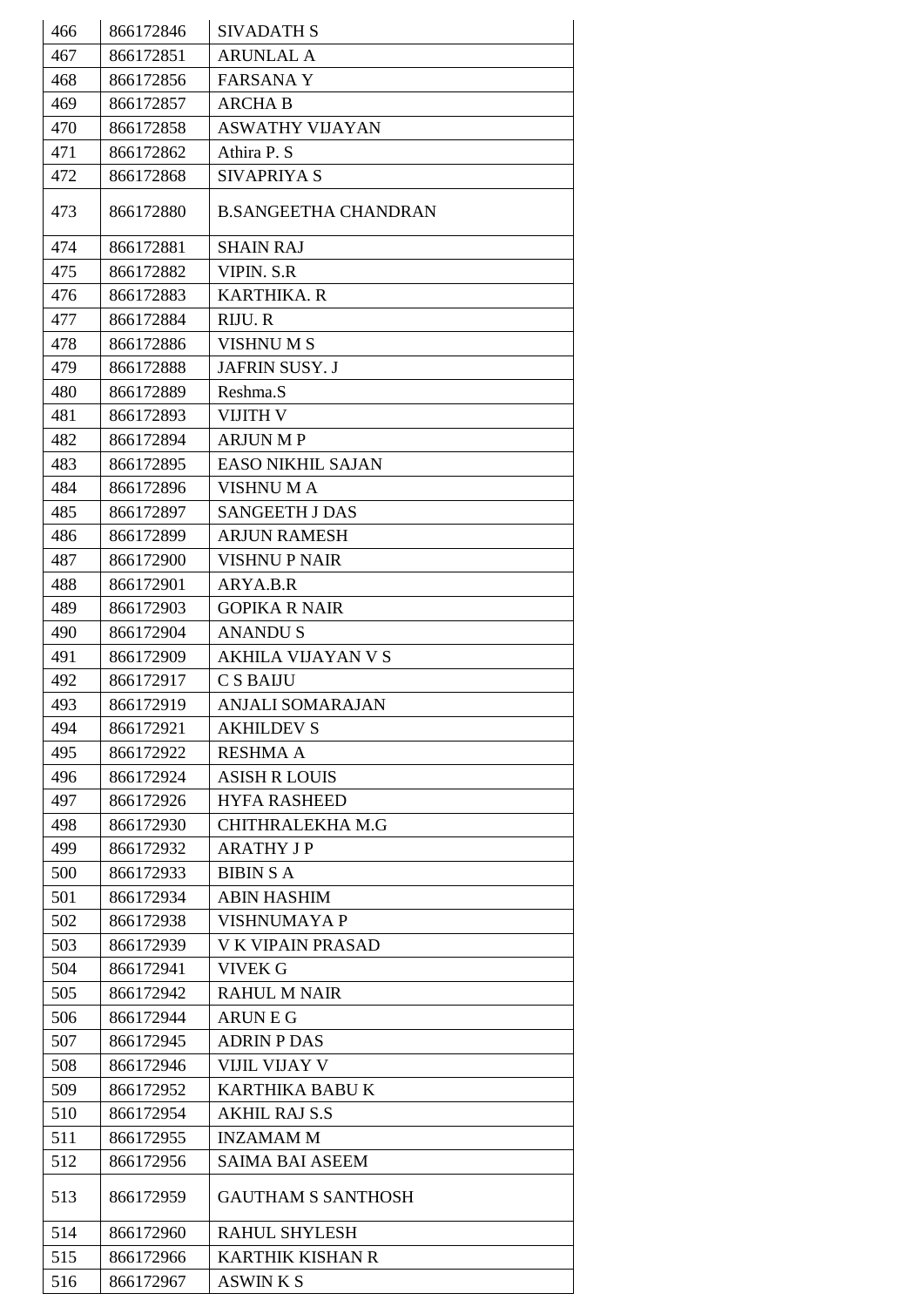| 466 | 866172846 | SIVADATH S |
|---|---|---|
| 467 | 866172851 | ARUNLAL A |
| 468 | 866172856 | FARSANA Y |
| 469 | 866172857 | ARCHA B |
| 470 | 866172858 | ASWATHY VIJAYAN |
| 471 | 866172862 | Athira P. S |
| 472 | 866172868 | SIVAPRIYA S |
| 473 | 866172880 | B.SANGEETHA CHANDRAN |
| 474 | 866172881 | SHAIN RAJ |
| 475 | 866172882 | VIPIN. S.R |
| 476 | 866172883 | KARTHIKA. R |
| 477 | 866172884 | RIJU. R |
| 478 | 866172886 | VISHNU M S |
| 479 | 866172888 | JAFRIN SUSY. J |
| 480 | 866172889 | Reshma.S |
| 481 | 866172893 | VIJITH V |
| 482 | 866172894 | ARJUN M P |
| 483 | 866172895 | EASO NIKHIL SAJAN |
| 484 | 866172896 | VISHNU M A |
| 485 | 866172897 | SANGEETH J DAS |
| 486 | 866172899 | ARJUN RAMESH |
| 487 | 866172900 | VISHNU P NAIR |
| 488 | 866172901 | ARYA.B.R |
| 489 | 866172903 | GOPIKA R NAIR |
| 490 | 866172904 | ANANDU S |
| 491 | 866172909 | AKHILA VIJAYAN V S |
| 492 | 866172917 | C S BAIJU |
| 493 | 866172919 | ANJALI SOMARAJAN |
| 494 | 866172921 | AKHILDEV S |
| 495 | 866172922 | RESHMA A |
| 496 | 866172924 | ASISH R LOUIS |
| 497 | 866172926 | HYFA RASHEED |
| 498 | 866172930 | CHITHRALEKHA M.G |
| 499 | 866172932 | ARATHY J P |
| 500 | 866172933 | BIBIN S A |
| 501 | 866172934 | ABIN HASHIM |
| 502 | 866172938 | VISHNUMAYA P |
| 503 | 866172939 | V K VIPAIN PRASAD |
| 504 | 866172941 | VIVEK G |
| 505 | 866172942 | RAHUL M NAIR |
| 506 | 866172944 | ARUN E G |
| 507 | 866172945 | ADRIN P DAS |
| 508 | 866172946 | VIJIL VIJAY V |
| 509 | 866172952 | KARTHIKA BABU K |
| 510 | 866172954 | AKHIL RAJ S.S |
| 511 | 866172955 | INZAMAM M |
| 512 | 866172956 | SAIMA BAI ASEEM |
| 513 | 866172959 | GAUTHAM S SANTHOSH |
| 514 | 866172960 | RAHUL SHYLESH |
| 515 | 866172966 | KARTHIK KISHAN R |
| 516 | 866172967 | ASWIN K S |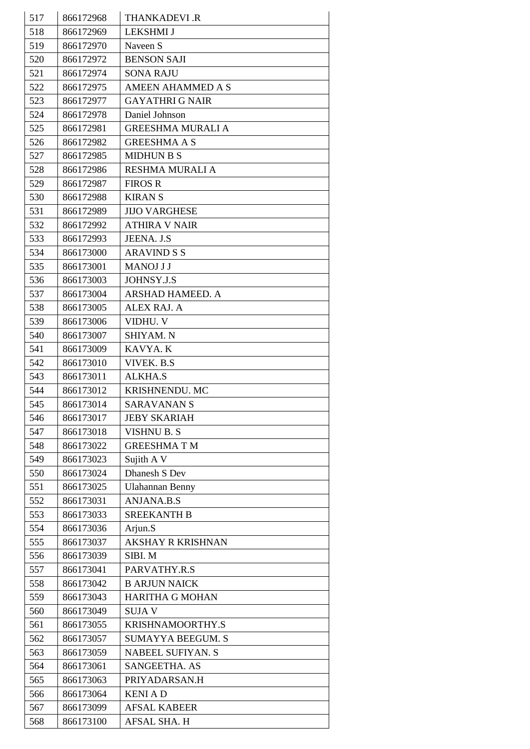| 517 | 866172968 | THANKADEVI .R |
|---|---|---|
| 518 | 866172969 | LEKSHMI J |
| 519 | 866172970 | Naveen S |
| 520 | 866172972 | BENSON SAJI |
| 521 | 866172974 | SONA RAJU |
| 522 | 866172975 | AMEEN AHAMMED A S |
| 523 | 866172977 | GAYATHRI G NAIR |
| 524 | 866172978 | Daniel Johnson |
| 525 | 866172981 | GREESHMA MURALI A |
| 526 | 866172982 | GREESHMA A S |
| 527 | 866172985 | MIDHUN B S |
| 528 | 866172986 | RESHMA MURALI A |
| 529 | 866172987 | FIROS R |
| 530 | 866172988 | KIRAN S |
| 531 | 866172989 | JIJO VARGHESE |
| 532 | 866172992 | ATHIRA V NAIR |
| 533 | 866172993 | JEENA. J.S |
| 534 | 866173000 | ARAVIND S S |
| 535 | 866173001 | MANOJ J J |
| 536 | 866173003 | JOHNSY.J.S |
| 537 | 866173004 | ARSHAD HAMEED. A |
| 538 | 866173005 | ALEX RAJ. A |
| 539 | 866173006 | VIDHU. V |
| 540 | 866173007 | SHIYAM. N |
| 541 | 866173009 | KAVYA. K |
| 542 | 866173010 | VIVEK. B.S |
| 543 | 866173011 | ALKHA.S |
| 544 | 866173012 | KRISHNENDU. MC |
| 545 | 866173014 | SARAVANAN S |
| 546 | 866173017 | JEBY SKARIAH |
| 547 | 866173018 | VISHNU B. S |
| 548 | 866173022 | GREESHMA T M |
| 549 | 866173023 | Sujith A V |
| 550 | 866173024 | Dhanesh S Dev |
| 551 | 866173025 | Ulahannan Benny |
| 552 | 866173031 | ANJANA.B.S |
| 553 | 866173033 | SREEKANTH B |
| 554 | 866173036 | Arjun.S |
| 555 | 866173037 | AKSHAY R KRISHNAN |
| 556 | 866173039 | SIBI. M |
| 557 | 866173041 | PARVATHY.R.S |
| 558 | 866173042 | B ARJUN NAICK |
| 559 | 866173043 | HARITHA G MOHAN |
| 560 | 866173049 | SUJA V |
| 561 | 866173055 | KRISHNAMOORTHY.S |
| 562 | 866173057 | SUMAYYA BEEGUM. S |
| 563 | 866173059 | NABEEL SUFIYAN. S |
| 564 | 866173061 | SANGEETHA. AS |
| 565 | 866173063 | PRIYADARSAN.H |
| 566 | 866173064 | KENI A D |
| 567 | 866173099 | AFSAL KABEER |
| 568 | 866173100 | AFSAL SHA. H |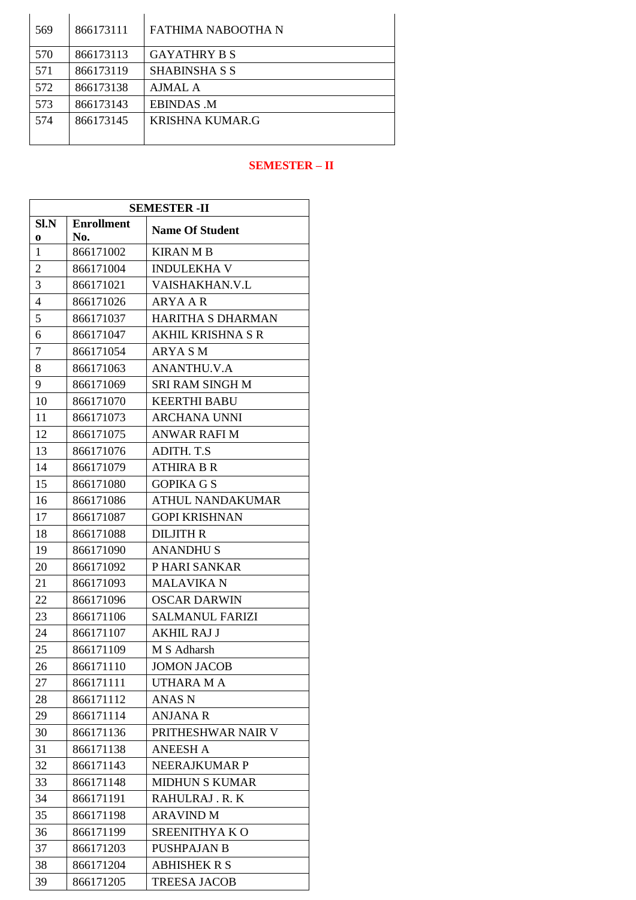| 569 | 866173111 | FATHIMA NABOOTHA N |
|---|---|---|
| 570 | 866173113 | GAYATHRY B S |
| 571 | 866173119 | SHABINSHA S S |
| 572 | 866173138 | AJMAL A |
| 573 | 866173143 | EBINDAS .M |
| 574 | 866173145 | KRISHNA KUMAR.G |

## SEMESTER – II

| SEMESTER -II | | |
|---|---|---|
| **Sl.No** | **Enrollment No.** | **Name Of Student** |
| 1 | 866171002 | KIRAN M B |
| 2 | 866171004 | INDULEKHA V |
| 3 | 866171021 | VAISHAKHAN.V.L |
| 4 | 866171026 | ARYA A R |
| 5 | 866171037 | HARITHA S DHARMAN |
| 6 | 866171047 | AKHIL KRISHNA S R |
| 7 | 866171054 | ARYA S M |
| 8 | 866171063 | ANANTHU.V.A |
| 9 | 866171069 | SRI RAM SINGH M |
| 10 | 866171070 | KEERTHI BABU |
| 11 | 866171073 | ARCHANA UNNI |
| 12 | 866171075 | ANWAR RAFI M |
| 13 | 866171076 | ADITH. T.S |
| 14 | 866171079 | ATHIRA B R |
| 15 | 866171080 | GOPIKA G S |
| 16 | 866171086 | ATHUL NANDAKUMAR |
| 17 | 866171087 | GOPI KRISHNAN |
| 18 | 866171088 | DILJITH R |
| 19 | 866171090 | ANANDHU S |
| 20 | 866171092 | P HARI SANKAR |
| 21 | 866171093 | MALAVIKA N |
| 22 | 866171096 | OSCAR DARWIN |
| 23 | 866171106 | SALMANUL FARIZI |
| 24 | 866171107 | AKHIL RAJ J |
| 25 | 866171109 | M S Adharsh |
| 26 | 866171110 | JOMON JACOB |
| 27 | 866171111 | UTHARA M A |
| 28 | 866171112 | ANAS N |
| 29 | 866171114 | ANJANA R |
| 30 | 866171136 | PRITHESHWAR NAIR V |
| 31 | 866171138 | ANEESH A |
| 32 | 866171143 | NEERAJKUMAR P |
| 33 | 866171148 | MIDHUN S KUMAR |
| 34 | 866171191 | RAHULRAJ . R. K |
| 35 | 866171198 | ARAVIND M |
| 36 | 866171199 | SREENITHYA K O |
| 37 | 866171203 | PUSHPAJAN B |
| 38 | 866171204 | ABHISHEK R S |
| 39 | 866171205 | TREESA JACOB |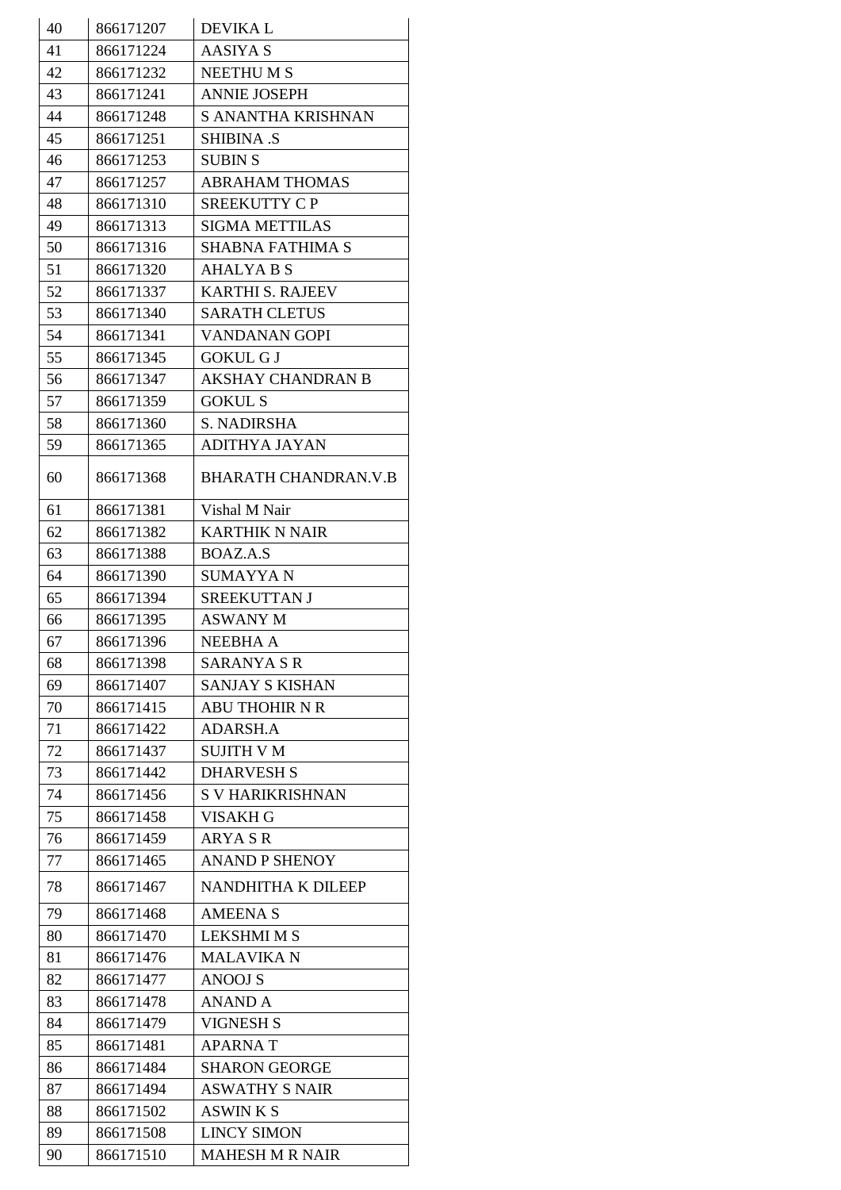| 40 | 866171207 | DEVIKA L |
|---|---|---|
| 41 | 866171224 | AASIYA S |
| 42 | 866171232 | NEETHU M S |
| 43 | 866171241 | ANNIE JOSEPH |
| 44 | 866171248 | S ANANTHA KRISHNAN |
| 45 | 866171251 | SHIBINA .S |
| 46 | 866171253 | SUBIN S |
| 47 | 866171257 | ABRAHAM THOMAS |
| 48 | 866171310 | SREEKUTTY C P |
| 49 | 866171313 | SIGMA METTILAS |
| 50 | 866171316 | SHABNA FATHIMA S |
| 51 | 866171320 | AHALYA B S |
| 52 | 866171337 | KARTHI S. RAJEEV |
| 53 | 866171340 | SARATH CLETUS |
| 54 | 866171341 | VANDANAN GOPI |
| 55 | 866171345 | GOKUL G J |
| 56 | 866171347 | AKSHAY CHANDRAN B |
| 57 | 866171359 | GOKUL S |
| 58 | 866171360 | S. NADIRSHA |
| 59 | 866171365 | ADITHYA JAYAN |
| 60 | 866171368 | BHARATH CHANDRAN.V.B |
| 61 | 866171381 | Vishal M Nair |
| 62 | 866171382 | KARTHIK N NAIR |
| 63 | 866171388 | BOAZ.A.S |
| 64 | 866171390 | SUMAYYA N |
| 65 | 866171394 | SREEKUTTAN J |
| 66 | 866171395 | ASWANY M |
| 67 | 866171396 | NEEBHA A |
| 68 | 866171398 | SARANYA S R |
| 69 | 866171407 | SANJAY S KISHAN |
| 70 | 866171415 | ABU THOHIR N R |
| 71 | 866171422 | ADARSH.A |
| 72 | 866171437 | SUJITH V M |
| 73 | 866171442 | DHARVESH S |
| 74 | 866171456 | S V HARIKRISHNAN |
| 75 | 866171458 | VISAKH G |
| 76 | 866171459 | ARYA S R |
| 77 | 866171465 | ANAND P SHENOY |
| 78 | 866171467 | NANDHITHA K DILEEP |
| 79 | 866171468 | AMEENA S |
| 80 | 866171470 | LEKSHMI M S |
| 81 | 866171476 | MALAVIKA N |
| 82 | 866171477 | ANOOJ S |
| 83 | 866171478 | ANAND A |
| 84 | 866171479 | VIGNESH S |
| 85 | 866171481 | APARNA T |
| 86 | 866171484 | SHARON GEORGE |
| 87 | 866171494 | ASWATHY S NAIR |
| 88 | 866171502 | ASWIN K S |
| 89 | 866171508 | LINCY SIMON |
| 90 | 866171510 | MAHESH M R NAIR |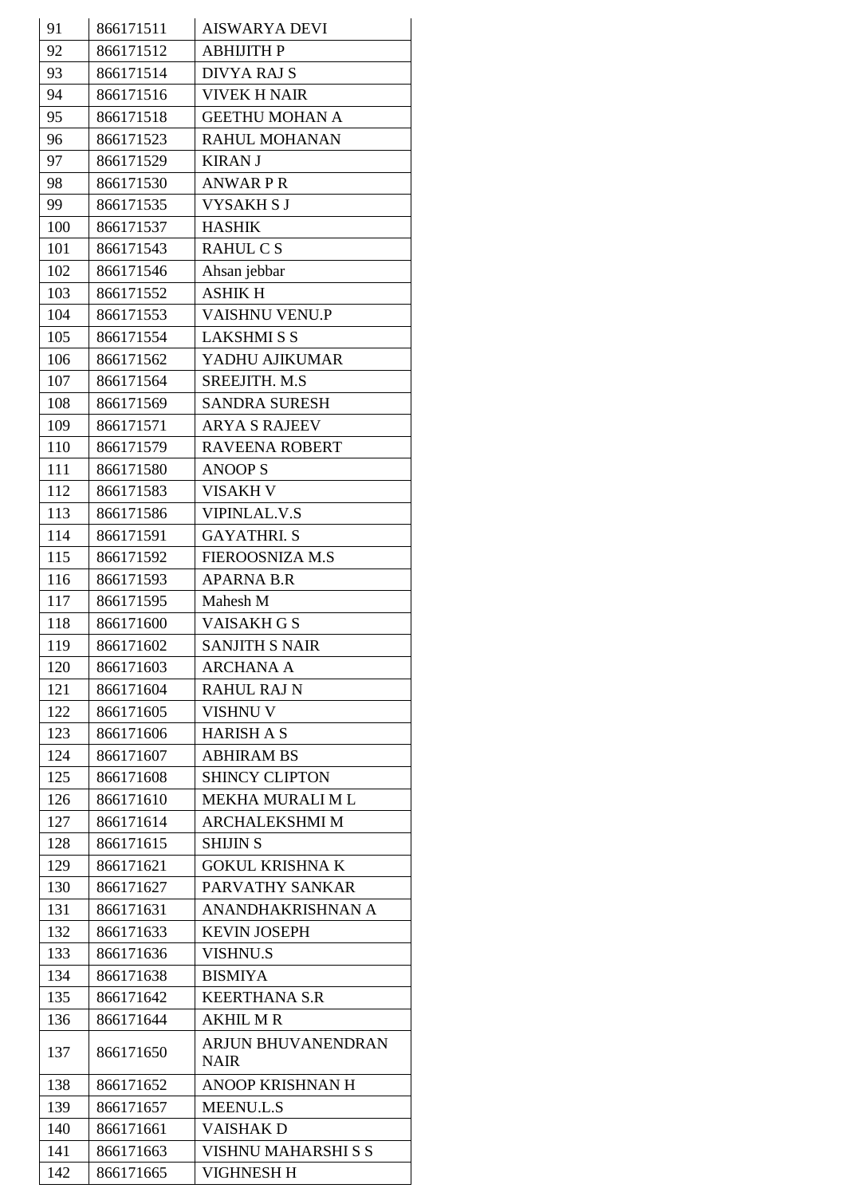| 91 | 866171511 | AISWARYA DEVI |
|---|---|---|
| 92 | 866171512 | ABHIJITH P |
| 93 | 866171514 | DIVYA RAJ S |
| 94 | 866171516 | VIVEK H NAIR |
| 95 | 866171518 | GEETHU MOHAN A |
| 96 | 866171523 | RAHUL MOHANAN |
| 97 | 866171529 | KIRAN J |
| 98 | 866171530 | ANWAR P R |
| 99 | 866171535 | VYSAKH S J |
| 100 | 866171537 | HASHIK |
| 101 | 866171543 | RAHUL C S |
| 102 | 866171546 | Ahsan jebbar |
| 103 | 866171552 | ASHIK H |
| 104 | 866171553 | VAISHNU VENU.P |
| 105 | 866171554 | LAKSHMI S S |
| 106 | 866171562 | YADHU AJIKUMAR |
| 107 | 866171564 | SREEJITH. M.S |
| 108 | 866171569 | SANDRA SURESH |
| 109 | 866171571 | ARYA S RAJEEV |
| 110 | 866171579 | RAVEENA ROBERT |
| 111 | 866171580 | ANOOP S |
| 112 | 866171583 | VISAKH V |
| 113 | 866171586 | VIPINLAL.V.S |
| 114 | 866171591 | GAYATHRI. S |
| 115 | 866171592 | FIEROOSNIZA M.S |
| 116 | 866171593 | APARNA B.R |
| 117 | 866171595 | Mahesh M |
| 118 | 866171600 | VAISAKH G S |
| 119 | 866171602 | SANJITH S NAIR |
| 120 | 866171603 | ARCHANA A |
| 121 | 866171604 | RAHUL RAJ N |
| 122 | 866171605 | VISHNU V |
| 123 | 866171606 | HARISH A S |
| 124 | 866171607 | ABHIRAM BS |
| 125 | 866171608 | SHINCY CLIPTON |
| 126 | 866171610 | MEKHA MURALI M L |
| 127 | 866171614 | ARCHALEKSHMI M |
| 128 | 866171615 | SHIJIN S |
| 129 | 866171621 | GOKUL KRISHNA K |
| 130 | 866171627 | PARVATHY SANKAR |
| 131 | 866171631 | ANANDHAKRISHNAN A |
| 132 | 866171633 | KEVIN JOSEPH |
| 133 | 866171636 | VISHNU.S |
| 134 | 866171638 | BISMIYA |
| 135 | 866171642 | KEERTHANA S.R |
| 136 | 866171644 | AKHIL M R |
| 137 | 866171650 | ARJUN BHUVANENDRAN NAIR |
| 138 | 866171652 | ANOOP KRISHNAN H |
| 139 | 866171657 | MEENU.L.S |
| 140 | 866171661 | VAISHAK D |
| 141 | 866171663 | VISHNU MAHARSHI S S |
| 142 | 866171665 | VIGHNESH H |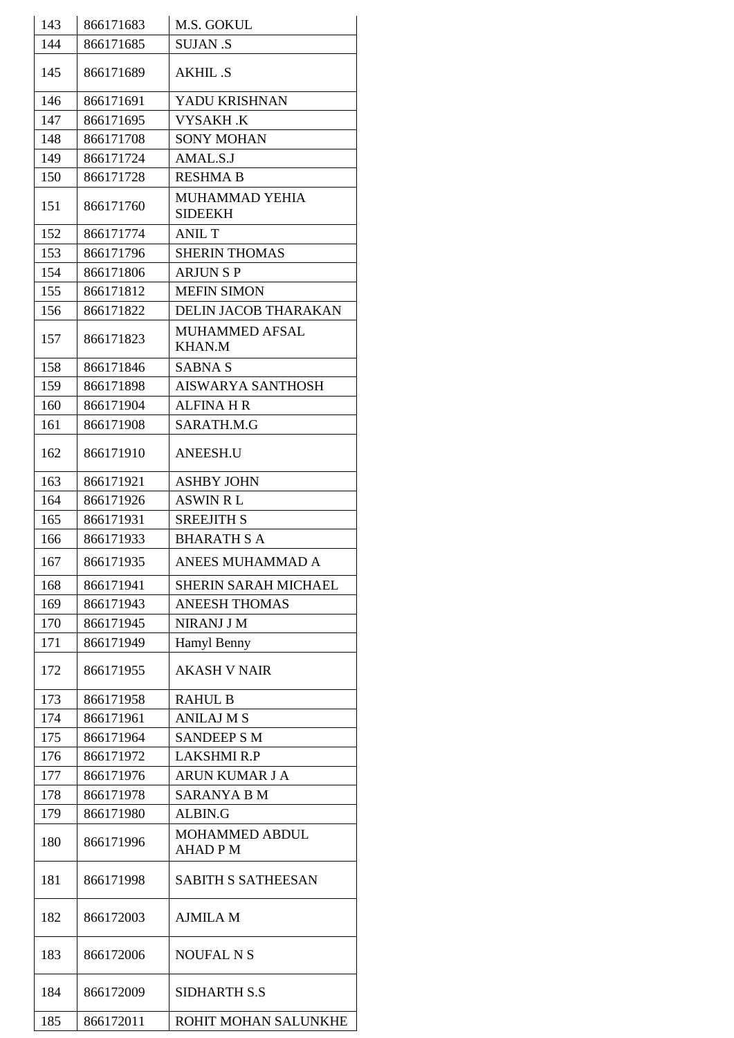| 143 | 866171683 | M.S. GOKUL |
|---|---|---|
| 144 | 866171685 | SUJAN .S |
| 145 | 866171689 | AKHIL .S |
| 146 | 866171691 | YADU KRISHNAN |
| 147 | 866171695 | VYSAKH .K |
| 148 | 866171708 | SONY MOHAN |
| 149 | 866171724 | AMAL.S.J |
| 150 | 866171728 | RESHMA B |
| 151 | 866171760 | MUHAMMAD YEHIA SIDEEKH |
| 152 | 866171774 | ANIL T |
| 153 | 866171796 | SHERIN THOMAS |
| 154 | 866171806 | ARJUN S P |
| 155 | 866171812 | MEFIN SIMON |
| 156 | 866171822 | DELIN JACOB THARAKAN |
| 157 | 866171823 | MUHAMMED AFSAL KHAN.M |
| 158 | 866171846 | SABNA S |
| 159 | 866171898 | AISWARYA SANTHOSH |
| 160 | 866171904 | ALFINA H R |
| 161 | 866171908 | SARATH.M.G |
| 162 | 866171910 | ANEESH.U |
| 163 | 866171921 | ASHBY JOHN |
| 164 | 866171926 | ASWIN R L |
| 165 | 866171931 | SREEJITH S |
| 166 | 866171933 | BHARATH S A |
| 167 | 866171935 | ANEES MUHAMMAD A |
| 168 | 866171941 | SHERIN SARAH MICHAEL |
| 169 | 866171943 | ANEESH THOMAS |
| 170 | 866171945 | NIRANJ J M |
| 171 | 866171949 | Hamyl Benny |
| 172 | 866171955 | AKASH V NAIR |
| 173 | 866171958 | RAHUL B |
| 174 | 866171961 | ANILAJ M S |
| 175 | 866171964 | SANDEEP S M |
| 176 | 866171972 | LAKSHMI R.P |
| 177 | 866171976 | ARUN KUMAR J A |
| 178 | 866171978 | SARANYA B M |
| 179 | 866171980 | ALBIN.G |
| 180 | 866171996 | MOHAMMED ABDUL AHAD P M |
| 181 | 866171998 | SABITH S SATHEESAN |
| 182 | 866172003 | AJMILA M |
| 183 | 866172006 | NOUFAL N S |
| 184 | 866172009 | SIDHARTH S.S |
| 185 | 866172011 | ROHIT MOHAN SALUNKHE |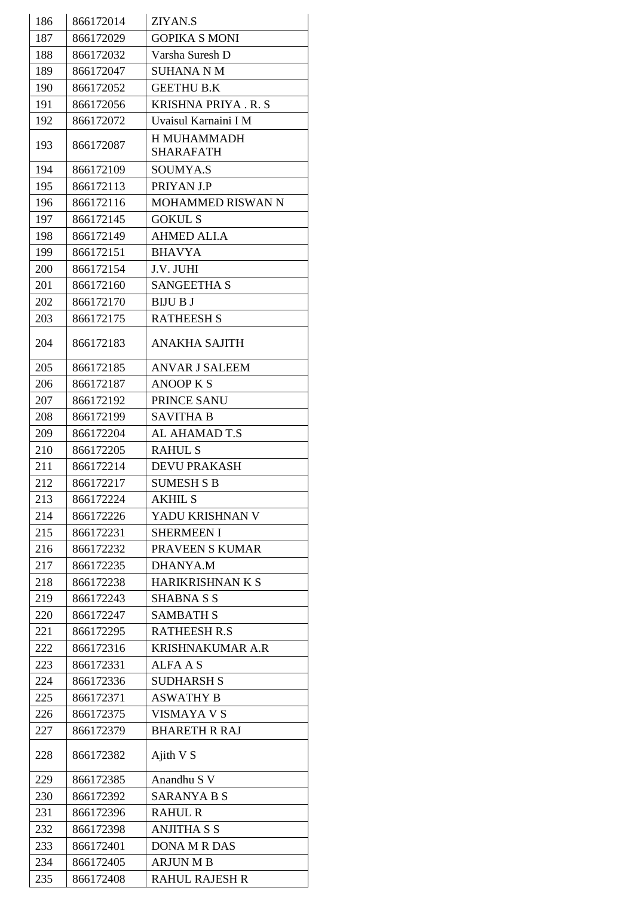| 186 | 866172014 | ZIYAN.S |
|---|---|---|
| 187 | 866172029 | GOPIKA S MONI |
| 188 | 866172032 | Varsha Suresh D |
| 189 | 866172047 | SUHANA N M |
| 190 | 866172052 | GEETHU B.K |
| 191 | 866172056 | KRISHNA PRIYA . R. S |
| 192 | 866172072 | Uvaisul Karnaini I M |
| 193 | 866172087 | H MUHAMMADH SHARAFATH |
| 194 | 866172109 | SOUMYA.S |
| 195 | 866172113 | PRIYAN J.P |
| 196 | 866172116 | MOHAMMED RISWAN N |
| 197 | 866172145 | GOKUL S |
| 198 | 866172149 | AHMED ALI.A |
| 199 | 866172151 | BHAVYA |
| 200 | 866172154 | J.V. JUHI |
| 201 | 866172160 | SANGEETHA S |
| 202 | 866172170 | BIJU B J |
| 203 | 866172175 | RATHEESH S |
| 204 | 866172183 | ANAKHA SAJITH |
| 205 | 866172185 | ANVAR J SALEEM |
| 206 | 866172187 | ANOOP K S |
| 207 | 866172192 | PRINCE SANU |
| 208 | 866172199 | SAVITHA B |
| 209 | 866172204 | AL AHAMAD T.S |
| 210 | 866172205 | RAHUL S |
| 211 | 866172214 | DEVU PRAKASH |
| 212 | 866172217 | SUMESH S B |
| 213 | 866172224 | AKHIL S |
| 214 | 866172226 | YADU KRISHNAN V |
| 215 | 866172231 | SHERMEEN I |
| 216 | 866172232 | PRAVEEN S KUMAR |
| 217 | 866172235 | DHANYA.M |
| 218 | 866172238 | HARIKRISHNAN K S |
| 219 | 866172243 | SHABNA S S |
| 220 | 866172247 | SAMBATH S |
| 221 | 866172295 | RATHEESH R.S |
| 222 | 866172316 | KRISHNAKUMAR A.R |
| 223 | 866172331 | ALFA A S |
| 224 | 866172336 | SUDHARSH S |
| 225 | 866172371 | ASWATHY B |
| 226 | 866172375 | VISMAYA V S |
| 227 | 866172379 | BHARETH R RAJ |
| 228 | 866172382 | Ajith V S |
| 229 | 866172385 | Anandhu S V |
| 230 | 866172392 | SARANYA B S |
| 231 | 866172396 | RAHUL R |
| 232 | 866172398 | ANJITHA S S |
| 233 | 866172401 | DONA M R DAS |
| 234 | 866172405 | ARJUN M B |
| 235 | 866172408 | RAHUL RAJESH R |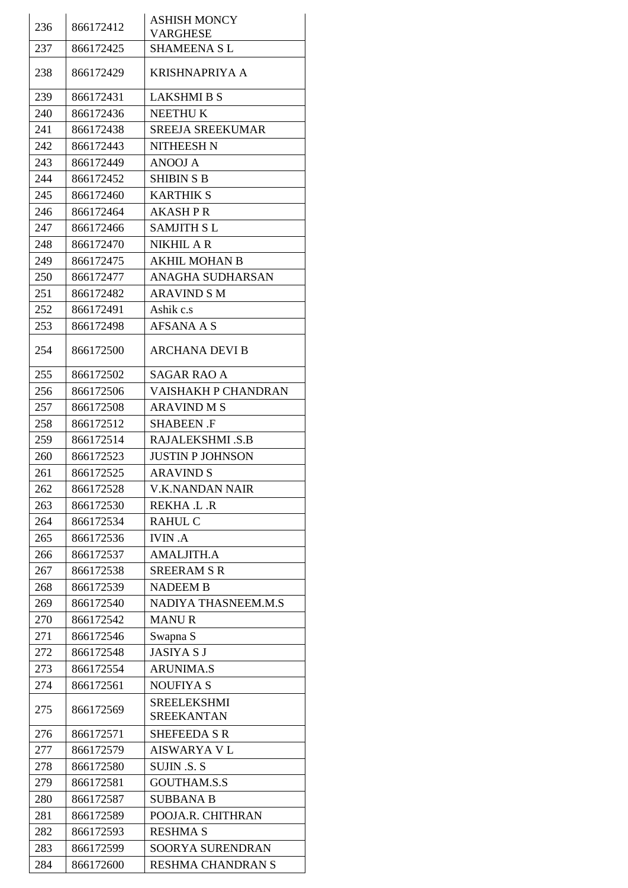| | | |
|---|---|---|
| 236 | 866172412 | ASHISH MONCY VARGHESE |
| 237 | 866172425 | SHAMEENA S L |
| 238 | 866172429 | KRISHNAPRIYA A |
| 239 | 866172431 | LAKSHMI B S |
| 240 | 866172436 | NEETHU K |
| 241 | 866172438 | SREEJA SREEKUMAR |
| 242 | 866172443 | NITHEESH N |
| 243 | 866172449 | ANOOJ A |
| 244 | 866172452 | SHIBIN S B |
| 245 | 866172460 | KARTHIK S |
| 246 | 866172464 | AKASH P R |
| 247 | 866172466 | SAMJITH S L |
| 248 | 866172470 | NIKHIL A R |
| 249 | 866172475 | AKHIL MOHAN B |
| 250 | 866172477 | ANAGHA SUDHARSAN |
| 251 | 866172482 | ARAVIND S M |
| 252 | 866172491 | Ashik c.s |
| 253 | 866172498 | AFSANA A S |
| 254 | 866172500 | ARCHANA DEVI B |
| 255 | 866172502 | SAGAR RAO A |
| 256 | 866172506 | VAISHAKH P CHANDRAN |
| 257 | 866172508 | ARAVIND M S |
| 258 | 866172512 | SHABEEN .F |
| 259 | 866172514 | RAJALEKSHMI .S.B |
| 260 | 866172523 | JUSTIN P JOHNSON |
| 261 | 866172525 | ARAVIND S |
| 262 | 866172528 | V.K.NANDAN NAIR |
| 263 | 866172530 | REKHA .L .R |
| 264 | 866172534 | RAHUL C |
| 265 | 866172536 | IVIN .A |
| 266 | 866172537 | AMALJITH.A |
| 267 | 866172538 | SREERAM S R |
| 268 | 866172539 | NADEEM B |
| 269 | 866172540 | NADIYA THASNEEM.M.S |
| 270 | 866172542 | MANU R |
| 271 | 866172546 | Swapna S |
| 272 | 866172548 | JASIYA S J |
| 273 | 866172554 | ARUNIMA.S |
| 274 | 866172561 | NOUFIYA S |
| 275 | 866172569 | SREELEKSHMI SREEKANTAN |
| 276 | 866172571 | SHEFEEDA S R |
| 277 | 866172579 | AISWARYA V L |
| 278 | 866172580 | SUJIN .S. S |
| 279 | 866172581 | GOUTHAM.S.S |
| 280 | 866172587 | SUBBANA B |
| 281 | 866172589 | POOJA.R. CHITHRAN |
| 282 | 866172593 | RESHMA S |
| 283 | 866172599 | SOORYA SURENDRAN |
| 284 | 866172600 | RESHMA CHANDRAN S |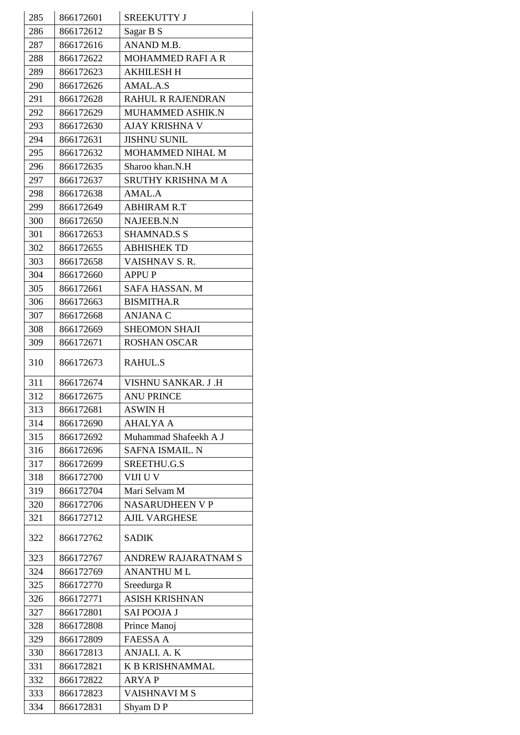| 285 | 866172601 | SREEKUTTY J |
|---|---|---|
| 286 | 866172612 | Sagar B S |
| 287 | 866172616 | ANAND M.B. |
| 288 | 866172622 | MOHAMMED RAFI A R |
| 289 | 866172623 | AKHILESH H |
| 290 | 866172626 | AMAL.A.S |
| 291 | 866172628 | RAHUL R RAJENDRAN |
| 292 | 866172629 | MUHAMMED ASHIK.N |
| 293 | 866172630 | AJAY KRISHNA V |
| 294 | 866172631 | JISHNU SUNIL |
| 295 | 866172632 | MOHAMMED NIHAL M |
| 296 | 866172635 | Sharoo khan.N.H |
| 297 | 866172637 | SRUTHY KRISHNA M A |
| 298 | 866172638 | AMAL.A |
| 299 | 866172649 | ABHIRAM R.T |
| 300 | 866172650 | NAJEEB.N.N |
| 301 | 866172653 | SHAMNAD.S S |
| 302 | 866172655 | ABHISHEK TD |
| 303 | 866172658 | VAISHNAV S. R. |
| 304 | 866172660 | APPU P |
| 305 | 866172661 | SAFA HASSAN. M |
| 306 | 866172663 | BISMITHA.R |
| 307 | 866172668 | ANJANA C |
| 308 | 866172669 | SHEOMON SHAJI |
| 309 | 866172671 | ROSHAN OSCAR |
| 310 | 866172673 | RAHUL.S |
| 311 | 866172674 | VISHNU SANKAR. J .H |
| 312 | 866172675 | ANU PRINCE |
| 313 | 866172681 | ASWIN H |
| 314 | 866172690 | AHALYA A |
| 315 | 866172692 | Muhammad Shafeekh A J |
| 316 | 866172696 | SAFNA ISMAIL. N |
| 317 | 866172699 | SREETHU.G.S |
| 318 | 866172700 | VIJI U V |
| 319 | 866172704 | Mari Selvam M |
| 320 | 866172706 | NASARUDHEEN V P |
| 321 | 866172712 | AJIL VARGHESE |
| 322 | 866172762 | SADIK |
| 323 | 866172767 | ANDREW RAJARATNAM S |
| 324 | 866172769 | ANANTHU M L |
| 325 | 866172770 | Sreedurga R |
| 326 | 866172771 | ASISH KRISHNAN |
| 327 | 866172801 | SAI POOJA J |
| 328 | 866172808 | Prince Manoj |
| 329 | 866172809 | FAESSA A |
| 330 | 866172813 | ANJALI. A. K |
| 331 | 866172821 | K B KRISHNAMMAL |
| 332 | 866172822 | ARYA P |
| 333 | 866172823 | VAISHNAVI M S |
| 334 | 866172831 | Shyam D P |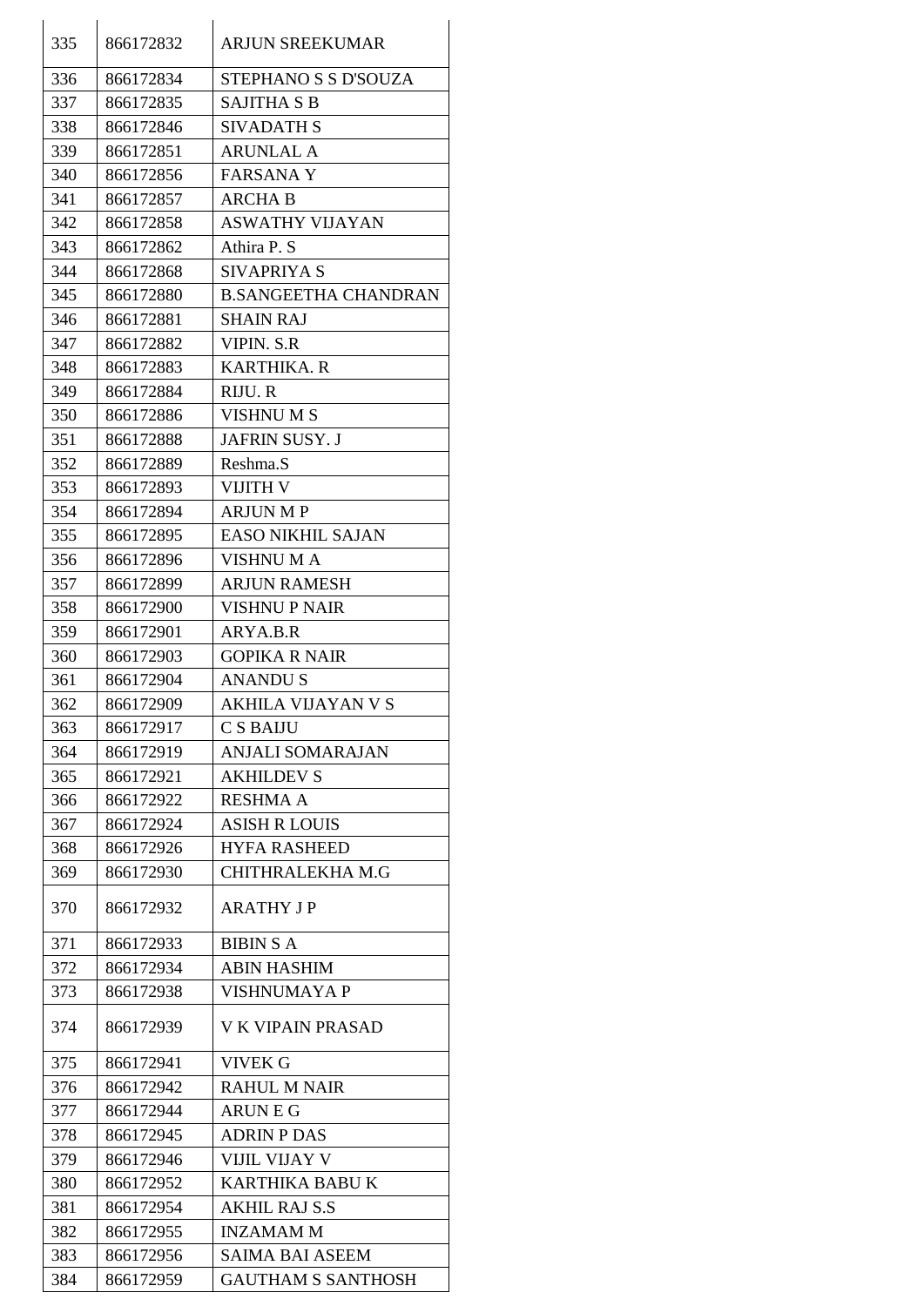| 335 | 866172832 | ARJUN SREEKUMAR |
|---|---|---|
| 336 | 866172834 | STEPHANO S S D'SOUZA |
| 337 | 866172835 | SAJITHA S B |
| 338 | 866172846 | SIVADATH S |
| 339 | 866172851 | ARUNLAL A |
| 340 | 866172856 | FARSANA Y |
| 341 | 866172857 | ARCHA B |
| 342 | 866172858 | ASWATHY VIJAYAN |
| 343 | 866172862 | Athira P. S |
| 344 | 866172868 | SIVAPRIYA S |
| 345 | 866172880 | B.SANGEETHA CHANDRAN |
| 346 | 866172881 | SHAIN RAJ |
| 347 | 866172882 | VIPIN. S.R |
| 348 | 866172883 | KARTHIKA. R |
| 349 | 866172884 | RIJU. R |
| 350 | 866172886 | VISHNU M S |
| 351 | 866172888 | JAFRIN SUSY. J |
| 352 | 866172889 | Reshma.S |
| 353 | 866172893 | VIJITH V |
| 354 | 866172894 | ARJUN M P |
| 355 | 866172895 | EASO NIKHIL SAJAN |
| 356 | 866172896 | VISHNU M A |
| 357 | 866172899 | ARJUN RAMESH |
| 358 | 866172900 | VISHNU P NAIR |
| 359 | 866172901 | ARYA.B.R |
| 360 | 866172903 | GOPIKA R NAIR |
| 361 | 866172904 | ANANDU S |
| 362 | 866172909 | AKHILA VIJAYAN V S |
| 363 | 866172917 | C S BAIJU |
| 364 | 866172919 | ANJALI SOMARAJAN |
| 365 | 866172921 | AKHILDEV S |
| 366 | 866172922 | RESHMA A |
| 367 | 866172924 | ASISH R LOUIS |
| 368 | 866172926 | HYFA RASHEED |
| 369 | 866172930 | CHITHRALEKHA M.G |
| 370 | 866172932 | ARATHY J P |
| 371 | 866172933 | BIBIN S A |
| 372 | 866172934 | ABIN HASHIM |
| 373 | 866172938 | VISHNUMAYA P |
| 374 | 866172939 | V K VIPAIN PRASAD |
| 375 | 866172941 | VIVEK G |
| 376 | 866172942 | RAHUL M NAIR |
| 377 | 866172944 | ARUN E G |
| 378 | 866172945 | ADRIN P DAS |
| 379 | 866172946 | VIJIL VIJAY V |
| 380 | 866172952 | KARTHIKA BABU K |
| 381 | 866172954 | AKHIL RAJ S.S |
| 382 | 866172955 | INZAMAM M |
| 383 | 866172956 | SAIMA BAI ASEEM |
| 384 | 866172959 | GAUTHAM S SANTHOSH |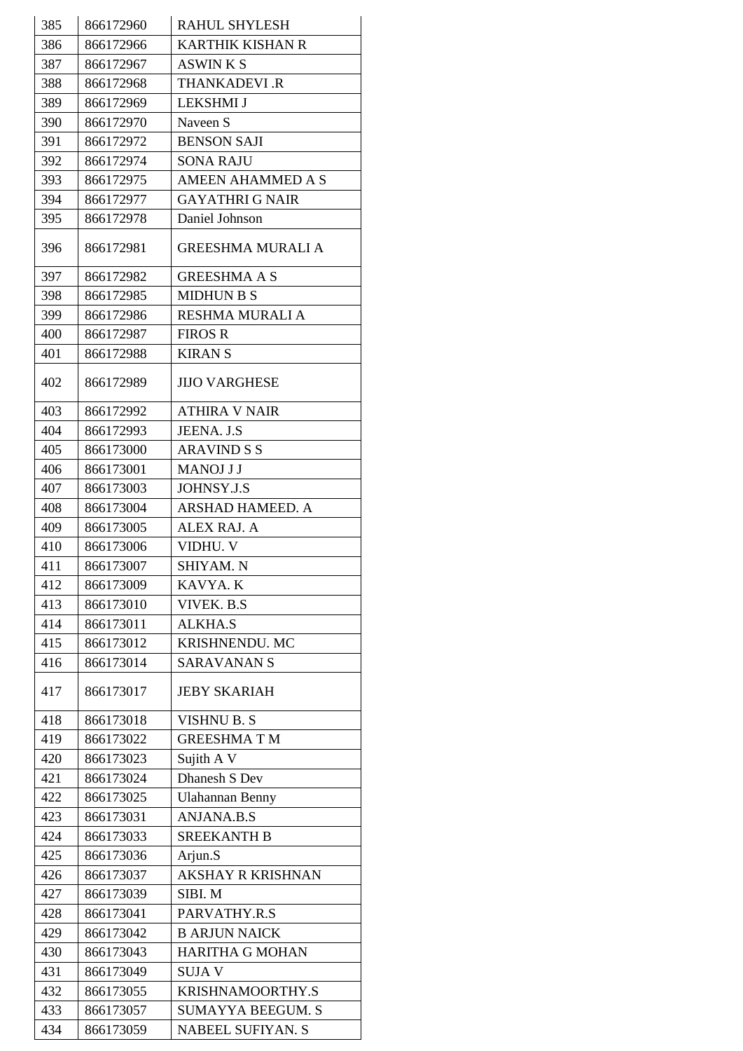| 385 | 866172960 | RAHUL SHYLESH |
|---|---|---|
| 386 | 866172966 | KARTHIK KISHAN R |
| 387 | 866172967 | ASWIN K S |
| 388 | 866172968 | THANKADEVI .R |
| 389 | 866172969 | LEKSHMI J |
| 390 | 866172970 | Naveen S |
| 391 | 866172972 | BENSON SAJI |
| 392 | 866172974 | SONA RAJU |
| 393 | 866172975 | AMEEN AHAMMED A S |
| 394 | 866172977 | GAYATHRI G NAIR |
| 395 | 866172978 | Daniel Johnson |
| 396 | 866172981 | GREESHMA MURALI A |
| 397 | 866172982 | GREESHMA A S |
| 398 | 866172985 | MIDHUN B S |
| 399 | 866172986 | RESHMA MURALI A |
| 400 | 866172987 | FIROS R |
| 401 | 866172988 | KIRAN S |
| 402 | 866172989 | JIJO VARGHESE |
| 403 | 866172992 | ATHIRA V NAIR |
| 404 | 866172993 | JEENA. J.S |
| 405 | 866173000 | ARAVIND S S |
| 406 | 866173001 | MANOJ J J |
| 407 | 866173003 | JOHNSY.J.S |
| 408 | 866173004 | ARSHAD HAMEED. A |
| 409 | 866173005 | ALEX RAJ. A |
| 410 | 866173006 | VIDHU. V |
| 411 | 866173007 | SHIYAM. N |
| 412 | 866173009 | KAVYA. K |
| 413 | 866173010 | VIVEK. B.S |
| 414 | 866173011 | ALKHA.S |
| 415 | 866173012 | KRISHNENDU. MC |
| 416 | 866173014 | SARAVANAN S |
| 417 | 866173017 | JEBY SKARIAH |
| 418 | 866173018 | VISHNU B. S |
| 419 | 866173022 | GREESHMA T M |
| 420 | 866173023 | Sujith A V |
| 421 | 866173024 | Dhanesh S Dev |
| 422 | 866173025 | Ulahannan Benny |
| 423 | 866173031 | ANJANA.B.S |
| 424 | 866173033 | SREEKANTH B |
| 425 | 866173036 | Arjun.S |
| 426 | 866173037 | AKSHAY R KRISHNAN |
| 427 | 866173039 | SIBI. M |
| 428 | 866173041 | PARVATHY.R.S |
| 429 | 866173042 | B ARJUN NAICK |
| 430 | 866173043 | HARITHA G MOHAN |
| 431 | 866173049 | SUJA V |
| 432 | 866173055 | KRISHNAMOORTHY.S |
| 433 | 866173057 | SUMAYYA BEEGUM. S |
| 434 | 866173059 | NABEEL SUFIYAN. S |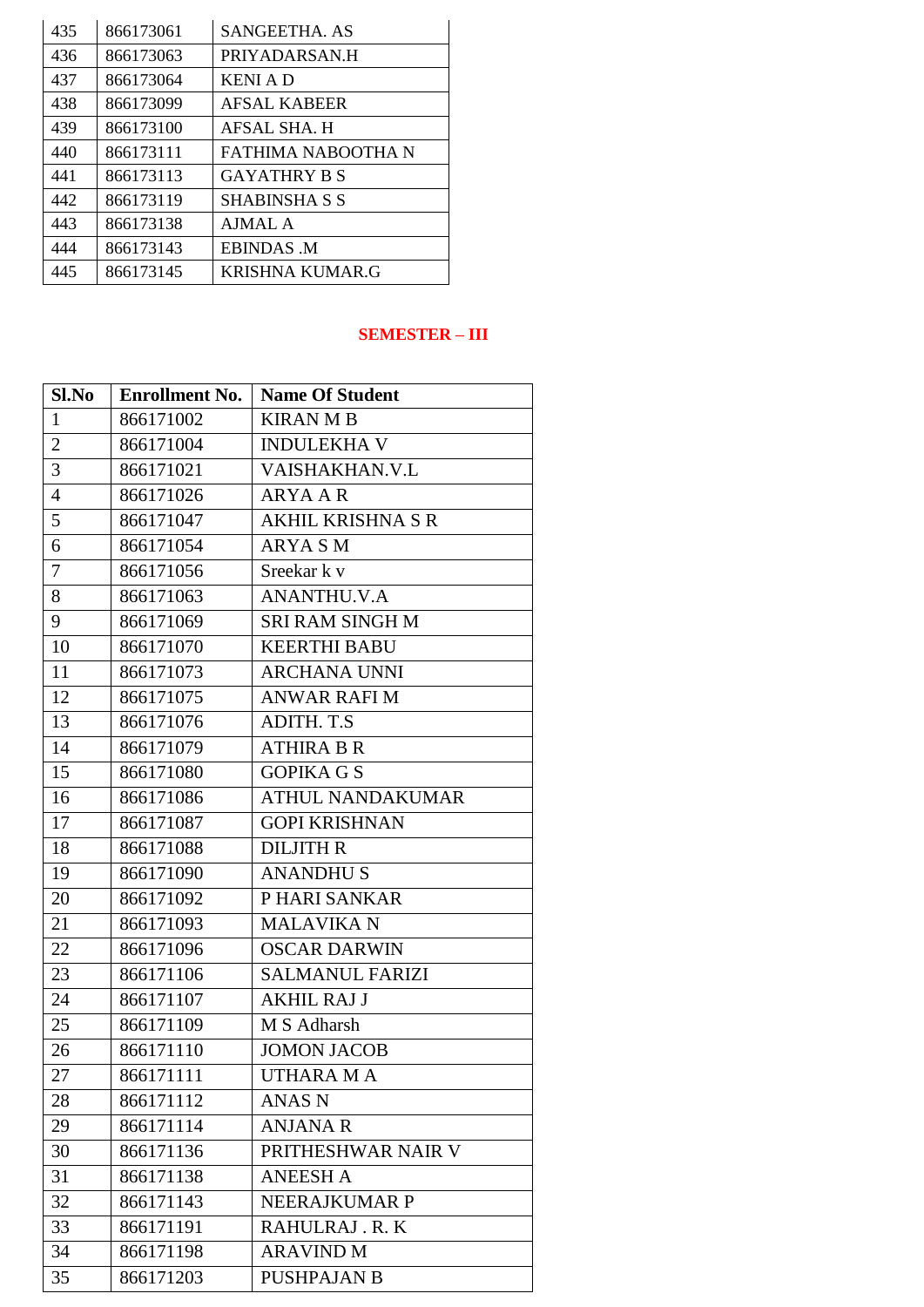| 435 | 866173061 | SANGEETHA. AS |
|---|---|---|
| 436 | 866173063 | PRIYADARSAN.H |
| 437 | 866173064 | KENI A D |
| 438 | 866173099 | AFSAL KABEER |
| 439 | 866173100 | AFSAL SHA. H |
| 440 | 866173111 | FATHIMA NABOOTHA N |
| 441 | 866173113 | GAYATHRY B S |
| 442 | 866173119 | SHABINSHA S S |
| 443 | 866173138 | AJMAL A |
| 444 | 866173143 | EBINDAS .M |
| 445 | 866173145 | KRISHNA KUMAR.G |

## SEMESTER – III

| Sl.No | Enrollment No. | Name Of Student |
|---|---|---|
| 1 | 866171002 | KIRAN M B |
| 2 | 866171004 | INDULEKHA V |
| 3 | 866171021 | VAISHAKHAN.V.L |
| 4 | 866171026 | ARYA A R |
| 5 | 866171047 | AKHIL KRISHNA S R |
| 6 | 866171054 | ARYA S M |
| 7 | 866171056 | Sreekar k v |
| 8 | 866171063 | ANANTHU.V.A |
| 9 | 866171069 | SRI RAM SINGH M |
| 10 | 866171070 | KEERTHI BABU |
| 11 | 866171073 | ARCHANA UNNI |
| 12 | 866171075 | ANWAR RAFI M |
| 13 | 866171076 | ADITH. T.S |
| 14 | 866171079 | ATHIRA B R |
| 15 | 866171080 | GOPIKA G S |
| 16 | 866171086 | ATHUL NANDAKUMAR |
| 17 | 866171087 | GOPI KRISHNAN |
| 18 | 866171088 | DILJITH R |
| 19 | 866171090 | ANANDHU S |
| 20 | 866171092 | P HARI SANKAR |
| 21 | 866171093 | MALAVIKA N |
| 22 | 866171096 | OSCAR DARWIN |
| 23 | 866171106 | SALMANUL FARIZI |
| 24 | 866171107 | AKHIL RAJ J |
| 25 | 866171109 | M S Adharsh |
| 26 | 866171110 | JOMON JACOB |
| 27 | 866171111 | UTHARA M A |
| 28 | 866171112 | ANAS N |
| 29 | 866171114 | ANJANA R |
| 30 | 866171136 | PRITHESHWAR NAIR V |
| 31 | 866171138 | ANEESH A |
| 32 | 866171143 | NEERAJKUMAR P |
| 33 | 866171191 | RAHULRAJ . R. K |
| 34 | 866171198 | ARAVIND M |
| 35 | 866171203 | PUSHPAJAN B |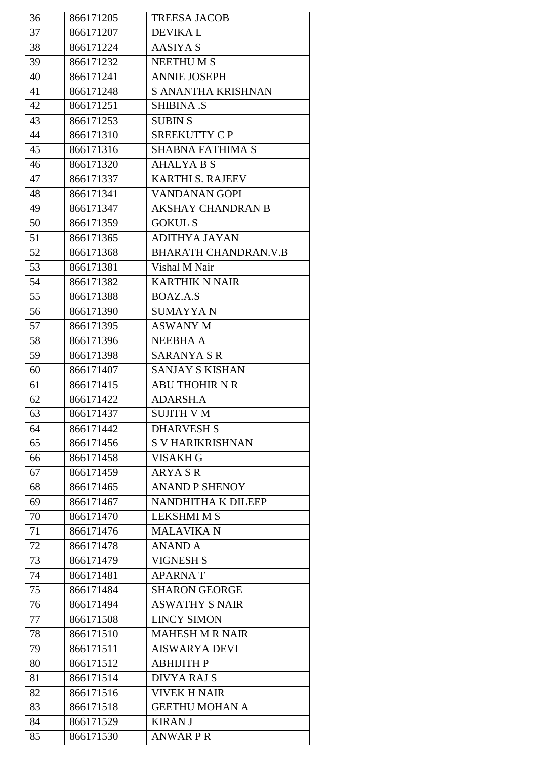| 36 | 866171205 | TREESA JACOB |
|---|---|---|
| 37 | 866171207 | DEVIKA L |
| 38 | 866171224 | AASIYA S |
| 39 | 866171232 | NEETHU M S |
| 40 | 866171241 | ANNIE JOSEPH |
| 41 | 866171248 | S ANANTHA KRISHNAN |
| 42 | 866171251 | SHIBINA .S |
| 43 | 866171253 | SUBIN S |
| 44 | 866171310 | SREEKUTTY C P |
| 45 | 866171316 | SHABNA FATHIMA S |
| 46 | 866171320 | AHALYA B S |
| 47 | 866171337 | KARTHI S. RAJEEV |
| 48 | 866171341 | VANDANAN GOPI |
| 49 | 866171347 | AKSHAY CHANDRAN B |
| 50 | 866171359 | GOKUL S |
| 51 | 866171365 | ADITHYA JAYAN |
| 52 | 866171368 | BHARATH CHANDRAN.V.B |
| 53 | 866171381 | Vishal M Nair |
| 54 | 866171382 | KARTHIK N NAIR |
| 55 | 866171388 | BOAZ.A.S |
| 56 | 866171390 | SUMAYYA N |
| 57 | 866171395 | ASWANY M |
| 58 | 866171396 | NEEBHA A |
| 59 | 866171398 | SARANYA S R |
| 60 | 866171407 | SANJAY S KISHAN |
| 61 | 866171415 | ABU THOHIR N R |
| 62 | 866171422 | ADARSH.A |
| 63 | 866171437 | SUJITH V M |
| 64 | 866171442 | DHARVESH S |
| 65 | 866171456 | S V HARIKRISHNAN |
| 66 | 866171458 | VISAKH G |
| 67 | 866171459 | ARYA S R |
| 68 | 866171465 | ANAND P SHENOY |
| 69 | 866171467 | NANDHITHA K DILEEP |
| 70 | 866171470 | LEKSHMI M S |
| 71 | 866171476 | MALAVIKA N |
| 72 | 866171478 | ANAND A |
| 73 | 866171479 | VIGNESH S |
| 74 | 866171481 | APARNA T |
| 75 | 866171484 | SHARON GEORGE |
| 76 | 866171494 | ASWATHY S NAIR |
| 77 | 866171508 | LINCY SIMON |
| 78 | 866171510 | MAHESH M R NAIR |
| 79 | 866171511 | AISWARYA DEVI |
| 80 | 866171512 | ABHIJITH P |
| 81 | 866171514 | DIVYA RAJ S |
| 82 | 866171516 | VIVEK H NAIR |
| 83 | 866171518 | GEETHU MOHAN A |
| 84 | 866171529 | KIRAN J |
| 85 | 866171530 | ANWAR P R |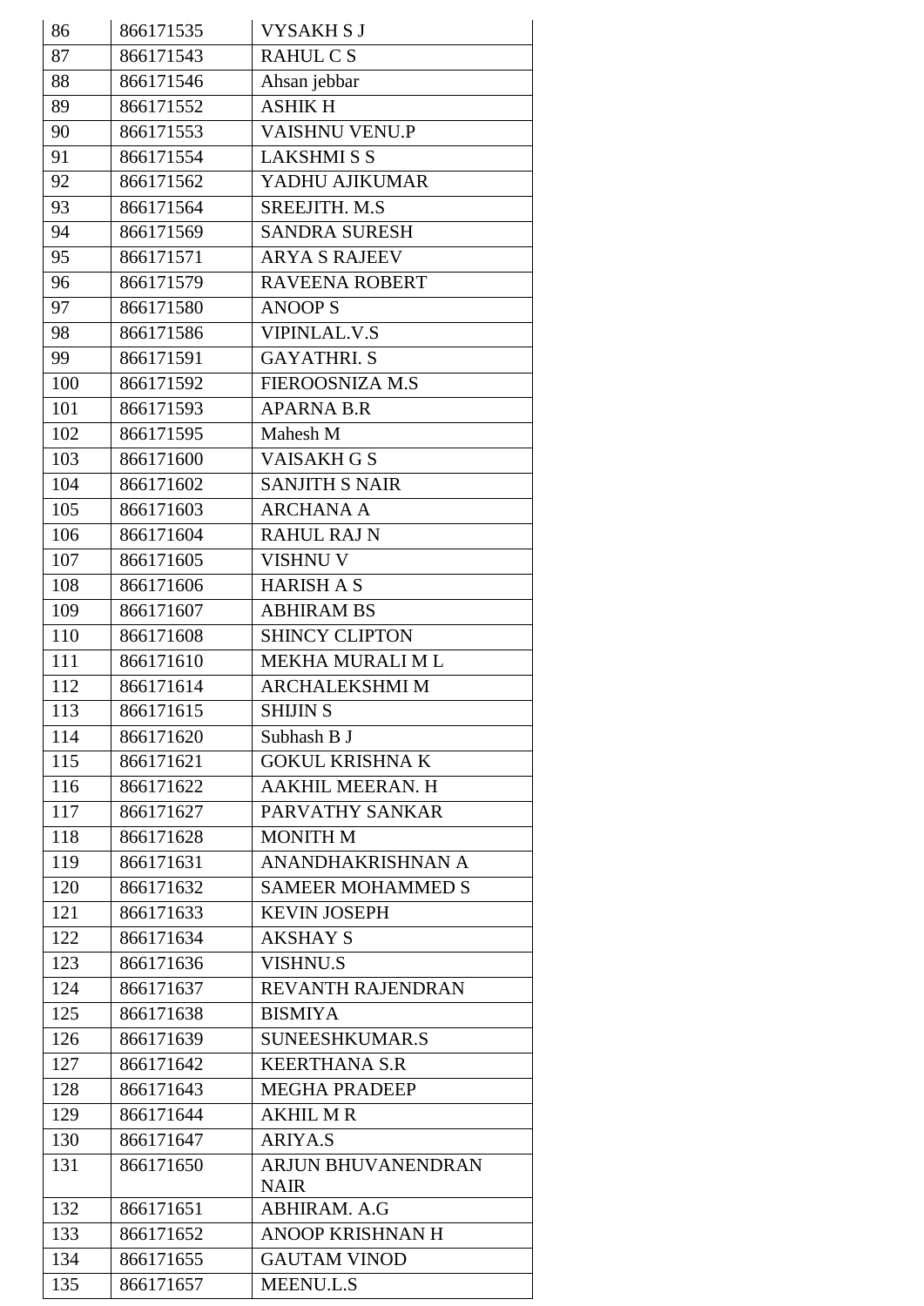| 86 | 866171535 | VYSAKH S J |
|---|---|---|
| 87 | 866171543 | RAHUL C S |
| 88 | 866171546 | Ahsan jebbar |
| 89 | 866171552 | ASHIK H |
| 90 | 866171553 | VAISHNU VENU.P |
| 91 | 866171554 | LAKSHMI S S |
| 92 | 866171562 | YADHU AJIKUMAR |
| 93 | 866171564 | SREEJITH. M.S |
| 94 | 866171569 | SANDRA SURESH |
| 95 | 866171571 | ARYA S RAJEEV |
| 96 | 866171579 | RAVEENA ROBERT |
| 97 | 866171580 | ANOOP S |
| 98 | 866171586 | VIPINLAL.V.S |
| 99 | 866171591 | GAYATHRI. S |
| 100 | 866171592 | FIEROOSNIZA M.S |
| 101 | 866171593 | APARNA B.R |
| 102 | 866171595 | Mahesh M |
| 103 | 866171600 | VAISAKH G S |
| 104 | 866171602 | SANJITH S NAIR |
| 105 | 866171603 | ARCHANA A |
| 106 | 866171604 | RAHUL RAJ N |
| 107 | 866171605 | VISHNU V |
| 108 | 866171606 | HARISH A S |
| 109 | 866171607 | ABHIRAM BS |
| 110 | 866171608 | SHINCY CLIPTON |
| 111 | 866171610 | MEKHA MURALI M L |
| 112 | 866171614 | ARCHALEKSHMI M |
| 113 | 866171615 | SHIJIN S |
| 114 | 866171620 | Subhash B J |
| 115 | 866171621 | GOKUL KRISHNA K |
| 116 | 866171622 | AAKHIL MEERAN. H |
| 117 | 866171627 | PARVATHY SANKAR |
| 118 | 866171628 | MONITH M |
| 119 | 866171631 | ANANDHAKRISHNAN A |
| 120 | 866171632 | SAMEER MOHAMMED S |
| 121 | 866171633 | KEVIN JOSEPH |
| 122 | 866171634 | AKSHAY S |
| 123 | 866171636 | VISHNU.S |
| 124 | 866171637 | REVANTH RAJENDRAN |
| 125 | 866171638 | BISMIYA |
| 126 | 866171639 | SUNEESHKUMAR.S |
| 127 | 866171642 | KEERTHANA S.R |
| 128 | 866171643 | MEGHA PRADEEP |
| 129 | 866171644 | AKHIL M R |
| 130 | 866171647 | ARIYA.S |
| 131 | 866171650 | ARJUN BHUVANENDRAN NAIR |
| 132 | 866171651 | ABHIRAM. A.G |
| 133 | 866171652 | ANOOP KRISHNAN H |
| 134 | 866171655 | GAUTAM VINOD |
| 135 | 866171657 | MEENU.L.S |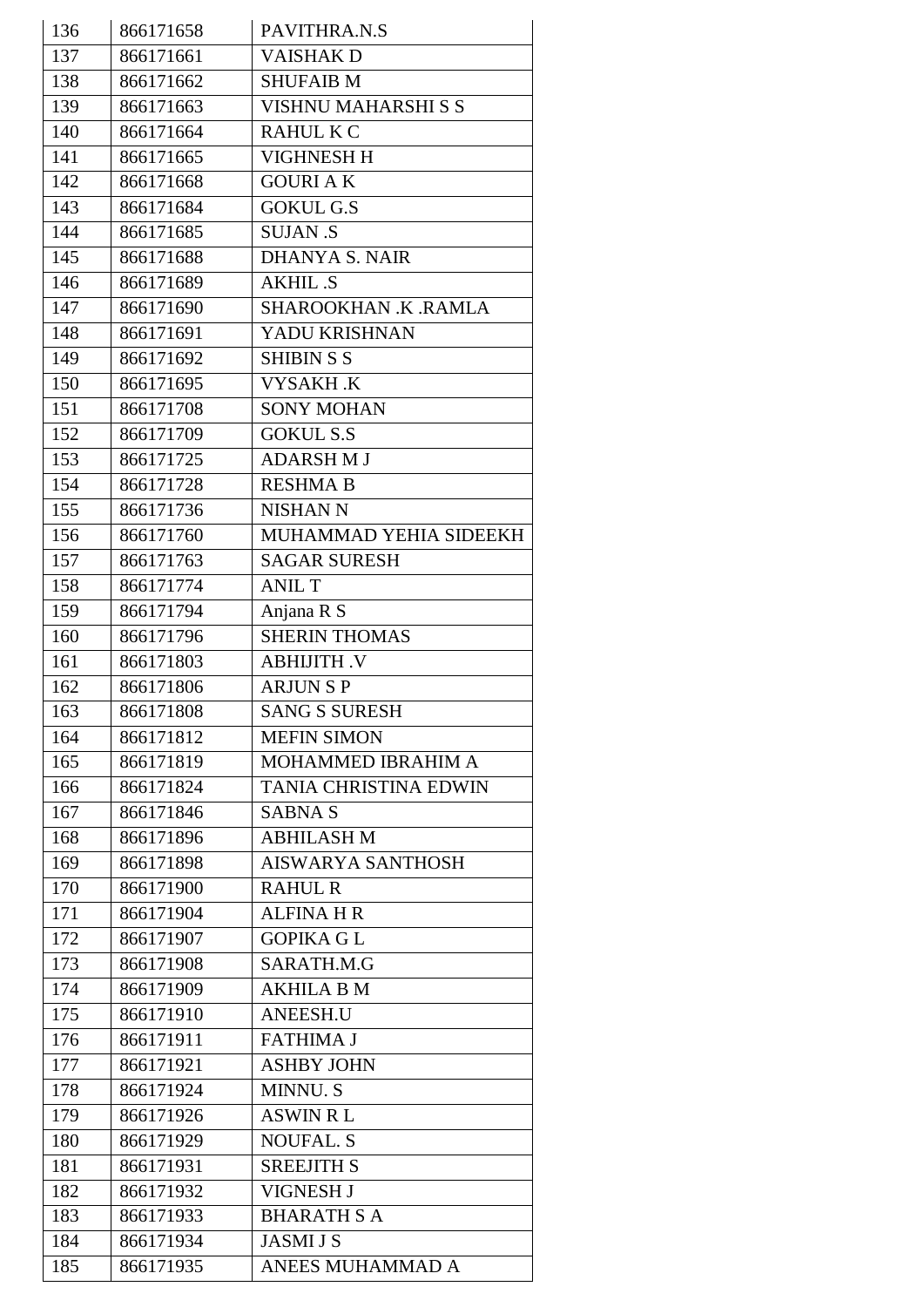| 136 | 866171658 | PAVITHRA.N.S |
|---|---|---|
| 137 | 866171661 | VAISHAK D |
| 138 | 866171662 | SHUFAIB M |
| 139 | 866171663 | VISHNU MAHARSHI S S |
| 140 | 866171664 | RAHUL K C |
| 141 | 866171665 | VIGHNESH H |
| 142 | 866171668 | GOURI A K |
| 143 | 866171684 | GOKUL G.S |
| 144 | 866171685 | SUJAN .S |
| 145 | 866171688 | DHANYA S. NAIR |
| 146 | 866171689 | AKHIL .S |
| 147 | 866171690 | SHAROOKHAN .K .RAMLA |
| 148 | 866171691 | YADU KRISHNAN |
| 149 | 866171692 | SHIBIN S S |
| 150 | 866171695 | VYSAKH .K |
| 151 | 866171708 | SONY MOHAN |
| 152 | 866171709 | GOKUL S.S |
| 153 | 866171725 | ADARSH M J |
| 154 | 866171728 | RESHMA B |
| 155 | 866171736 | NISHAN N |
| 156 | 866171760 | MUHAMMAD YEHIA SIDEEKH |
| 157 | 866171763 | SAGAR SURESH |
| 158 | 866171774 | ANIL T |
| 159 | 866171794 | Anjana R S |
| 160 | 866171796 | SHERIN THOMAS |
| 161 | 866171803 | ABHIJITH .V |
| 162 | 866171806 | ARJUN S P |
| 163 | 866171808 | SANG S SURESH |
| 164 | 866171812 | MEFIN SIMON |
| 165 | 866171819 | MOHAMMED IBRAHIM A |
| 166 | 866171824 | TANIA CHRISTINA EDWIN |
| 167 | 866171846 | SABNA S |
| 168 | 866171896 | ABHILASH M |
| 169 | 866171898 | AISWARYA SANTHOSH |
| 170 | 866171900 | RAHUL R |
| 171 | 866171904 | ALFINA H R |
| 172 | 866171907 | GOPIKA G L |
| 173 | 866171908 | SARATH.M.G |
| 174 | 866171909 | AKHILA B M |
| 175 | 866171910 | ANEESH.U |
| 176 | 866171911 | FATHIMA J |
| 177 | 866171921 | ASHBY JOHN |
| 178 | 866171924 | MINNU. S |
| 179 | 866171926 | ASWIN R L |
| 180 | 866171929 | NOUFAL. S |
| 181 | 866171931 | SREEJITH S |
| 182 | 866171932 | VIGNESH J |
| 183 | 866171933 | BHARATH S A |
| 184 | 866171934 | JASMI J S |
| 185 | 866171935 | ANEES MUHAMMAD A |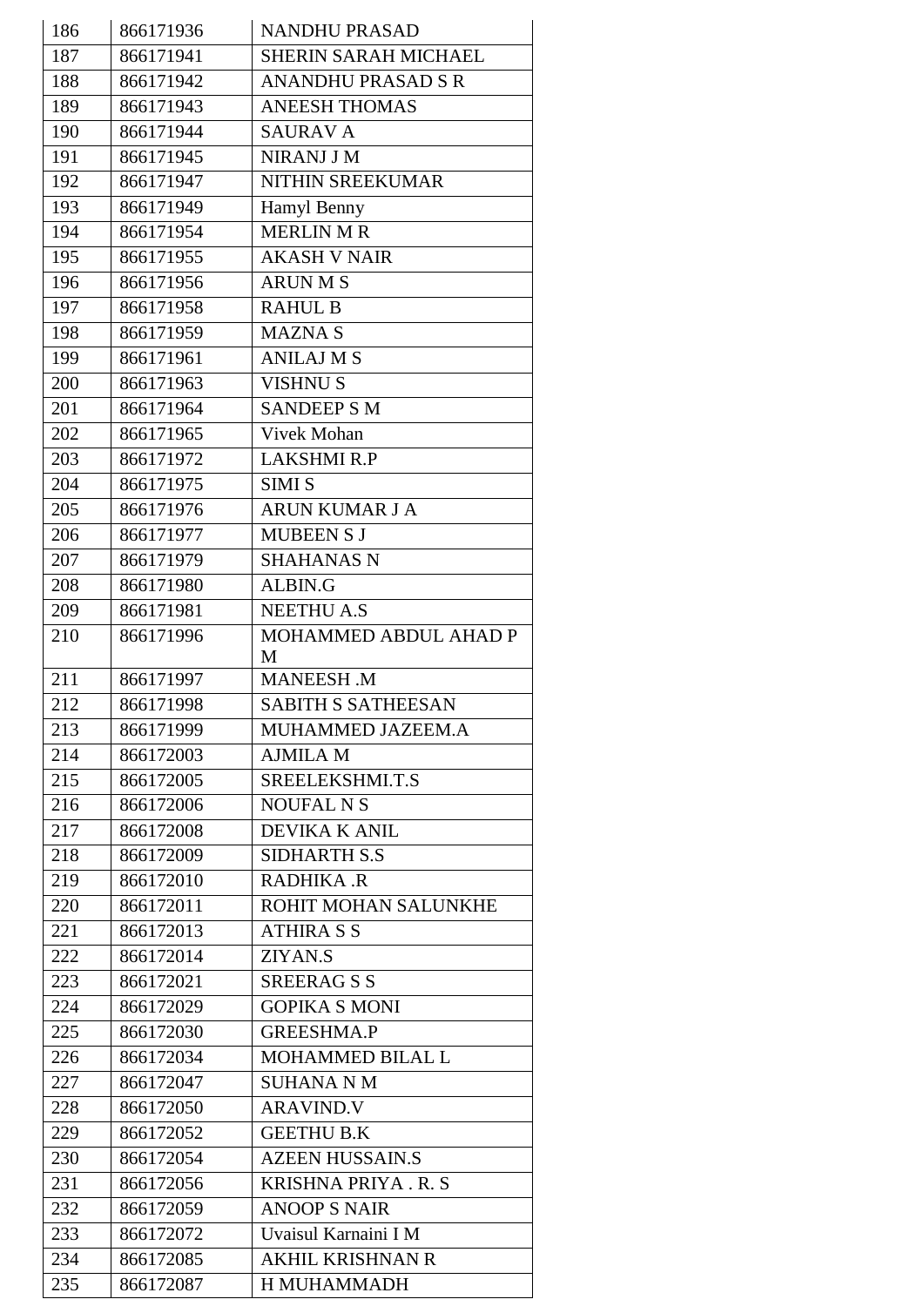| 186 | 866171936 | NANDHU PRASAD |
|---|---|---|
| 187 | 866171941 | SHERIN SARAH MICHAEL |
| 188 | 866171942 | ANANDHU PRASAD S R |
| 189 | 866171943 | ANEESH THOMAS |
| 190 | 866171944 | SAURAV A |
| 191 | 866171945 | NIRANJ J M |
| 192 | 866171947 | NITHIN SREEKUMAR |
| 193 | 866171949 | Hamyl Benny |
| 194 | 866171954 | MERLIN M R |
| 195 | 866171955 | AKASH V NAIR |
| 196 | 866171956 | ARUN M S |
| 197 | 866171958 | RAHUL B |
| 198 | 866171959 | MAZNA S |
| 199 | 866171961 | ANILAJ M S |
| 200 | 866171963 | VISHNU S |
| 201 | 866171964 | SANDEEP S M |
| 202 | 866171965 | Vivek Mohan |
| 203 | 866171972 | LAKSHMI R.P |
| 204 | 866171975 | SIMI S |
| 205 | 866171976 | ARUN KUMAR J A |
| 206 | 866171977 | MUBEEN S J |
| 207 | 866171979 | SHAHANAS N |
| 208 | 866171980 | ALBIN.G |
| 209 | 866171981 | NEETHU A.S |
| 210 | 866171996 | MOHAMMED ABDUL AHAD P M |
| 211 | 866171997 | MANEESH .M |
| 212 | 866171998 | SABITH S SATHEESAN |
| 213 | 866171999 | MUHAMMED JAZEEM.A |
| 214 | 866172003 | AJMILA M |
| 215 | 866172005 | SREELEKSHMI.T.S |
| 216 | 866172006 | NOUFAL N S |
| 217 | 866172008 | DEVIKA K ANIL |
| 218 | 866172009 | SIDHARTH S.S |
| 219 | 866172010 | RADHIKA .R |
| 220 | 866172011 | ROHIT MOHAN SALUNKHE |
| 221 | 866172013 | ATHIRA S S |
| 222 | 866172014 | ZIYAN.S |
| 223 | 866172021 | SREERAG S S |
| 224 | 866172029 | GOPIKA S MONI |
| 225 | 866172030 | GREESHMA.P |
| 226 | 866172034 | MOHAMMED BILAL L |
| 227 | 866172047 | SUHANA N M |
| 228 | 866172050 | ARAVIND.V |
| 229 | 866172052 | GEETHU B.K |
| 230 | 866172054 | AZEEN HUSSAIN.S |
| 231 | 866172056 | KRISHNA PRIYA . R. S |
| 232 | 866172059 | ANOOP S NAIR |
| 233 | 866172072 | Uvaisul Karnaini I M |
| 234 | 866172085 | AKHIL KRISHNAN R |
| 235 | 866172087 | H MUHAMMADH |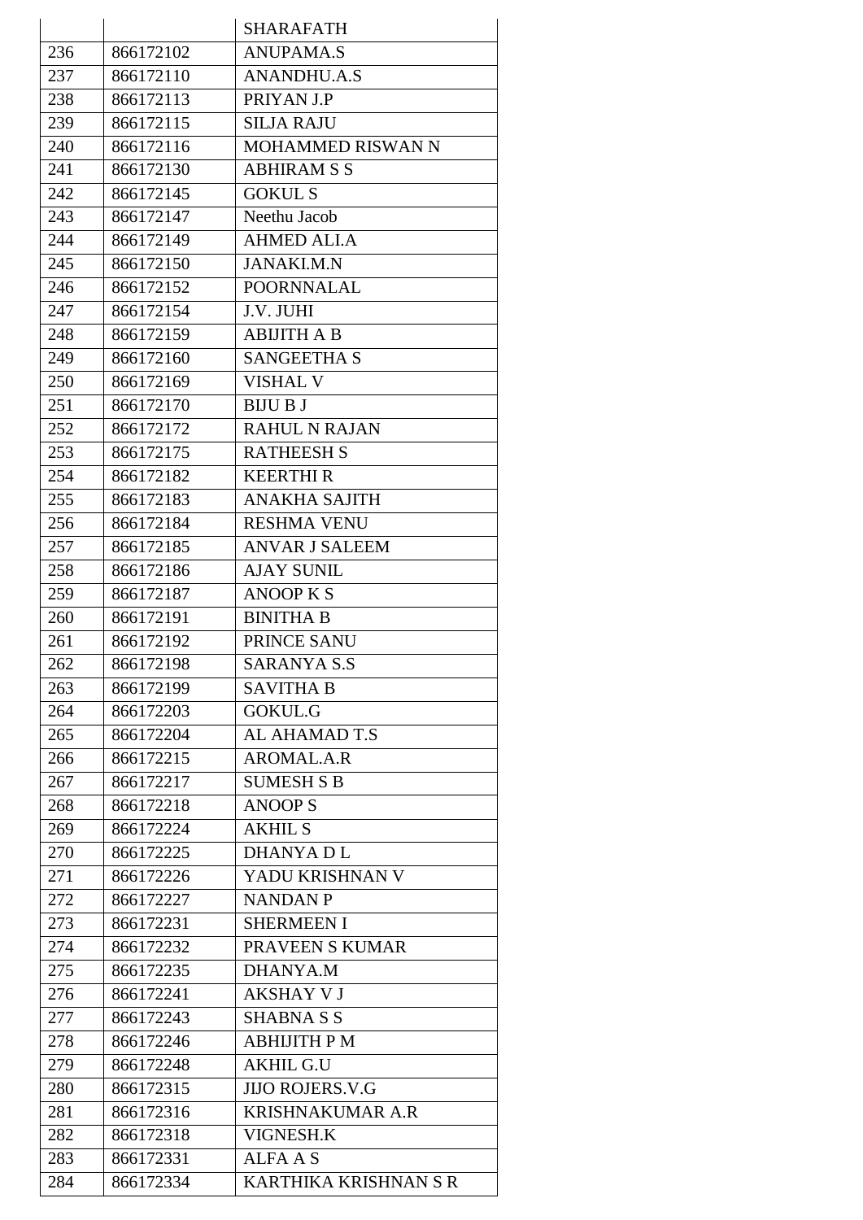| | | SHARAFATH |
|---|---|---|
| 236 | 866172102 | ANUPAMA.S |
| 237 | 866172110 | ANANDHU.A.S |
| 238 | 866172113 | PRIYAN J.P |
| 239 | 866172115 | SILJA RAJU |
| 240 | 866172116 | MOHAMMED RISWAN N |
| 241 | 866172130 | ABHIRAM S S |
| 242 | 866172145 | GOKUL S |
| 243 | 866172147 | Neethu Jacob |
| 244 | 866172149 | AHMED ALI.A |
| 245 | 866172150 | JANAKI.M.N |
| 246 | 866172152 | POORNNALAL |
| 247 | 866172154 | J.V. JUHI |
| 248 | 866172159 | ABIJITH A B |
| 249 | 866172160 | SANGEETHA S |
| 250 | 866172169 | VISHAL V |
| 251 | 866172170 | BIJU B J |
| 252 | 866172172 | RAHUL N RAJAN |
| 253 | 866172175 | RATHEESH S |
| 254 | 866172182 | KEERTHI R |
| 255 | 866172183 | ANAKHA SAJITH |
| 256 | 866172184 | RESHMA VENU |
| 257 | 866172185 | ANVAR J SALEEM |
| 258 | 866172186 | AJAY SUNIL |
| 259 | 866172187 | ANOOP K S |
| 260 | 866172191 | BINITHA B |
| 261 | 866172192 | PRINCE SANU |
| 262 | 866172198 | SARANYA S.S |
| 263 | 866172199 | SAVITHA B |
| 264 | 866172203 | GOKUL.G |
| 265 | 866172204 | AL AHAMAD T.S |
| 266 | 866172215 | AROMAL.A.R |
| 267 | 866172217 | SUMESH S B |
| 268 | 866172218 | ANOOP S |
| 269 | 866172224 | AKHIL S |
| 270 | 866172225 | DHANYA D L |
| 271 | 866172226 | YADU KRISHNAN V |
| 272 | 866172227 | NANDAN P |
| 273 | 866172231 | SHERMEEN I |
| 274 | 866172232 | PRAVEEN S KUMAR |
| 275 | 866172235 | DHANYA.M |
| 276 | 866172241 | AKSHAY V J |
| 277 | 866172243 | SHABNA S S |
| 278 | 866172246 | ABHIJITH P M |
| 279 | 866172248 | AKHIL G.U |
| 280 | 866172315 | JIJO ROJERS.V.G |
| 281 | 866172316 | KRISHNAKUMAR A.R |
| 282 | 866172318 | VIGNESH.K |
| 283 | 866172331 | ALFA A S |
| 284 | 866172334 | KARTHIKA KRISHNAN S R |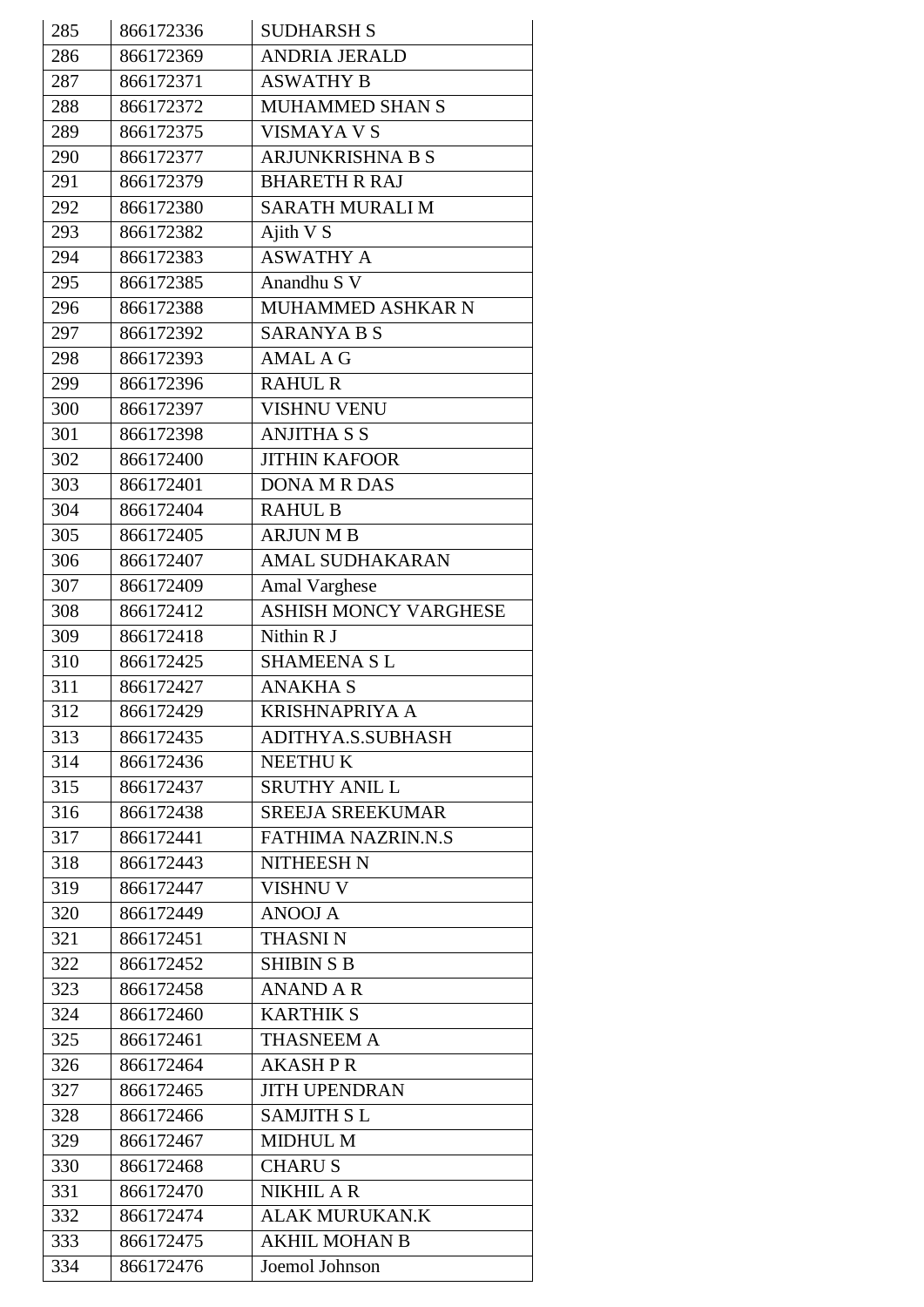| 285 | 866172336 | SUDHARSH S |
|---|---|---|
| 286 | 866172369 | ANDRIA JERALD |
| 287 | 866172371 | ASWATHY B |
| 288 | 866172372 | MUHAMMED SHAN S |
| 289 | 866172375 | VISMAYA V S |
| 290 | 866172377 | ARJUNKRISHNA B S |
| 291 | 866172379 | BHARETH R RAJ |
| 292 | 866172380 | SARATH MURALI M |
| 293 | 866172382 | Ajith V S |
| 294 | 866172383 | ASWATHY A |
| 295 | 866172385 | Anandhu S V |
| 296 | 866172388 | MUHAMMED ASHKAR N |
| 297 | 866172392 | SARANYA B S |
| 298 | 866172393 | AMAL A G |
| 299 | 866172396 | RAHUL R |
| 300 | 866172397 | VISHNU VENU |
| 301 | 866172398 | ANJITHA S S |
| 302 | 866172400 | JITHIN KAFOOR |
| 303 | 866172401 | DONA M R DAS |
| 304 | 866172404 | RAHUL B |
| 305 | 866172405 | ARJUN M B |
| 306 | 866172407 | AMAL SUDHAKARAN |
| 307 | 866172409 | Amal Varghese |
| 308 | 866172412 | ASHISH MONCY VARGHESE |
| 309 | 866172418 | Nithin R J |
| 310 | 866172425 | SHAMEENA S L |
| 311 | 866172427 | ANAKHA S |
| 312 | 866172429 | KRISHNAPRIYA A |
| 313 | 866172435 | ADITHYA.S.SUBHASH |
| 314 | 866172436 | NEETHU K |
| 315 | 866172437 | SRUTHY ANIL L |
| 316 | 866172438 | SREEJA SREEKUMAR |
| 317 | 866172441 | FATHIMA NAZRIN.N.S |
| 318 | 866172443 | NITHEESH N |
| 319 | 866172447 | VISHNU V |
| 320 | 866172449 | ANOOJ A |
| 321 | 866172451 | THASNI N |
| 322 | 866172452 | SHIBIN S B |
| 323 | 866172458 | ANAND A R |
| 324 | 866172460 | KARTHIK S |
| 325 | 866172461 | THASNEEM A |
| 326 | 866172464 | AKASH P R |
| 327 | 866172465 | JITH UPENDRAN |
| 328 | 866172466 | SAMJITH S L |
| 329 | 866172467 | MIDHUL M |
| 330 | 866172468 | CHARU S |
| 331 | 866172470 | NIKHIL A R |
| 332 | 866172474 | ALAK MURUKAN.K |
| 333 | 866172475 | AKHIL MOHAN B |
| 334 | 866172476 | Joemol Johnson |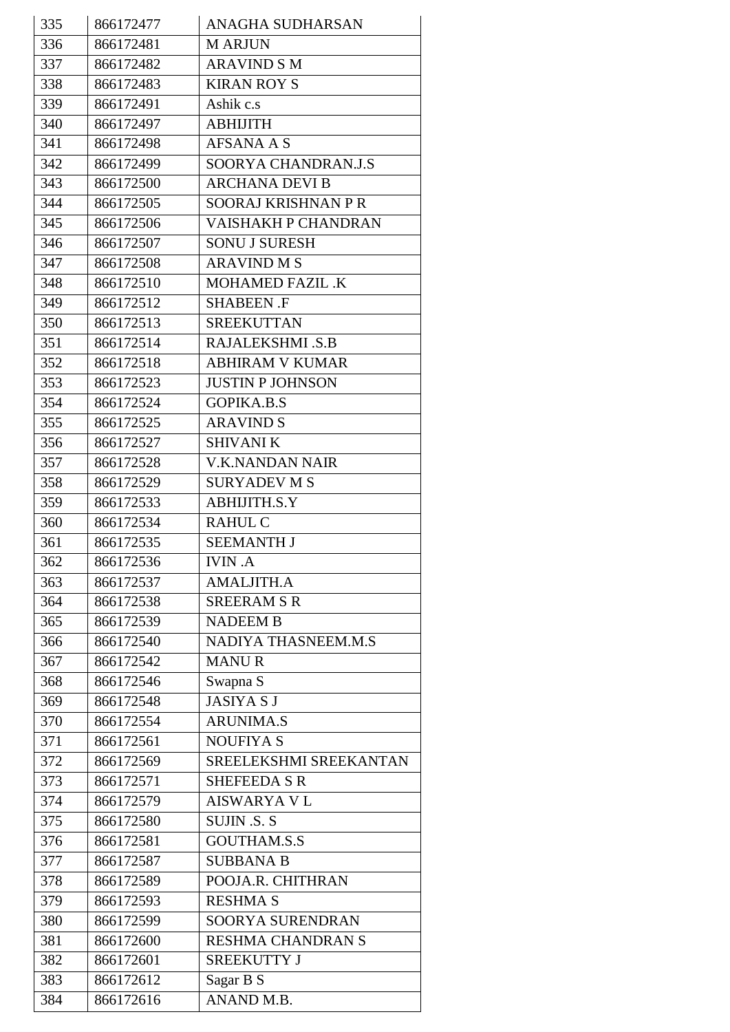| 335 | 866172477 | ANAGHA SUDHARSAN |
|---|---|---|
| 336 | 866172481 | M ARJUN |
| 337 | 866172482 | ARAVIND S M |
| 338 | 866172483 | KIRAN ROY S |
| 339 | 866172491 | Ashik c.s |
| 340 | 866172497 | ABHIJITH |
| 341 | 866172498 | AFSANA A S |
| 342 | 866172499 | SOORYA CHANDRAN.J.S |
| 343 | 866172500 | ARCHANA DEVI B |
| 344 | 866172505 | SOORAJ KRISHNAN P R |
| 345 | 866172506 | VAISHAKH P CHANDRAN |
| 346 | 866172507 | SONU J SURESH |
| 347 | 866172508 | ARAVIND M S |
| 348 | 866172510 | MOHAMED FAZIL .K |
| 349 | 866172512 | SHABEEN .F |
| 350 | 866172513 | SREEKUTTAN |
| 351 | 866172514 | RAJALEKSHMI .S.B |
| 352 | 866172518 | ABHIRAM V KUMAR |
| 353 | 866172523 | JUSTIN P JOHNSON |
| 354 | 866172524 | GOPIKA.B.S |
| 355 | 866172525 | ARAVIND S |
| 356 | 866172527 | SHIVANI K |
| 357 | 866172528 | V.K.NANDAN NAIR |
| 358 | 866172529 | SURYADEV M S |
| 359 | 866172533 | ABHIJITH.S.Y |
| 360 | 866172534 | RAHUL C |
| 361 | 866172535 | SEEMANTH J |
| 362 | 866172536 | IVIN .A |
| 363 | 866172537 | AMALJITH.A |
| 364 | 866172538 | SREERAM S R |
| 365 | 866172539 | NADEEM B |
| 366 | 866172540 | NADIYA THASNEEM.M.S |
| 367 | 866172542 | MANU R |
| 368 | 866172546 | Swapna S |
| 369 | 866172548 | JASIYA S J |
| 370 | 866172554 | ARUNIMA.S |
| 371 | 866172561 | NOUFIYA S |
| 372 | 866172569 | SREELEKSHMI SREEKANTAN |
| 373 | 866172571 | SHEFEEDA S R |
| 374 | 866172579 | AISWARYA V L |
| 375 | 866172580 | SUJIN .S. S |
| 376 | 866172581 | GOUTHAM.S.S |
| 377 | 866172587 | SUBBANA B |
| 378 | 866172589 | POOJA.R. CHITHRAN |
| 379 | 866172593 | RESHMA S |
| 380 | 866172599 | SOORYA SURENDRAN |
| 381 | 866172600 | RESHMA CHANDRAN S |
| 382 | 866172601 | SREEKUTTY J |
| 383 | 866172612 | Sagar B S |
| 384 | 866172616 | ANAND M.B. |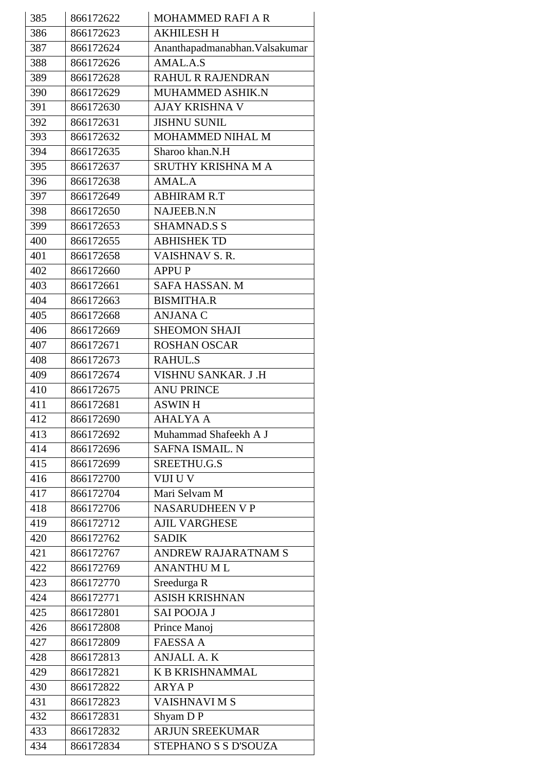| 385 | 866172622 | MOHAMMED RAFI A R |
|---|---|---|
| 386 | 866172623 | AKHILESH H |
| 387 | 866172624 | Ananthapadmanabhan.Valsakumar |
| 388 | 866172626 | AMAL.A.S |
| 389 | 866172628 | RAHUL R RAJENDRAN |
| 390 | 866172629 | MUHAMMED ASHIK.N |
| 391 | 866172630 | AJAY KRISHNA V |
| 392 | 866172631 | JISHNU SUNIL |
| 393 | 866172632 | MOHAMMED NIHAL M |
| 394 | 866172635 | Sharoo khan.N.H |
| 395 | 866172637 | SRUTHY KRISHNA M A |
| 396 | 866172638 | AMAL.A |
| 397 | 866172649 | ABHIRAM R.T |
| 398 | 866172650 | NAJEEB.N.N |
| 399 | 866172653 | SHAMNAD.S S |
| 400 | 866172655 | ABHISHEK TD |
| 401 | 866172658 | VAISHNAV S. R. |
| 402 | 866172660 | APPU P |
| 403 | 866172661 | SAFA HASSAN. M |
| 404 | 866172663 | BISMITHA.R |
| 405 | 866172668 | ANJANA C |
| 406 | 866172669 | SHEOMON SHAJI |
| 407 | 866172671 | ROSHAN OSCAR |
| 408 | 866172673 | RAHUL.S |
| 409 | 866172674 | VISHNU SANKAR. J .H |
| 410 | 866172675 | ANU PRINCE |
| 411 | 866172681 | ASWIN H |
| 412 | 866172690 | AHALYA A |
| 413 | 866172692 | Muhammad Shafeekh A J |
| 414 | 866172696 | SAFNA ISMAIL. N |
| 415 | 866172699 | SREETHU.G.S |
| 416 | 866172700 | VIJI U V |
| 417 | 866172704 | Mari Selvam M |
| 418 | 866172706 | NASARUDHEEN V P |
| 419 | 866172712 | AJIL VARGHESE |
| 420 | 866172762 | SADIK |
| 421 | 866172767 | ANDREW RAJARATNAM S |
| 422 | 866172769 | ANANTHU M L |
| 423 | 866172770 | Sreedurga R |
| 424 | 866172771 | ASISH KRISHNAN |
| 425 | 866172801 | SAI POOJA J |
| 426 | 866172808 | Prince Manoj |
| 427 | 866172809 | FAESSA A |
| 428 | 866172813 | ANJALI. A. K |
| 429 | 866172821 | K B KRISHNAMMAL |
| 430 | 866172822 | ARYA P |
| 431 | 866172823 | VAISHNAVI M S |
| 432 | 866172831 | Shyam D P |
| 433 | 866172832 | ARJUN SREEKUMAR |
| 434 | 866172834 | STEPHANO S S D'SOUZA |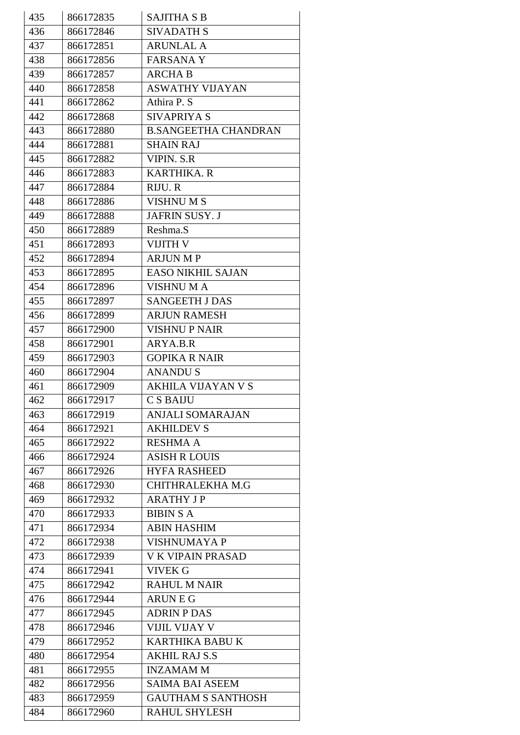| 435 | 866172835 | SAJITHA S B |
|---|---|---|
| 436 | 866172846 | SIVADATH S |
| 437 | 866172851 | ARUNLAL A |
| 438 | 866172856 | FARSANA Y |
| 439 | 866172857 | ARCHA B |
| 440 | 866172858 | ASWATHY VIJAYAN |
| 441 | 866172862 | Athira P. S |
| 442 | 866172868 | SIVAPRIYA S |
| 443 | 866172880 | B.SANGEETHA CHANDRAN |
| 444 | 866172881 | SHAIN RAJ |
| 445 | 866172882 | VIPIN. S.R |
| 446 | 866172883 | KARTHIKA. R |
| 447 | 866172884 | RIJU. R |
| 448 | 866172886 | VISHNU M S |
| 449 | 866172888 | JAFRIN SUSY. J |
| 450 | 866172889 | Reshma.S |
| 451 | 866172893 | VIJITH V |
| 452 | 866172894 | ARJUN M P |
| 453 | 866172895 | EASO NIKHIL SAJAN |
| 454 | 866172896 | VISHNU M A |
| 455 | 866172897 | SANGEETH J DAS |
| 456 | 866172899 | ARJUN RAMESH |
| 457 | 866172900 | VISHNU P NAIR |
| 458 | 866172901 | ARYA.B.R |
| 459 | 866172903 | GOPIKA R NAIR |
| 460 | 866172904 | ANANDU S |
| 461 | 866172909 | AKHILA VIJAYAN V S |
| 462 | 866172917 | C S BAIJU |
| 463 | 866172919 | ANJALI SOMARAJAN |
| 464 | 866172921 | AKHILDEV S |
| 465 | 866172922 | RESHMA A |
| 466 | 866172924 | ASISH R LOUIS |
| 467 | 866172926 | HYFA RASHEED |
| 468 | 866172930 | CHITHRALEKHA M.G |
| 469 | 866172932 | ARATHY J P |
| 470 | 866172933 | BIBIN S A |
| 471 | 866172934 | ABIN HASHIM |
| 472 | 866172938 | VISHNUMAYA P |
| 473 | 866172939 | V K VIPAIN PRASAD |
| 474 | 866172941 | VIVEK G |
| 475 | 866172942 | RAHUL M NAIR |
| 476 | 866172944 | ARUN E G |
| 477 | 866172945 | ADRIN P DAS |
| 478 | 866172946 | VIJIL VIJAY V |
| 479 | 866172952 | KARTHIKA BABU K |
| 480 | 866172954 | AKHIL RAJ S.S |
| 481 | 866172955 | INZAMAM M |
| 482 | 866172956 | SAIMA BAI ASEEM |
| 483 | 866172959 | GAUTHAM S SANTHOSH |
| 484 | 866172960 | RAHUL SHYLESH |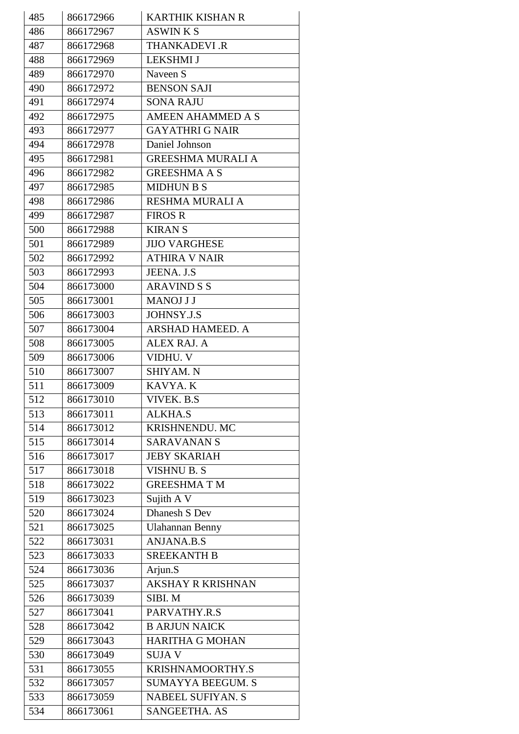| 485 | 866172966 | KARTHIK KISHAN R |
|---|---|---|
| 486 | 866172967 | ASWIN K S |
| 487 | 866172968 | THANKADEVI .R |
| 488 | 866172969 | LEKSHMI J |
| 489 | 866172970 | Naveen S |
| 490 | 866172972 | BENSON SAJI |
| 491 | 866172974 | SONA RAJU |
| 492 | 866172975 | AMEEN AHAMMED A S |
| 493 | 866172977 | GAYATHRI G NAIR |
| 494 | 866172978 | Daniel Johnson |
| 495 | 866172981 | GREESHMA MURALI A |
| 496 | 866172982 | GREESHMA A S |
| 497 | 866172985 | MIDHUN B S |
| 498 | 866172986 | RESHMA MURALI A |
| 499 | 866172987 | FIROS R |
| 500 | 866172988 | KIRAN S |
| 501 | 866172989 | JIJO VARGHESE |
| 502 | 866172992 | ATHIRA V NAIR |
| 503 | 866172993 | JEENA. J.S |
| 504 | 866173000 | ARAVIND S S |
| 505 | 866173001 | MANOJ J J |
| 506 | 866173003 | JOHNSY.J.S |
| 507 | 866173004 | ARSHAD HAMEED. A |
| 508 | 866173005 | ALEX RAJ. A |
| 509 | 866173006 | VIDHU. V |
| 510 | 866173007 | SHIYAM. N |
| 511 | 866173009 | KAVYA. K |
| 512 | 866173010 | VIVEK. B.S |
| 513 | 866173011 | ALKHA.S |
| 514 | 866173012 | KRISHNENDU. MC |
| 515 | 866173014 | SARAVANAN S |
| 516 | 866173017 | JEBY SKARIAH |
| 517 | 866173018 | VISHNU B. S |
| 518 | 866173022 | GREESHMA T M |
| 519 | 866173023 | Sujith A V |
| 520 | 866173024 | Dhanesh S Dev |
| 521 | 866173025 | Ulahannan Benny |
| 522 | 866173031 | ANJANA.B.S |
| 523 | 866173033 | SREEKANTH B |
| 524 | 866173036 | Arjun.S |
| 525 | 866173037 | AKSHAY R KRISHNAN |
| 526 | 866173039 | SIBI. M |
| 527 | 866173041 | PARVATHY.R.S |
| 528 | 866173042 | B ARJUN NAICK |
| 529 | 866173043 | HARITHA G MOHAN |
| 530 | 866173049 | SUJA V |
| 531 | 866173055 | KRISHNAMOORTHY.S |
| 532 | 866173057 | SUMAYYA BEEGUM. S |
| 533 | 866173059 | NABEEL SUFIYAN. S |
| 534 | 866173061 | SANGEETHA. AS |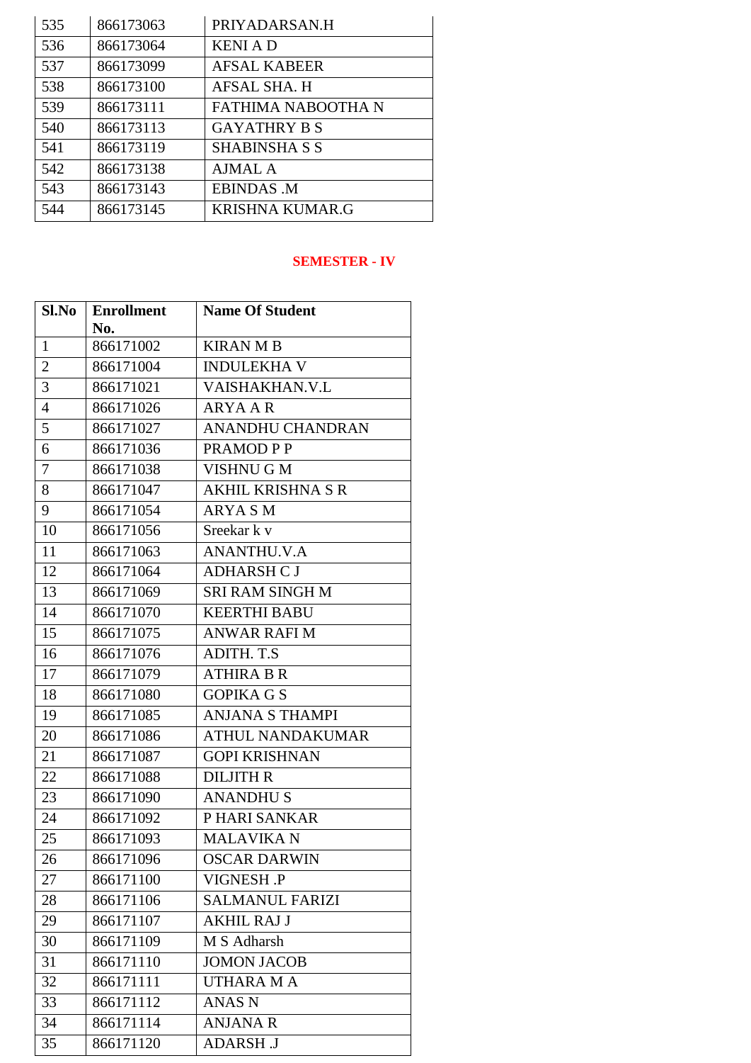| | | |
|---|---|---|
| 535 | 866173063 | PRIYADARSAN.H |
| 536 | 866173064 | KENI A D |
| 537 | 866173099 | AFSAL KABEER |
| 538 | 866173100 | AFSAL SHA. H |
| 539 | 866173111 | FATHIMA NABOOTHA N |
| 540 | 866173113 | GAYATHRY B S |
| 541 | 866173119 | SHABINSHA S S |
| 542 | 866173138 | AJMAL A |
| 543 | 866173143 | EBINDAS .M |
| 544 | 866173145 | KRISHNA KUMAR.G |

## SEMESTER - IV

| Sl.No | Enrollment No. | Name Of Student |
|---|---|---|
| 1 | 866171002 | KIRAN M B |
| 2 | 866171004 | INDULEKHA V |
| 3 | 866171021 | VAISHAKHAN.V.L |
| 4 | 866171026 | ARYA A R |
| 5 | 866171027 | ANANDHU CHANDRAN |
| 6 | 866171036 | PRAMOD P P |
| 7 | 866171038 | VISHNU G M |
| 8 | 866171047 | AKHIL KRISHNA S R |
| 9 | 866171054 | ARYA S M |
| 10 | 866171056 | Sreekar k v |
| 11 | 866171063 | ANANTHU.V.A |
| 12 | 866171064 | ADHARSH C J |
| 13 | 866171069 | SRI RAM SINGH M |
| 14 | 866171070 | KEERTHI BABU |
| 15 | 866171075 | ANWAR RAFI M |
| 16 | 866171076 | ADITH. T.S |
| 17 | 866171079 | ATHIRA B R |
| 18 | 866171080 | GOPIKA G S |
| 19 | 866171085 | ANJANA S THAMPI |
| 20 | 866171086 | ATHUL NANDAKUMAR |
| 21 | 866171087 | GOPI KRISHNAN |
| 22 | 866171088 | DILJITH R |
| 23 | 866171090 | ANANDHU S |
| 24 | 866171092 | P HARI SANKAR |
| 25 | 866171093 | MALAVIKA N |
| 26 | 866171096 | OSCAR DARWIN |
| 27 | 866171100 | VIGNESH .P |
| 28 | 866171106 | SALMANUL FARIZI |
| 29 | 866171107 | AKHIL RAJ J |
| 30 | 866171109 | M S Adharsh |
| 31 | 866171110 | JOMON JACOB |
| 32 | 866171111 | UTHARA M A |
| 33 | 866171112 | ANAS N |
| 34 | 866171114 | ANJANA R |
| 35 | 866171120 | ADARSH .J |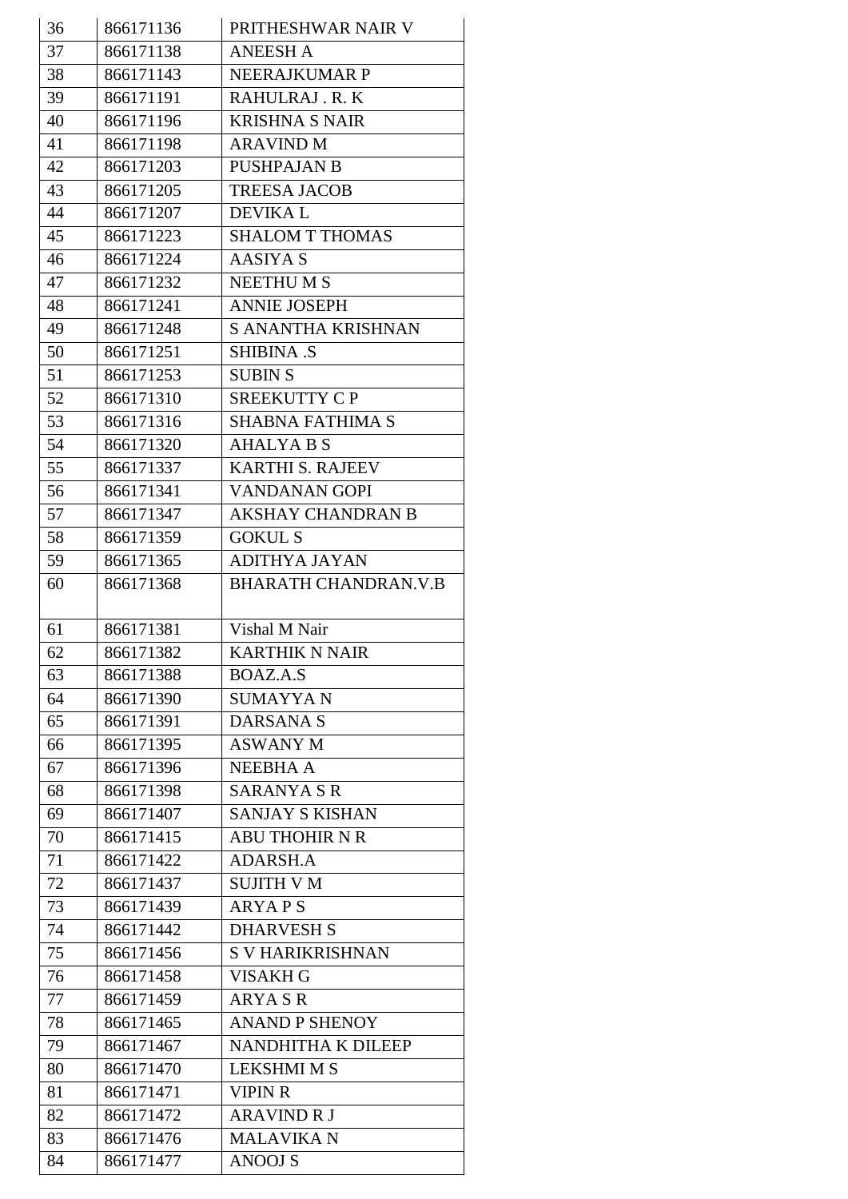| 36 | 866171136 | PRITHESHWAR NAIR V |
|---|---|---|
| 37 | 866171138 | ANEESH A |
| 38 | 866171143 | NEERAJKUMAR P |
| 39 | 866171191 | RAHULRAJ . R. K |
| 40 | 866171196 | KRISHNA S NAIR |
| 41 | 866171198 | ARAVIND M |
| 42 | 866171203 | PUSHPAJAN B |
| 43 | 866171205 | TREESA JACOB |
| 44 | 866171207 | DEVIKA L |
| 45 | 866171223 | SHALOM T THOMAS |
| 46 | 866171224 | AASIYA S |
| 47 | 866171232 | NEETHU M S |
| 48 | 866171241 | ANNIE JOSEPH |
| 49 | 866171248 | S ANANTHA KRISHNAN |
| 50 | 866171251 | SHIBINA .S |
| 51 | 866171253 | SUBIN S |
| 52 | 866171310 | SREEKUTTY C P |
| 53 | 866171316 | SHABNA FATHIMA S |
| 54 | 866171320 | AHALYA B S |
| 55 | 866171337 | KARTHI S. RAJEEV |
| 56 | 866171341 | VANDANAN GOPI |
| 57 | 866171347 | AKSHAY CHANDRAN B |
| 58 | 866171359 | GOKUL S |
| 59 | 866171365 | ADITHYA JAYAN |
| 60 | 866171368 | BHARATH CHANDRAN.V.B |
| 61 | 866171381 | Vishal M Nair |
| 62 | 866171382 | KARTHIK N NAIR |
| 63 | 866171388 | BOAZ.A.S |
| 64 | 866171390 | SUMAYYA N |
| 65 | 866171391 | DARSANA S |
| 66 | 866171395 | ASWANY M |
| 67 | 866171396 | NEEBHA A |
| 68 | 866171398 | SARANYA S R |
| 69 | 866171407 | SANJAY S KISHAN |
| 70 | 866171415 | ABU THOHIR N R |
| 71 | 866171422 | ADARSH.A |
| 72 | 866171437 | SUJITH V M |
| 73 | 866171439 | ARYA P S |
| 74 | 866171442 | DHARVESH S |
| 75 | 866171456 | S V HARIKRISHNAN |
| 76 | 866171458 | VISAKH G |
| 77 | 866171459 | ARYA S R |
| 78 | 866171465 | ANAND P SHENOY |
| 79 | 866171467 | NANDHITHA K DILEEP |
| 80 | 866171470 | LEKSHMI M S |
| 81 | 866171471 | VIPIN R |
| 82 | 866171472 | ARAVIND R J |
| 83 | 866171476 | MALAVIKA N |
| 84 | 866171477 | ANOOJ S |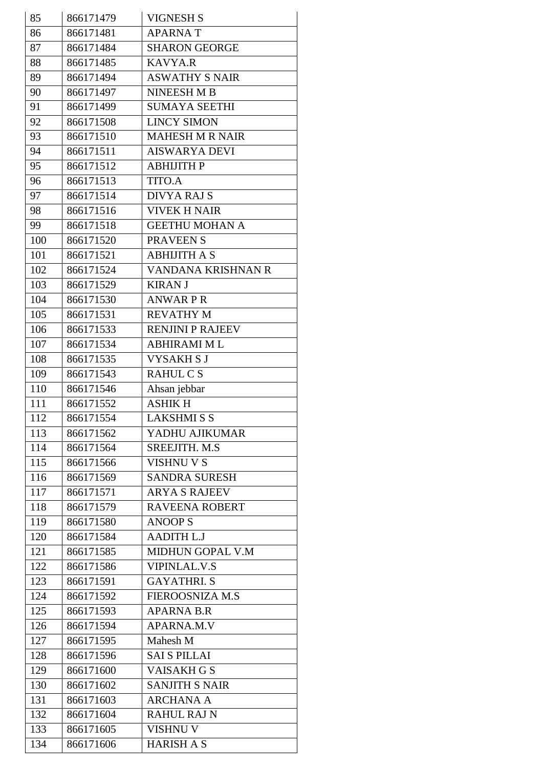| 85 | 866171479 | VIGNESH S |
|---|---|---|
| 86 | 866171481 | APARNA T |
| 87 | 866171484 | SHARON GEORGE |
| 88 | 866171485 | KAVYA.R |
| 89 | 866171494 | ASWATHY S NAIR |
| 90 | 866171497 | NINEESH M B |
| 91 | 866171499 | SUMAYA SEETHI |
| 92 | 866171508 | LINCY SIMON |
| 93 | 866171510 | MAHESH M R NAIR |
| 94 | 866171511 | AISWARYA DEVI |
| 95 | 866171512 | ABHIJITH P |
| 96 | 866171513 | TITO.A |
| 97 | 866171514 | DIVYA RAJ S |
| 98 | 866171516 | VIVEK H NAIR |
| 99 | 866171518 | GEETHU MOHAN A |
| 100 | 866171520 | PRAVEEN S |
| 101 | 866171521 | ABHIJITH A S |
| 102 | 866171524 | VANDANA KRISHNAN R |
| 103 | 866171529 | KIRAN J |
| 104 | 866171530 | ANWAR P R |
| 105 | 866171531 | REVATHY M |
| 106 | 866171533 | RENJINI P RAJEEV |
| 107 | 866171534 | ABHIRAMI M L |
| 108 | 866171535 | VYSAKH S J |
| 109 | 866171543 | RAHUL C S |
| 110 | 866171546 | Ahsan jebbar |
| 111 | 866171552 | ASHIK H |
| 112 | 866171554 | LAKSHMI S S |
| 113 | 866171562 | YADHU AJIKUMAR |
| 114 | 866171564 | SREEJITH. M.S |
| 115 | 866171566 | VISHNU V S |
| 116 | 866171569 | SANDRA SURESH |
| 117 | 866171571 | ARYA S RAJEEV |
| 118 | 866171579 | RAVEENA ROBERT |
| 119 | 866171580 | ANOOP S |
| 120 | 866171584 | AADITH L.J |
| 121 | 866171585 | MIDHUN GOPAL V.M |
| 122 | 866171586 | VIPINLAL.V.S |
| 123 | 866171591 | GAYATHRI. S |
| 124 | 866171592 | FIEROOSNIZA M.S |
| 125 | 866171593 | APARNA B.R |
| 126 | 866171594 | APARNA.M.V |
| 127 | 866171595 | Mahesh M |
| 128 | 866171596 | SAI S PILLAI |
| 129 | 866171600 | VAISAKH G S |
| 130 | 866171602 | SANJITH S NAIR |
| 131 | 866171603 | ARCHANA A |
| 132 | 866171604 | RAHUL RAJ N |
| 133 | 866171605 | VISHNU V |
| 134 | 866171606 | HARISH A S |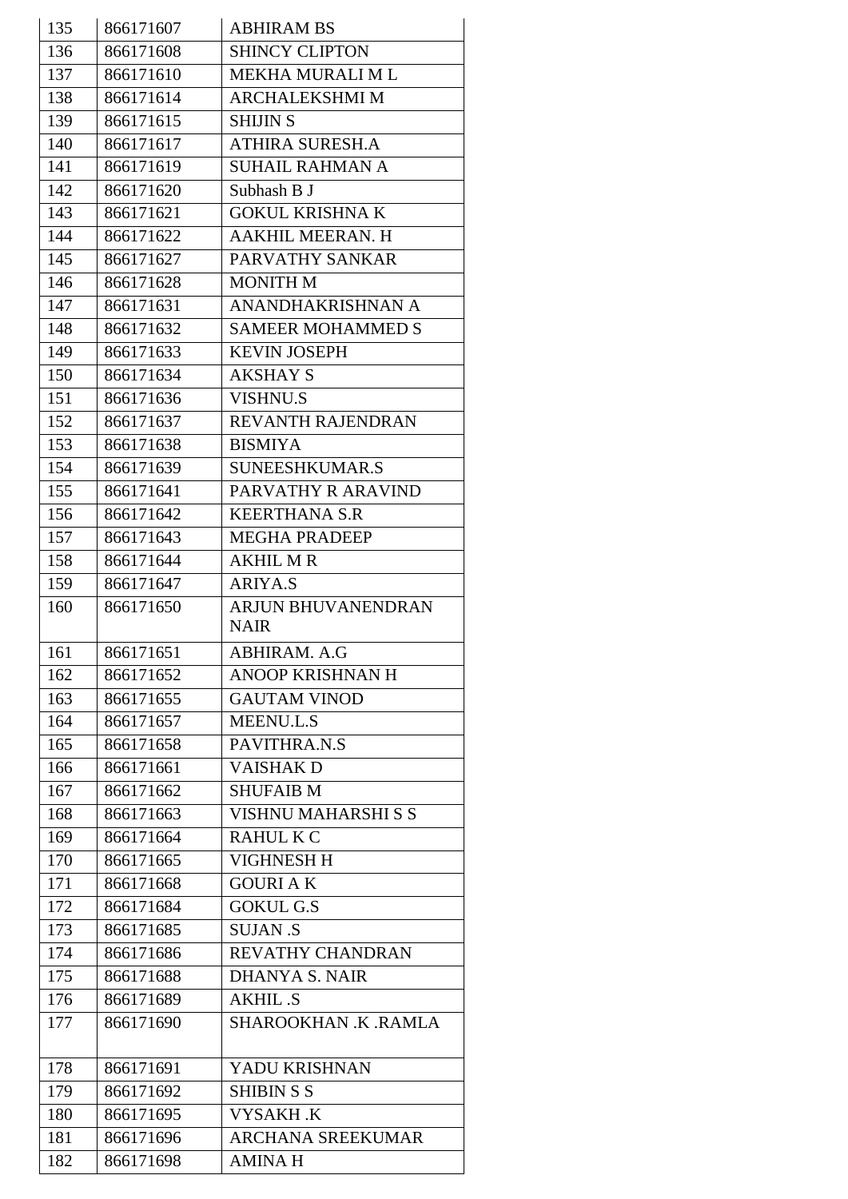| 135 | 866171607 | ABHIRAM BS |
|---|---|---|
| 136 | 866171608 | SHINCY CLIPTON |
| 137 | 866171610 | MEKHA MURALI M L |
| 138 | 866171614 | ARCHALEKSHMI M |
| 139 | 866171615 | SHIJIN S |
| 140 | 866171617 | ATHIRA SURESH.A |
| 141 | 866171619 | SUHAIL RAHMAN A |
| 142 | 866171620 | Subhash B J |
| 143 | 866171621 | GOKUL KRISHNA K |
| 144 | 866171622 | AAKHIL MEERAN. H |
| 145 | 866171627 | PARVATHY SANKAR |
| 146 | 866171628 | MONITH M |
| 147 | 866171631 | ANANDHAKRISHNAN A |
| 148 | 866171632 | SAMEER MOHAMMED S |
| 149 | 866171633 | KEVIN JOSEPH |
| 150 | 866171634 | AKSHAY S |
| 151 | 866171636 | VISHNU.S |
| 152 | 866171637 | REVANTH RAJENDRAN |
| 153 | 866171638 | BISMIYA |
| 154 | 866171639 | SUNEESHKUMAR.S |
| 155 | 866171641 | PARVATHY R ARAVIND |
| 156 | 866171642 | KEERTHANA S.R |
| 157 | 866171643 | MEGHA PRADEEP |
| 158 | 866171644 | AKHIL M R |
| 159 | 866171647 | ARIYA.S |
| 160 | 866171650 | ARJUN BHUVANENDRAN NAIR |
| 161 | 866171651 | ABHIRAM. A.G |
| 162 | 866171652 | ANOOP KRISHNAN H |
| 163 | 866171655 | GAUTAM VINOD |
| 164 | 866171657 | MEENU.L.S |
| 165 | 866171658 | PAVITHRA.N.S |
| 166 | 866171661 | VAISHAK D |
| 167 | 866171662 | SHUFAIB M |
| 168 | 866171663 | VISHNU MAHARSHI S S |
| 169 | 866171664 | RAHUL K C |
| 170 | 866171665 | VIGHNESH H |
| 171 | 866171668 | GOURI A K |
| 172 | 866171684 | GOKUL G.S |
| 173 | 866171685 | SUJAN .S |
| 174 | 866171686 | REVATHY CHANDRAN |
| 175 | 866171688 | DHANYA S. NAIR |
| 176 | 866171689 | AKHIL .S |
| 177 | 866171690 | SHAROOKHAN .K .RAMLA |
| 178 | 866171691 | YADU KRISHNAN |
| 179 | 866171692 | SHIBIN S S |
| 180 | 866171695 | VYSAKH .K |
| 181 | 866171696 | ARCHANA SREEKUMAR |
| 182 | 866171698 | AMINA H |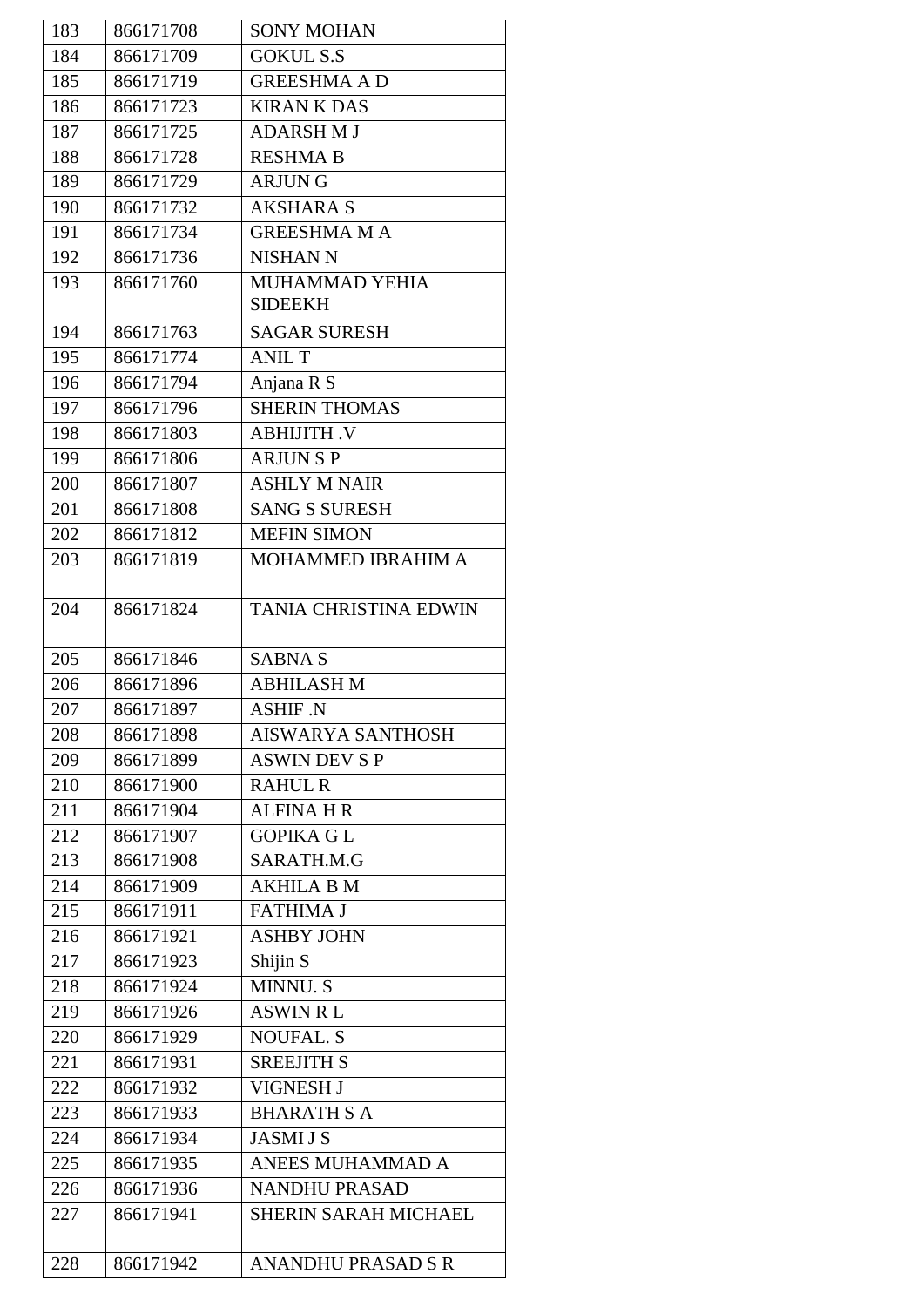| 183 | 866171708 | SONY MOHAN |
|---|---|---|
| 184 | 866171709 | GOKUL S.S |
| 185 | 866171719 | GREESHMA A D |
| 186 | 866171723 | KIRAN K DAS |
| 187 | 866171725 | ADARSH M J |
| 188 | 866171728 | RESHMA B |
| 189 | 866171729 | ARJUN G |
| 190 | 866171732 | AKSHARA S |
| 191 | 866171734 | GREESHMA M A |
| 192 | 866171736 | NISHAN N |
| 193 | 866171760 | MUHAMMAD YEHIA SIDEEKH |
| 194 | 866171763 | SAGAR SURESH |
| 195 | 866171774 | ANIL T |
| 196 | 866171794 | Anjana R S |
| 197 | 866171796 | SHERIN THOMAS |
| 198 | 866171803 | ABHIJITH .V |
| 199 | 866171806 | ARJUN S P |
| 200 | 866171807 | ASHLY M NAIR |
| 201 | 866171808 | SANG S SURESH |
| 202 | 866171812 | MEFIN SIMON |
| 203 | 866171819 | MOHAMMED IBRAHIM A |
| 204 | 866171824 | TANIA CHRISTINA EDWIN |
| 205 | 866171846 | SABNA S |
| 206 | 866171896 | ABHILASH M |
| 207 | 866171897 | ASHIF .N |
| 208 | 866171898 | AISWARYA SANTHOSH |
| 209 | 866171899 | ASWIN DEV S P |
| 210 | 866171900 | RAHUL R |
| 211 | 866171904 | ALFINA H R |
| 212 | 866171907 | GOPIKA G L |
| 213 | 866171908 | SARATH.M.G |
| 214 | 866171909 | AKHILA B M |
| 215 | 866171911 | FATHIMA J |
| 216 | 866171921 | ASHBY JOHN |
| 217 | 866171923 | Shijin S |
| 218 | 866171924 | MINNU. S |
| 219 | 866171926 | ASWIN R L |
| 220 | 866171929 | NOUFAL. S |
| 221 | 866171931 | SREEJITH S |
| 222 | 866171932 | VIGNESH J |
| 223 | 866171933 | BHARATH S A |
| 224 | 866171934 | JASMI J S |
| 225 | 866171935 | ANEES MUHAMMAD A |
| 226 | 866171936 | NANDHU PRASAD |
| 227 | 866171941 | SHERIN SARAH MICHAEL |
| 228 | 866171942 | ANANDHU PRASAD S R |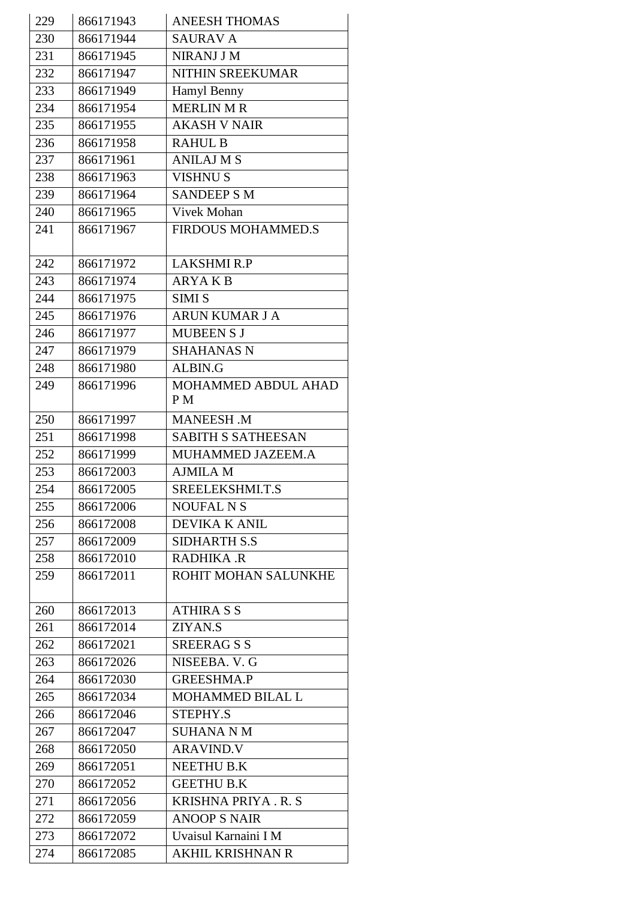| 229 | 866171943 | ANEESH THOMAS |
|---|---|---|
| 230 | 866171944 | SAURAV A |
| 231 | 866171945 | NIRANJ J M |
| 232 | 866171947 | NITHIN SREEKUMAR |
| 233 | 866171949 | Hamyl Benny |
| 234 | 866171954 | MERLIN M R |
| 235 | 866171955 | AKASH V NAIR |
| 236 | 866171958 | RAHUL B |
| 237 | 866171961 | ANILAJ M S |
| 238 | 866171963 | VISHNU S |
| 239 | 866171964 | SANDEEP S M |
| 240 | 866171965 | Vivek Mohan |
| 241 | 866171967 | FIRDOUS MOHAMMED.S |
| 242 | 866171972 | LAKSHMI R.P |
| 243 | 866171974 | ARYA K B |
| 244 | 866171975 | SIMI S |
| 245 | 866171976 | ARUN KUMAR J A |
| 246 | 866171977 | MUBEEN S J |
| 247 | 866171979 | SHAHANAS N |
| 248 | 866171980 | ALBIN.G |
| 249 | 866171996 | MOHAMMED ABDUL AHAD P M |
| 250 | 866171997 | MANEESH .M |
| 251 | 866171998 | SABITH S SATHEESAN |
| 252 | 866171999 | MUHAMMED JAZEEM.A |
| 253 | 866172003 | AJMILA M |
| 254 | 866172005 | SREELEKSHMI.T.S |
| 255 | 866172006 | NOUFAL N S |
| 256 | 866172008 | DEVIKA K ANIL |
| 257 | 866172009 | SIDHARTH S.S |
| 258 | 866172010 | RADHIKA .R |
| 259 | 866172011 | ROHIT MOHAN SALUNKHE |
| 260 | 866172013 | ATHIRA S S |
| 261 | 866172014 | ZIYAN.S |
| 262 | 866172021 | SREERAG S S |
| 263 | 866172026 | NISEEBA. V. G |
| 264 | 866172030 | GREESHMA.P |
| 265 | 866172034 | MOHAMMED BILAL L |
| 266 | 866172046 | STEPHY.S |
| 267 | 866172047 | SUHANA N M |
| 268 | 866172050 | ARAVIND.V |
| 269 | 866172051 | NEETHU B.K |
| 270 | 866172052 | GEETHU B.K |
| 271 | 866172056 | KRISHNA PRIYA . R. S |
| 272 | 866172059 | ANOOP S NAIR |
| 273 | 866172072 | Uvaisul Karnaini I M |
| 274 | 866172085 | AKHIL KRISHNAN R |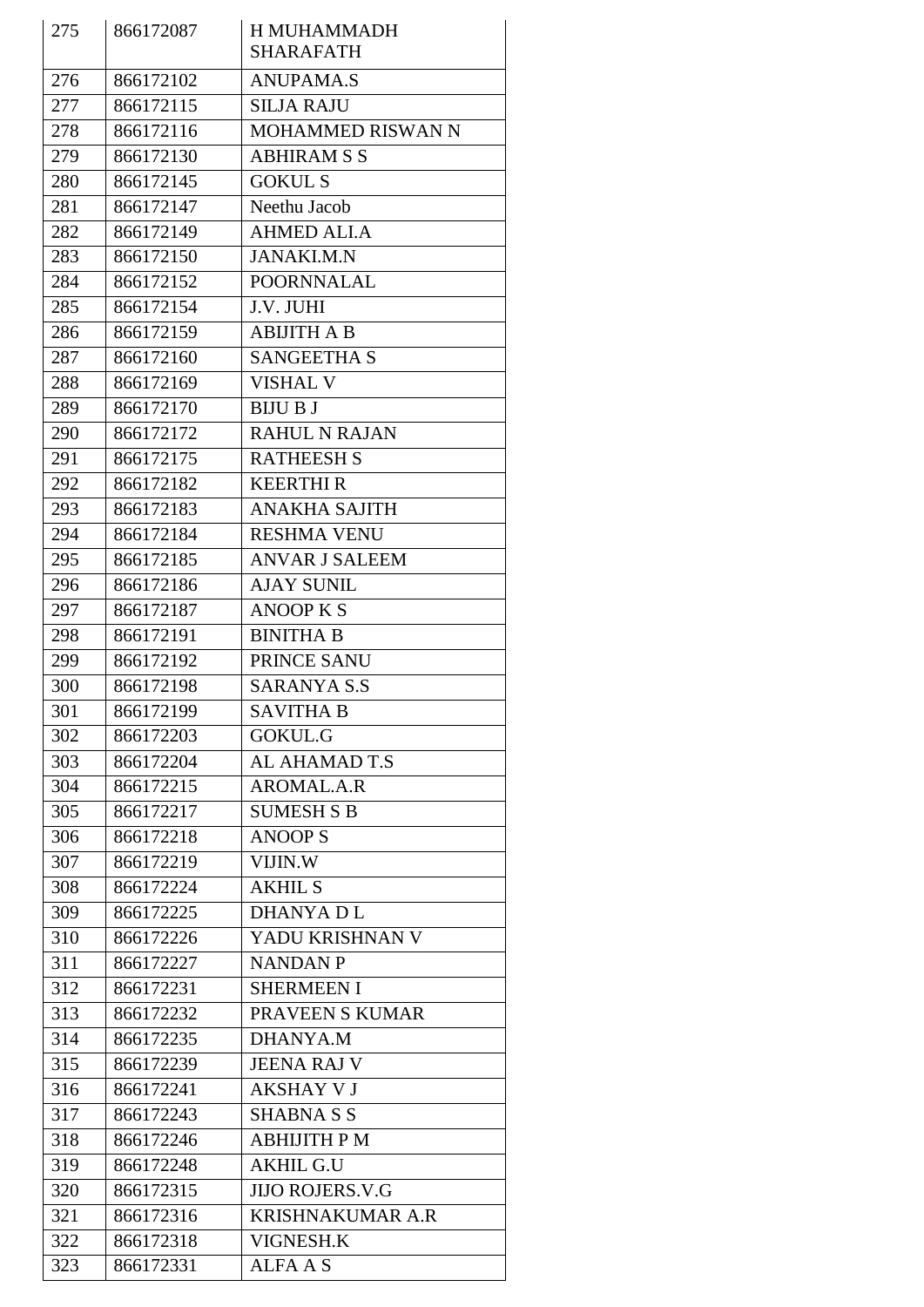| 275 | 866172087 | H MUHAMMADH SHARAFATH |
|---|---|---|
| 276 | 866172102 | ANUPAMA.S |
| 277 | 866172115 | SILJA RAJU |
| 278 | 866172116 | MOHAMMED RISWAN N |
| 279 | 866172130 | ABHIRAM S S |
| 280 | 866172145 | GOKUL S |
| 281 | 866172147 | Neethu Jacob |
| 282 | 866172149 | AHMED ALI.A |
| 283 | 866172150 | JANAKI.M.N |
| 284 | 866172152 | POORNNALAL |
| 285 | 866172154 | J.V. JUHI |
| 286 | 866172159 | ABIJITH A B |
| 287 | 866172160 | SANGEETHA S |
| 288 | 866172169 | VISHAL V |
| 289 | 866172170 | BIJU B J |
| 290 | 866172172 | RAHUL N RAJAN |
| 291 | 866172175 | RATHEESH S |
| 292 | 866172182 | KEERTHI R |
| 293 | 866172183 | ANAKHA SAJITH |
| 294 | 866172184 | RESHMA VENU |
| 295 | 866172185 | ANVAR J SALEEM |
| 296 | 866172186 | AJAY SUNIL |
| 297 | 866172187 | ANOOP K S |
| 298 | 866172191 | BINITHA B |
| 299 | 866172192 | PRINCE SANU |
| 300 | 866172198 | SARANYA S.S |
| 301 | 866172199 | SAVITHA B |
| 302 | 866172203 | GOKUL.G |
| 303 | 866172204 | AL AHAMAD T.S |
| 304 | 866172215 | AROMAL.A.R |
| 305 | 866172217 | SUMESH S B |
| 306 | 866172218 | ANOOP S |
| 307 | 866172219 | VIJIN.W |
| 308 | 866172224 | AKHIL S |
| 309 | 866172225 | DHANYA D L |
| 310 | 866172226 | YADU KRISHNAN V |
| 311 | 866172227 | NANDAN P |
| 312 | 866172231 | SHERMEEN I |
| 313 | 866172232 | PRAVEEN S KUMAR |
| 314 | 866172235 | DHANYA.M |
| 315 | 866172239 | JEENA RAJ V |
| 316 | 866172241 | AKSHAY V J |
| 317 | 866172243 | SHABNA S S |
| 318 | 866172246 | ABHIJITH P M |
| 319 | 866172248 | AKHIL G.U |
| 320 | 866172315 | JIJO ROJERS.V.G |
| 321 | 866172316 | KRISHNAKUMAR A.R |
| 322 | 866172318 | VIGNESH.K |
| 323 | 866172331 | ALFA A S |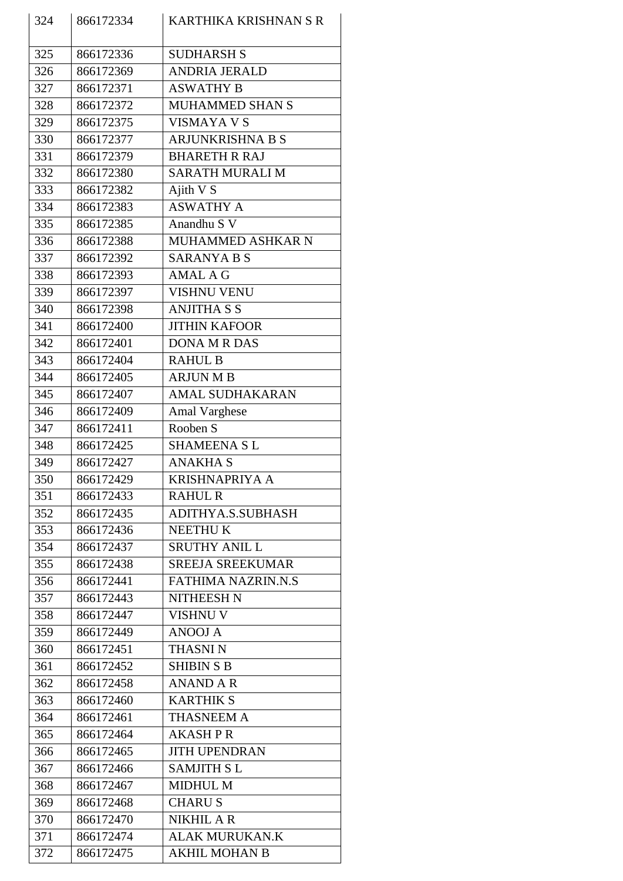| 324 | 866172334 | KARTHIKA KRISHNAN S R |
|---|---|---|
| 325 | 866172336 | SUDHARSH S |
| 326 | 866172369 | ANDRIA JERALD |
| 327 | 866172371 | ASWATHY B |
| 328 | 866172372 | MUHAMMED SHAN S |
| 329 | 866172375 | VISMAYA V S |
| 330 | 866172377 | ARJUNKRISHNA B S |
| 331 | 866172379 | BHARETH R RAJ |
| 332 | 866172380 | SARATH MURALI M |
| 333 | 866172382 | Ajith V S |
| 334 | 866172383 | ASWATHY A |
| 335 | 866172385 | Anandhu S V |
| 336 | 866172388 | MUHAMMED ASHKAR N |
| 337 | 866172392 | SARANYA B S |
| 338 | 866172393 | AMAL A G |
| 339 | 866172397 | VISHNU VENU |
| 340 | 866172398 | ANJITHA S S |
| 341 | 866172400 | JITHIN KAFOOR |
| 342 | 866172401 | DONA M R DAS |
| 343 | 866172404 | RAHUL B |
| 344 | 866172405 | ARJUN M B |
| 345 | 866172407 | AMAL SUDHAKARAN |
| 346 | 866172409 | Amal Varghese |
| 347 | 866172411 | Rooben S |
| 348 | 866172425 | SHAMEENA S L |
| 349 | 866172427 | ANAKHA S |
| 350 | 866172429 | KRISHNAPRIYA A |
| 351 | 866172433 | RAHUL R |
| 352 | 866172435 | ADITHYA.S.SUBHASH |
| 353 | 866172436 | NEETHU K |
| 354 | 866172437 | SRUTHY ANIL L |
| 355 | 866172438 | SREEJA SREEKUMAR |
| 356 | 866172441 | FATHIMA NAZRIN.N.S |
| 357 | 866172443 | NITHEESH N |
| 358 | 866172447 | VISHNU V |
| 359 | 866172449 | ANOOJ A |
| 360 | 866172451 | THASNI N |
| 361 | 866172452 | SHIBIN S B |
| 362 | 866172458 | ANAND A R |
| 363 | 866172460 | KARTHIK S |
| 364 | 866172461 | THASNEEM A |
| 365 | 866172464 | AKASH P R |
| 366 | 866172465 | JITH UPENDRAN |
| 367 | 866172466 | SAMJITH S L |
| 368 | 866172467 | MIDHUL M |
| 369 | 866172468 | CHARU S |
| 370 | 866172470 | NIKHIL A R |
| 371 | 866172474 | ALAK MURUKAN.K |
| 372 | 866172475 | AKHIL MOHAN B |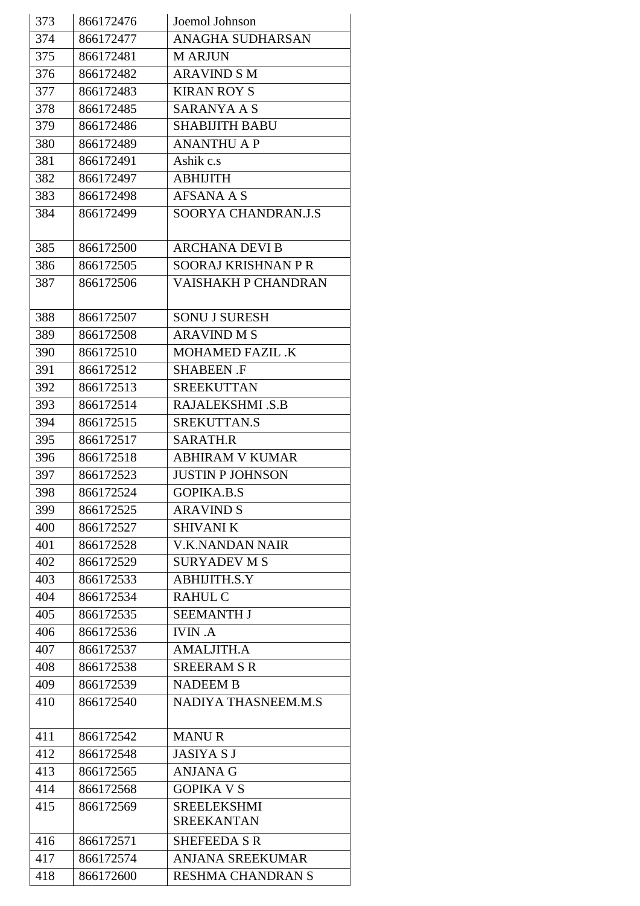| | | |
|---|---|---|
| 373 | 866172476 | Joemol Johnson |
| 374 | 866172477 | ANAGHA SUDHARSAN |
| 375 | 866172481 | M ARJUN |
| 376 | 866172482 | ARAVIND S M |
| 377 | 866172483 | KIRAN ROY S |
| 378 | 866172485 | SARANYA A S |
| 379 | 866172486 | SHABIJITH BABU |
| 380 | 866172489 | ANANTHU A P |
| 381 | 866172491 | Ashik c.s |
| 382 | 866172497 | ABHIJITH |
| 383 | 866172498 | AFSANA A S |
| 384 | 866172499 | SOORYA CHANDRAN.J.S |
| 385 | 866172500 | ARCHANA DEVI B |
| 386 | 866172505 | SOORAJ KRISHNAN P R |
| 387 | 866172506 | VAISHAKH P CHANDRAN |
| 388 | 866172507 | SONU J SURESH |
| 389 | 866172508 | ARAVIND M S |
| 390 | 866172510 | MOHAMED FAZIL .K |
| 391 | 866172512 | SHABEEN .F |
| 392 | 866172513 | SREEKUTTAN |
| 393 | 866172514 | RAJALEKSHMI .S.B |
| 394 | 866172515 | SREKUTTAN.S |
| 395 | 866172517 | SARATH.R |
| 396 | 866172518 | ABHIRAM V KUMAR |
| 397 | 866172523 | JUSTIN P JOHNSON |
| 398 | 866172524 | GOPIKA.B.S |
| 399 | 866172525 | ARAVIND S |
| 400 | 866172527 | SHIVANI K |
| 401 | 866172528 | V.K.NANDAN NAIR |
| 402 | 866172529 | SURYADEV M S |
| 403 | 866172533 | ABHIJITH.S.Y |
| 404 | 866172534 | RAHUL C |
| 405 | 866172535 | SEEMANTH J |
| 406 | 866172536 | IVIN .A |
| 407 | 866172537 | AMALJITH.A |
| 408 | 866172538 | SREERAM S R |
| 409 | 866172539 | NADEEM B |
| 410 | 866172540 | NADIYA THASNEEM.M.S |
| 411 | 866172542 | MANU R |
| 412 | 866172548 | JASIYA S J |
| 413 | 866172565 | ANJANA G |
| 414 | 866172568 | GOPIKA V S |
| 415 | 866172569 | SREELEKSHMI SREEKANTAN |
| 416 | 866172571 | SHEFEEDA S R |
| 417 | 866172574 | ANJANA SREEKUMAR |
| 418 | 866172600 | RESHMA CHANDRAN S |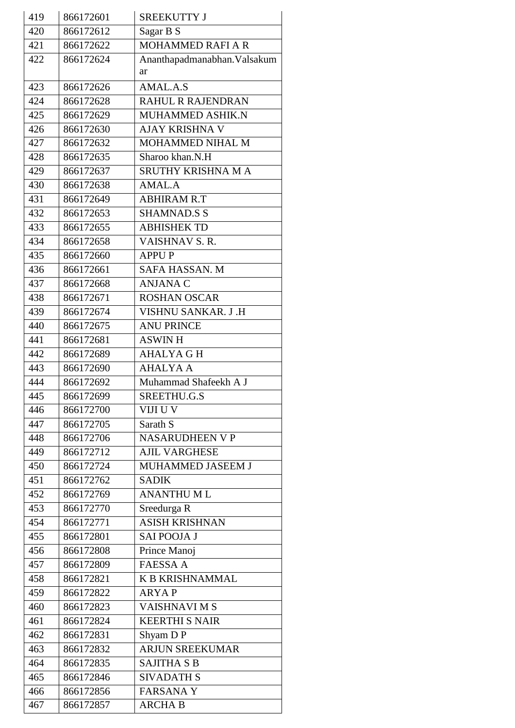| 419 | 866172601 | SREEKUTTY J |
|---|---|---|
| 420 | 866172612 | Sagar B S |
| 421 | 866172622 | MOHAMMED RAFI A R |
| 422 | 866172624 | Ananthapadmanabhan.Valsakumar |
| 423 | 866172626 | AMAL.A.S |
| 424 | 866172628 | RAHUL R RAJENDRAN |
| 425 | 866172629 | MUHAMMED ASHIK.N |
| 426 | 866172630 | AJAY KRISHNA V |
| 427 | 866172632 | MOHAMMED NIHAL M |
| 428 | 866172635 | Sharoo khan.N.H |
| 429 | 866172637 | SRUTHY KRISHNA M A |
| 430 | 866172638 | AMAL.A |
| 431 | 866172649 | ABHIRAM R.T |
| 432 | 866172653 | SHAMNAD.S S |
| 433 | 866172655 | ABHISHEK TD |
| 434 | 866172658 | VAISHNAV S. R. |
| 435 | 866172660 | APPU P |
| 436 | 866172661 | SAFA HASSAN. M |
| 437 | 866172668 | ANJANA C |
| 438 | 866172671 | ROSHAN OSCAR |
| 439 | 866172674 | VISHNU SANKAR. J .H |
| 440 | 866172675 | ANU PRINCE |
| 441 | 866172681 | ASWIN H |
| 442 | 866172689 | AHALYA G H |
| 443 | 866172690 | AHALYA A |
| 444 | 866172692 | Muhammad Shafeekh A J |
| 445 | 866172699 | SREETHU.G.S |
| 446 | 866172700 | VIJI U V |
| 447 | 866172705 | Sarath S |
| 448 | 866172706 | NASARUDHEEN V P |
| 449 | 866172712 | AJIL VARGHESE |
| 450 | 866172724 | MUHAMMED JASEEM J |
| 451 | 866172762 | SADIK |
| 452 | 866172769 | ANANTHU M L |
| 453 | 866172770 | Sreedurga R |
| 454 | 866172771 | ASISH KRISHNAN |
| 455 | 866172801 | SAI POOJA J |
| 456 | 866172808 | Prince Manoj |
| 457 | 866172809 | FAESSA A |
| 458 | 866172821 | K B KRISHNAMMAL |
| 459 | 866172822 | ARYA P |
| 460 | 866172823 | VAISHNAVI M S |
| 461 | 866172824 | KEERTHI S NAIR |
| 462 | 866172831 | Shyam D P |
| 463 | 866172832 | ARJUN SREEKUMAR |
| 464 | 866172835 | SAJITHA S B |
| 465 | 866172846 | SIVADATH S |
| 466 | 866172856 | FARSANA Y |
| 467 | 866172857 | ARCHA B |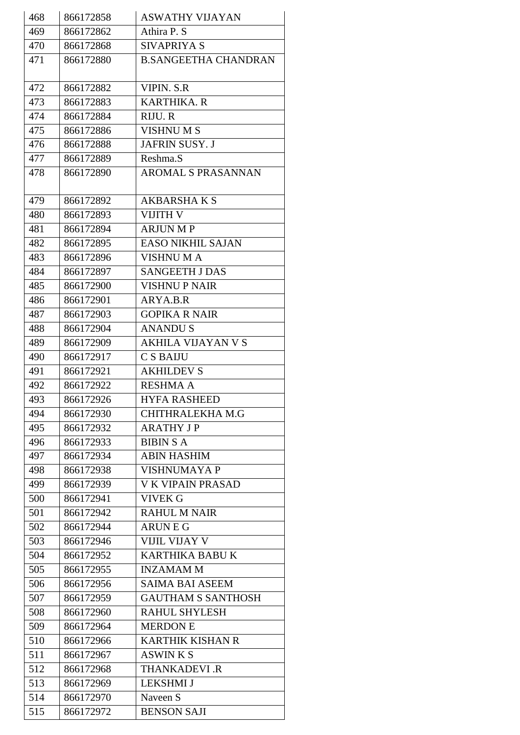| 468 | 866172858 | ASWATHY VIJAYAN |
|---|---|---|
| 469 | 866172862 | Athira P. S |
| 470 | 866172868 | SIVAPRIYA S |
| 471 | 866172880 | B.SANGEETHA CHANDRAN |
| 472 | 866172882 | VIPIN. S.R |
| 473 | 866172883 | KARTHIKA. R |
| 474 | 866172884 | RIJU. R |
| 475 | 866172886 | VISHNU M S |
| 476 | 866172888 | JAFRIN SUSY. J |
| 477 | 866172889 | Reshma.S |
| 478 | 866172890 | AROMAL S PRASANNAN |
| 479 | 866172892 | AKBARSHA K S |
| 480 | 866172893 | VIJITH V |
| 481 | 866172894 | ARJUN M P |
| 482 | 866172895 | EASO NIKHIL SAJAN |
| 483 | 866172896 | VISHNU M A |
| 484 | 866172897 | SANGEETH J DAS |
| 485 | 866172900 | VISHNU P NAIR |
| 486 | 866172901 | ARYA.B.R |
| 487 | 866172903 | GOPIKA R NAIR |
| 488 | 866172904 | ANANDU S |
| 489 | 866172909 | AKHILA VIJAYAN V S |
| 490 | 866172917 | C S BAIJU |
| 491 | 866172921 | AKHILDEV S |
| 492 | 866172922 | RESHMA A |
| 493 | 866172926 | HYFA RASHEED |
| 494 | 866172930 | CHITHRALEKHA M.G |
| 495 | 866172932 | ARATHY J P |
| 496 | 866172933 | BIBIN S A |
| 497 | 866172934 | ABIN HASHIM |
| 498 | 866172938 | VISHNUMAYA P |
| 499 | 866172939 | V K VIPAIN PRASAD |
| 500 | 866172941 | VIVEK G |
| 501 | 866172942 | RAHUL M NAIR |
| 502 | 866172944 | ARUN E G |
| 503 | 866172946 | VIJIL VIJAY V |
| 504 | 866172952 | KARTHIKA BABU K |
| 505 | 866172955 | INZAMAM M |
| 506 | 866172956 | SAIMA BAI ASEEM |
| 507 | 866172959 | GAUTHAM S SANTHOSH |
| 508 | 866172960 | RAHUL SHYLESH |
| 509 | 866172964 | MERDON E |
| 510 | 866172966 | KARTHIK KISHAN R |
| 511 | 866172967 | ASWIN K S |
| 512 | 866172968 | THANKADEVI .R |
| 513 | 866172969 | LEKSHMI J |
| 514 | 866172970 | Naveen S |
| 515 | 866172972 | BENSON SAJI |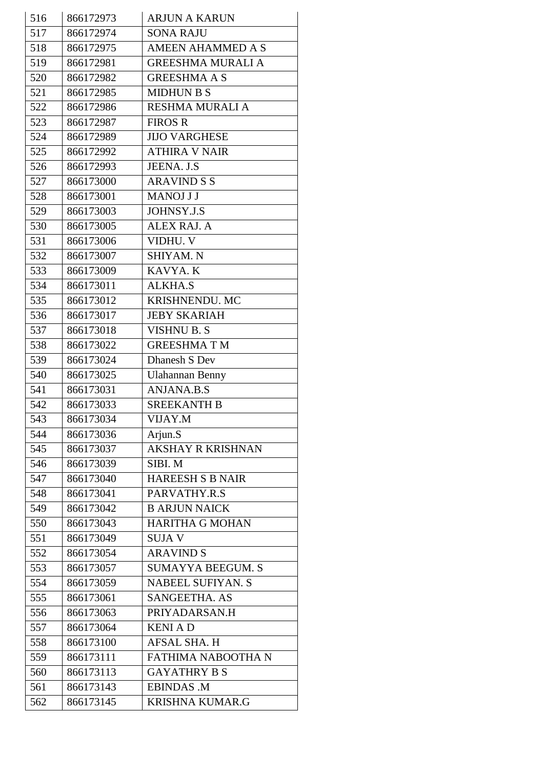| 516 | 866172973 | ARJUN A KARUN |
|---|---|---|
| 517 | 866172974 | SONA RAJU |
| 518 | 866172975 | AMEEN AHAMMED A S |
| 519 | 866172981 | GREESHMA MURALI A |
| 520 | 866172982 | GREESHMA A S |
| 521 | 866172985 | MIDHUN B S |
| 522 | 866172986 | RESHMA MURALI A |
| 523 | 866172987 | FIROS R |
| 524 | 866172989 | JIJO VARGHESE |
| 525 | 866172992 | ATHIRA V NAIR |
| 526 | 866172993 | JEENA. J.S |
| 527 | 866173000 | ARAVIND S S |
| 528 | 866173001 | MANOJ J J |
| 529 | 866173003 | JOHNSY.J.S |
| 530 | 866173005 | ALEX RAJ. A |
| 531 | 866173006 | VIDHU. V |
| 532 | 866173007 | SHIYAM. N |
| 533 | 866173009 | KAVYA. K |
| 534 | 866173011 | ALKHA.S |
| 535 | 866173012 | KRISHNENDU. MC |
| 536 | 866173017 | JEBY SKARIAH |
| 537 | 866173018 | VISHNU B. S |
| 538 | 866173022 | GREESHMA T M |
| 539 | 866173024 | Dhanesh S Dev |
| 540 | 866173025 | Ulahannan Benny |
| 541 | 866173031 | ANJANA.B.S |
| 542 | 866173033 | SREEKANTH B |
| 543 | 866173034 | VIJAY.M |
| 544 | 866173036 | Arjun.S |
| 545 | 866173037 | AKSHAY R KRISHNAN |
| 546 | 866173039 | SIBI. M |
| 547 | 866173040 | HAREESH S B NAIR |
| 548 | 866173041 | PARVATHY.R.S |
| 549 | 866173042 | B ARJUN NAICK |
| 550 | 866173043 | HARITHA G MOHAN |
| 551 | 866173049 | SUJA V |
| 552 | 866173054 | ARAVIND S |
| 553 | 866173057 | SUMAYYA BEEGUM. S |
| 554 | 866173059 | NABEEL SUFIYAN. S |
| 555 | 866173061 | SANGEETHA. AS |
| 556 | 866173063 | PRIYADARSAN.H |
| 557 | 866173064 | KENI A D |
| 558 | 866173100 | AFSAL SHA. H |
| 559 | 866173111 | FATHIMA NABOOTHA N |
| 560 | 866173113 | GAYATHRY B S |
| 561 | 866173143 | EBINDAS .M |
| 562 | 866173145 | KRISHNA KUMAR.G |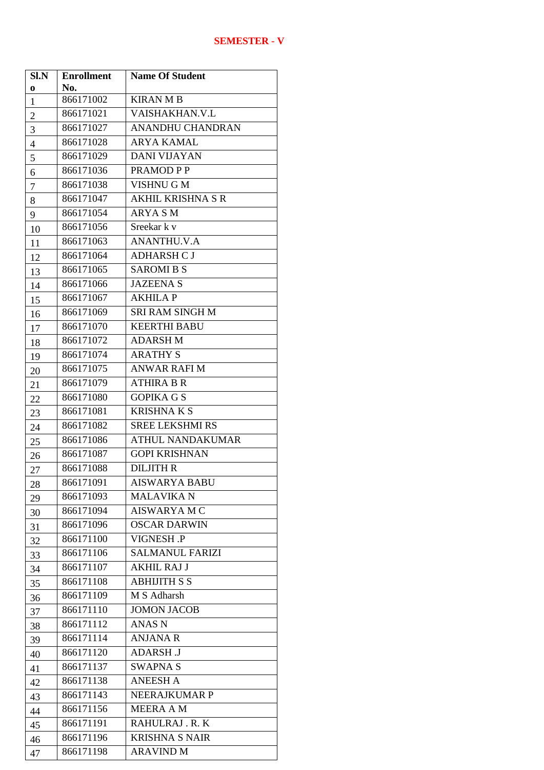**SEMESTER - V**

| Sl.No | Enrollment No. | Name Of Student |
|---|---|---|
| 1 | 866171002 | KIRAN M B |
| 2 | 866171021 | VAISHAKHAN.V.L |
| 3 | 866171027 | ANANDHU CHANDRAN |
| 4 | 866171028 | ARYA KAMAL |
| 5 | 866171029 | DANI VIJAYAN |
| 6 | 866171036 | PRAMOD P P |
| 7 | 866171038 | VISHNU G M |
| 8 | 866171047 | AKHIL KRISHNA S R |
| 9 | 866171054 | ARYA S M |
| 10 | 866171056 | Sreekar k v |
| 11 | 866171063 | ANANTHU.V.A |
| 12 | 866171064 | ADHARSH C J |
| 13 | 866171065 | SAROMI B S |
| 14 | 866171066 | JAZEENA S |
| 15 | 866171067 | AKHILA P |
| 16 | 866171069 | SRI RAM SINGH M |
| 17 | 866171070 | KEERTHI BABU |
| 18 | 866171072 | ADARSH M |
| 19 | 866171074 | ARATHY S |
| 20 | 866171075 | ANWAR RAFI M |
| 21 | 866171079 | ATHIRA B R |
| 22 | 866171080 | GOPIKA G S |
| 23 | 866171081 | KRISHNA K S |
| 24 | 866171082 | SREE LEKSHMI RS |
| 25 | 866171086 | ATHUL NANDAKUMAR |
| 26 | 866171087 | GOPI KRISHNAN |
| 27 | 866171088 | DILJITH R |
| 28 | 866171091 | AISWARYA BABU |
| 29 | 866171093 | MALAVIKA N |
| 30 | 866171094 | AISWARYA M C |
| 31 | 866171096 | OSCAR DARWIN |
| 32 | 866171100 | VIGNESH .P |
| 33 | 866171106 | SALMANUL FARIZI |
| 34 | 866171107 | AKHIL RAJ J |
| 35 | 866171108 | ABHIJITH S S |
| 36 | 866171109 | M S Adharsh |
| 37 | 866171110 | JOMON JACOB |
| 38 | 866171112 | ANAS N |
| 39 | 866171114 | ANJANA R |
| 40 | 866171120 | ADARSH .J |
| 41 | 866171137 | SWAPNA S |
| 42 | 866171138 | ANEESH A |
| 43 | 866171143 | NEERAJKUMAR P |
| 44 | 866171156 | MEERA A M |
| 45 | 866171191 | RAHULRAJ . R. K |
| 46 | 866171196 | KRISHNA S NAIR |
| 47 | 866171198 | ARAVIND M |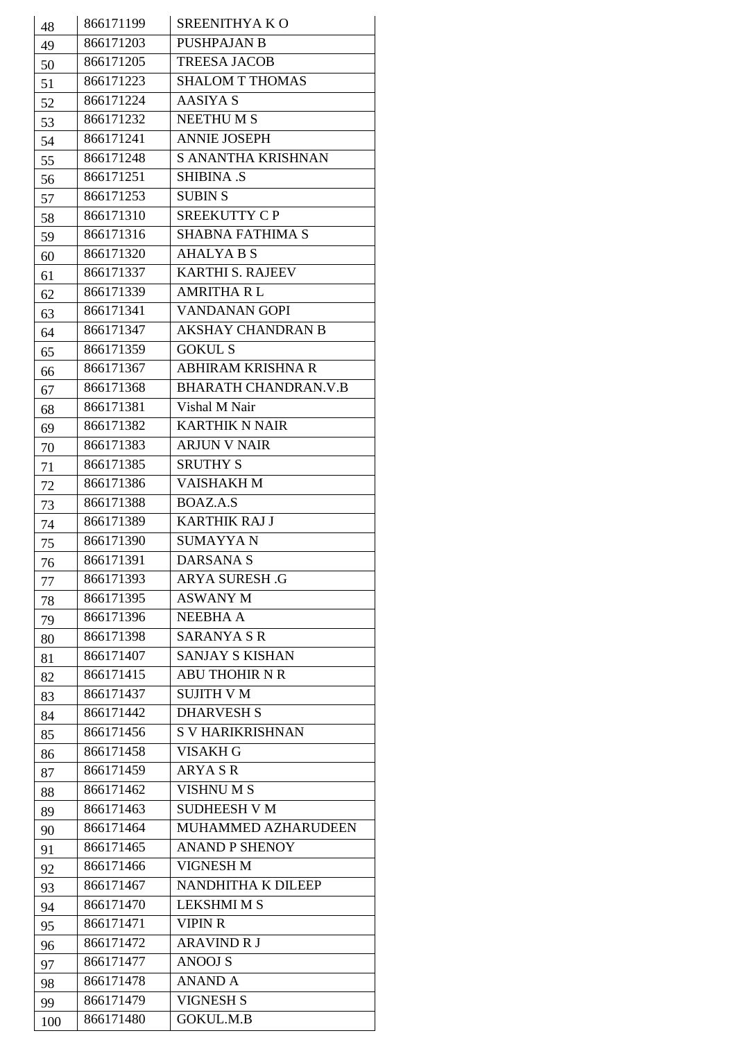| 48 | 866171199 | SREENITHYA K O |
|---|---|---|
| 49 | 866171203 | PUSHPAJAN B |
| 50 | 866171205 | TREESA JACOB |
| 51 | 866171223 | SHALOM T THOMAS |
| 52 | 866171224 | AASIYA S |
| 53 | 866171232 | NEETHU M S |
| 54 | 866171241 | ANNIE JOSEPH |
| 55 | 866171248 | S ANANTHA KRISHNAN |
| 56 | 866171251 | SHIBINA .S |
| 57 | 866171253 | SUBIN S |
| 58 | 866171310 | SREEKUTTY C P |
| 59 | 866171316 | SHABNA FATHIMA S |
| 60 | 866171320 | AHALYA B S |
| 61 | 866171337 | KARTHI S. RAJEEV |
| 62 | 866171339 | AMRITHA R L |
| 63 | 866171341 | VANDANAN GOPI |
| 64 | 866171347 | AKSHAY CHANDRAN B |
| 65 | 866171359 | GOKUL S |
| 66 | 866171367 | ABHIRAM KRISHNA R |
| 67 | 866171368 | BHARATH CHANDRAN.V.B |
| 68 | 866171381 | Vishal M Nair |
| 69 | 866171382 | KARTHIK N NAIR |
| 70 | 866171383 | ARJUN V NAIR |
| 71 | 866171385 | SRUTHY S |
| 72 | 866171386 | VAISHAKH M |
| 73 | 866171388 | BOAZ.A.S |
| 74 | 866171389 | KARTHIK RAJ J |
| 75 | 866171390 | SUMAYYA N |
| 76 | 866171391 | DARSANA S |
| 77 | 866171393 | ARYA SURESH .G |
| 78 | 866171395 | ASWANY M |
| 79 | 866171396 | NEEBHA A |
| 80 | 866171398 | SARANYA S R |
| 81 | 866171407 | SANJAY S KISHAN |
| 82 | 866171415 | ABU THOHIR N R |
| 83 | 866171437 | SUJITH V M |
| 84 | 866171442 | DHARVESH S |
| 85 | 866171456 | S V HARIKRISHNAN |
| 86 | 866171458 | VISAKH G |
| 87 | 866171459 | ARYA S R |
| 88 | 866171462 | VISHNU M S |
| 89 | 866171463 | SUDHEESH V M |
| 90 | 866171464 | MUHAMMED AZHARUDEEN |
| 91 | 866171465 | ANAND P SHENOY |
| 92 | 866171466 | VIGNESH M |
| 93 | 866171467 | NANDHITHA K DILEEP |
| 94 | 866171470 | LEKSHMI M S |
| 95 | 866171471 | VIPIN R |
| 96 | 866171472 | ARAVIND R J |
| 97 | 866171477 | ANOOJ S |
| 98 | 866171478 | ANAND A |
| 99 | 866171479 | VIGNESH S |
| 100 | 866171480 | GOKUL.M.B |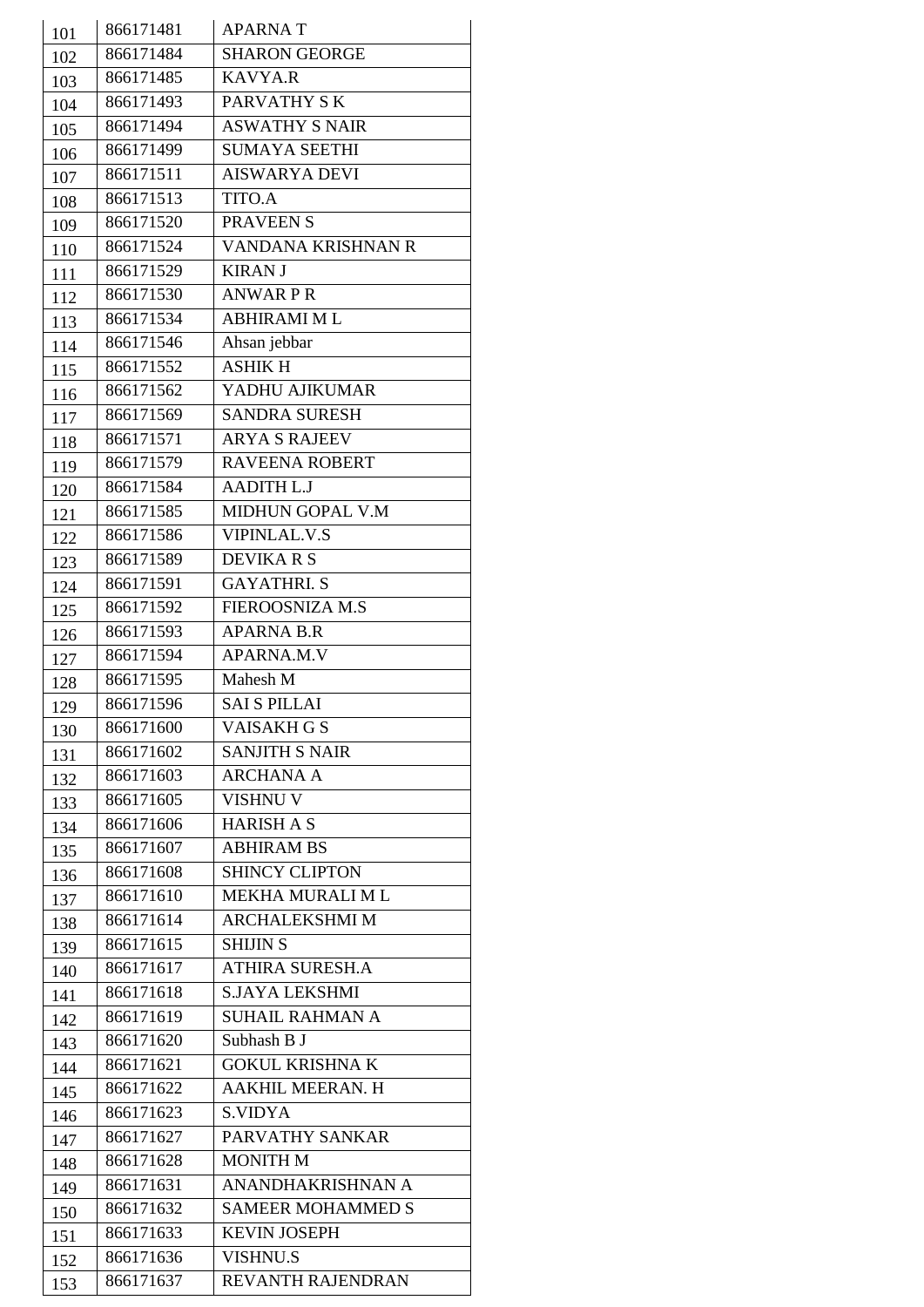| 101 | 866171481 | APARNA T |
|---|---|---|
| 102 | 866171484 | SHARON GEORGE |
| 103 | 866171485 | KAVYA.R |
| 104 | 866171493 | PARVATHY S K |
| 105 | 866171494 | ASWATHY S NAIR |
| 106 | 866171499 | SUMAYA SEETHI |
| 107 | 866171511 | AISWARYA DEVI |
| 108 | 866171513 | TITO.A |
| 109 | 866171520 | PRAVEEN S |
| 110 | 866171524 | VANDANA KRISHNAN R |
| 111 | 866171529 | KIRAN J |
| 112 | 866171530 | ANWAR P R |
| 113 | 866171534 | ABHIRAMI M L |
| 114 | 866171546 | Ahsan jebbar |
| 115 | 866171552 | ASHIK H |
| 116 | 866171562 | YADHU AJIKUMAR |
| 117 | 866171569 | SANDRA SURESH |
| 118 | 866171571 | ARYA S RAJEEV |
| 119 | 866171579 | RAVEENA ROBERT |
| 120 | 866171584 | AADITH L.J |
| 121 | 866171585 | MIDHUN GOPAL V.M |
| 122 | 866171586 | VIPINLAL.V.S |
| 123 | 866171589 | DEVIKA R S |
| 124 | 866171591 | GAYATHRI. S |
| 125 | 866171592 | FIEROOSNIZA M.S |
| 126 | 866171593 | APARNA B.R |
| 127 | 866171594 | APARNA.M.V |
| 128 | 866171595 | Mahesh M |
| 129 | 866171596 | SAI S PILLAI |
| 130 | 866171600 | VAISAKH G S |
| 131 | 866171602 | SANJITH S NAIR |
| 132 | 866171603 | ARCHANA A |
| 133 | 866171605 | VISHNU V |
| 134 | 866171606 | HARISH A S |
| 135 | 866171607 | ABHIRAM BS |
| 136 | 866171608 | SHINCY CLIPTON |
| 137 | 866171610 | MEKHA MURALI M L |
| 138 | 866171614 | ARCHALEKSHMI M |
| 139 | 866171615 | SHIJIN S |
| 140 | 866171617 | ATHIRA SURESH.A |
| 141 | 866171618 | S.JAYA LEKSHMI |
| 142 | 866171619 | SUHAIL RAHMAN A |
| 143 | 866171620 | Subhash B J |
| 144 | 866171621 | GOKUL KRISHNA K |
| 145 | 866171622 | AAKHIL MEERAN. H |
| 146 | 866171623 | S.VIDYA |
| 147 | 866171627 | PARVATHY SANKAR |
| 148 | 866171628 | MONITH M |
| 149 | 866171631 | ANANDHAKRISHNAN A |
| 150 | 866171632 | SAMEER MOHAMMED S |
| 151 | 866171633 | KEVIN JOSEPH |
| 152 | 866171636 | VISHNU.S |
| 153 | 866171637 | REVANTH RAJENDRAN |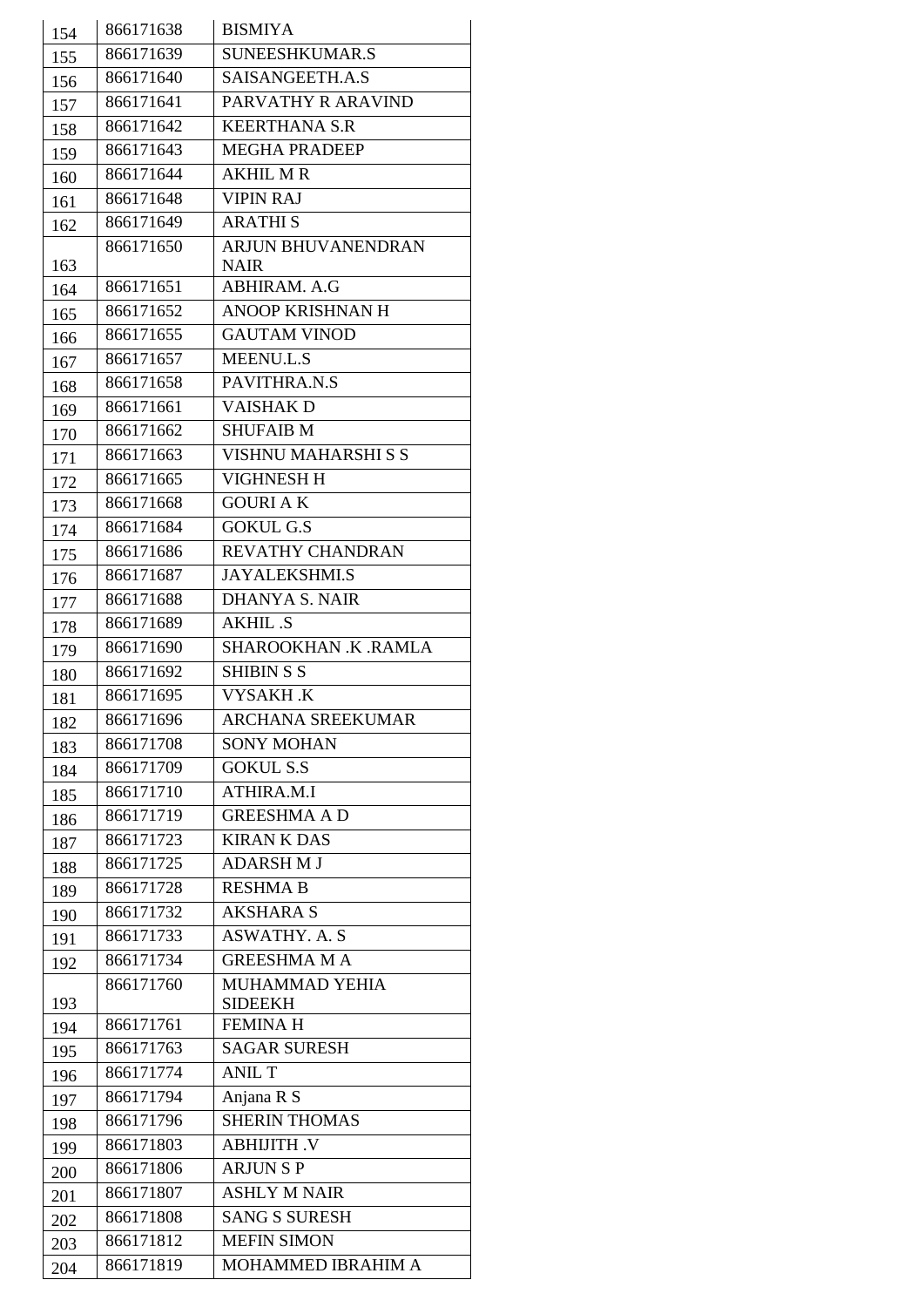| 154 | 866171638 | BISMIYA |
|---|---|---|
| 155 | 866171639 | SUNEESHKUMAR.S |
| 156 | 866171640 | SAISANGEETH.A.S |
| 157 | 866171641 | PARVATHY R ARAVIND |
| 158 | 866171642 | KEERTHANA S.R |
| 159 | 866171643 | MEGHA PRADEEP |
| 160 | 866171644 | AKHIL M R |
| 161 | 866171648 | VIPIN RAJ |
| 162 | 866171649 | ARATHI S |
| 163 | 866171650 | ARJUN BHUVANENDRAN NAIR |
| 164 | 866171651 | ABHIRAM. A.G |
| 165 | 866171652 | ANOOP KRISHNAN H |
| 166 | 866171655 | GAUTAM VINOD |
| 167 | 866171657 | MEENU.L.S |
| 168 | 866171658 | PAVITHRA.N.S |
| 169 | 866171661 | VAISHAK D |
| 170 | 866171662 | SHUFAIB M |
| 171 | 866171663 | VISHNU MAHARSHI S S |
| 172 | 866171665 | VIGHNESH H |
| 173 | 866171668 | GOURI A K |
| 174 | 866171684 | GOKUL G.S |
| 175 | 866171686 | REVATHY CHANDRAN |
| 176 | 866171687 | JAYALEKSHMI.S |
| 177 | 866171688 | DHANYA S. NAIR |
| 178 | 866171689 | AKHIL .S |
| 179 | 866171690 | SHAROOKHAN .K .RAMLA |
| 180 | 866171692 | SHIBIN S S |
| 181 | 866171695 | VYSAKH .K |
| 182 | 866171696 | ARCHANA SREEKUMAR |
| 183 | 866171708 | SONY MOHAN |
| 184 | 866171709 | GOKUL S.S |
| 185 | 866171710 | ATHIRA.M.I |
| 186 | 866171719 | GREESHMA A D |
| 187 | 866171723 | KIRAN K DAS |
| 188 | 866171725 | ADARSH M J |
| 189 | 866171728 | RESHMA B |
| 190 | 866171732 | AKSHARA S |
| 191 | 866171733 | ASWATHY. A. S |
| 192 | 866171734 | GREESHMA M A |
| 193 | 866171760 | MUHAMMAD YEHIA SIDEEKH |
| 194 | 866171761 | FEMINA H |
| 195 | 866171763 | SAGAR SURESH |
| 196 | 866171774 | ANIL T |
| 197 | 866171794 | Anjana R S |
| 198 | 866171796 | SHERIN THOMAS |
| 199 | 866171803 | ABHIJITH .V |
| 200 | 866171806 | ARJUN S P |
| 201 | 866171807 | ASHLY M NAIR |
| 202 | 866171808 | SANG S SURESH |
| 203 | 866171812 | MEFIN SIMON |
| 204 | 866171819 | MOHAMMED IBRAHIM A |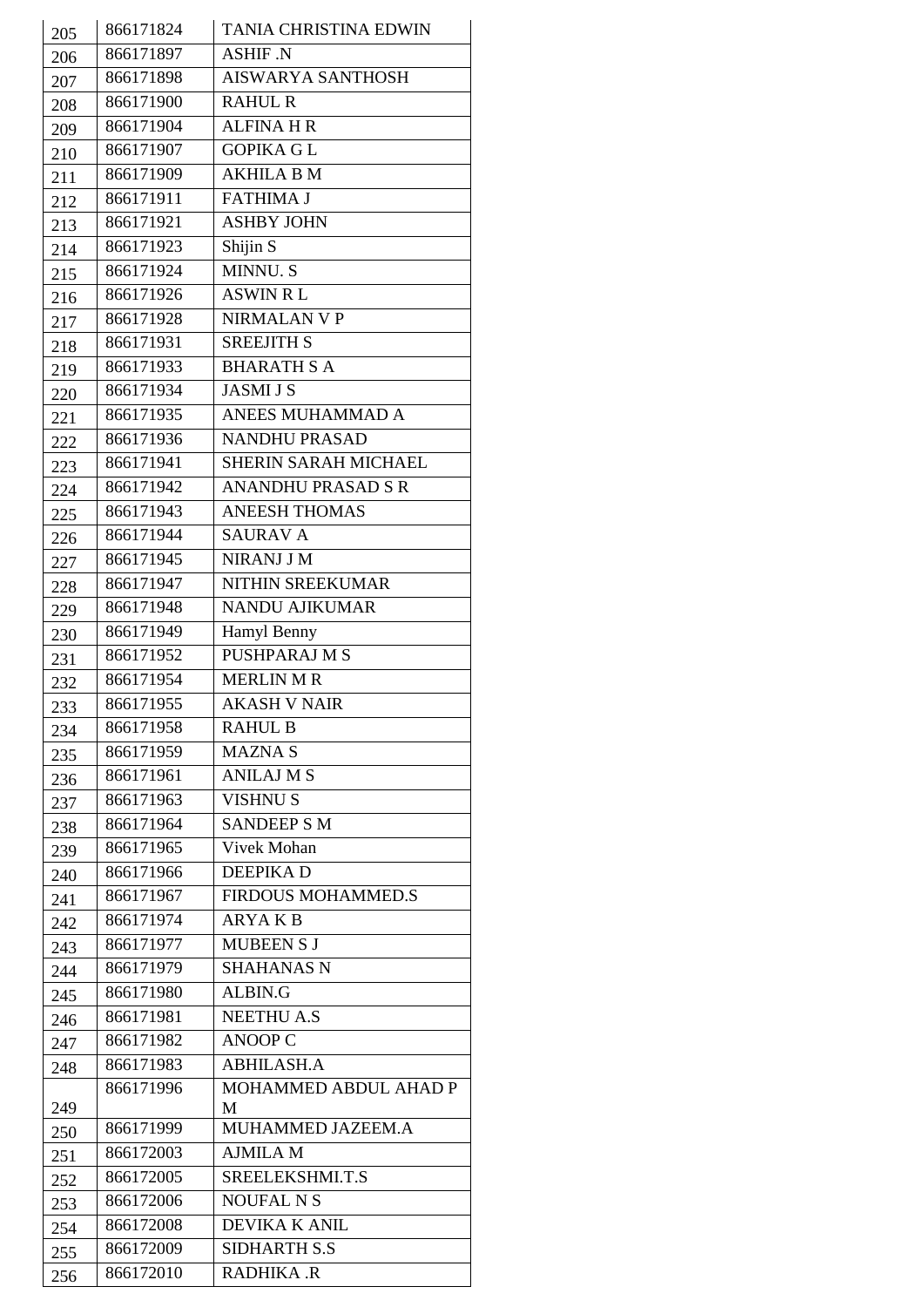| | | |
|---|---|---|
| 205 | 866171824 | TANIA CHRISTINA EDWIN |
| 206 | 866171897 | ASHIF .N |
| 207 | 866171898 | AISWARYA SANTHOSH |
| 208 | 866171900 | RAHUL R |
| 209 | 866171904 | ALFINA H R |
| 210 | 866171907 | GOPIKA G L |
| 211 | 866171909 | AKHILA B M |
| 212 | 866171911 | FATHIMA J |
| 213 | 866171921 | ASHBY JOHN |
| 214 | 866171923 | Shijin S |
| 215 | 866171924 | MINNU. S |
| 216 | 866171926 | ASWIN R L |
| 217 | 866171928 | NIRMALAN V P |
| 218 | 866171931 | SREEJITH S |
| 219 | 866171933 | BHARATH S A |
| 220 | 866171934 | JASMI J S |
| 221 | 866171935 | ANEES MUHAMMAD A |
| 222 | 866171936 | NANDHU PRASAD |
| 223 | 866171941 | SHERIN SARAH MICHAEL |
| 224 | 866171942 | ANANDHU PRASAD S R |
| 225 | 866171943 | ANEESH THOMAS |
| 226 | 866171944 | SAURAV A |
| 227 | 866171945 | NIRANJ J M |
| 228 | 866171947 | NITHIN SREEKUMAR |
| 229 | 866171948 | NANDU AJIKUMAR |
| 230 | 866171949 | Hamyl Benny |
| 231 | 866171952 | PUSHPARAJ M S |
| 232 | 866171954 | MERLIN M R |
| 233 | 866171955 | AKASH V NAIR |
| 234 | 866171958 | RAHUL B |
| 235 | 866171959 | MAZNA S |
| 236 | 866171961 | ANILAJ M S |
| 237 | 866171963 | VISHNU S |
| 238 | 866171964 | SANDEEP S M |
| 239 | 866171965 | Vivek Mohan |
| 240 | 866171966 | DEEPIKA D |
| 241 | 866171967 | FIRDOUS MOHAMMED.S |
| 242 | 866171974 | ARYA K B |
| 243 | 866171977 | MUBEEN S J |
| 244 | 866171979 | SHAHANAS N |
| 245 | 866171980 | ALBIN.G |
| 246 | 866171981 | NEETHU A.S |
| 247 | 866171982 | ANOOP C |
| 248 | 866171983 | ABHILASH.A |
| 249 | 866171996 | MOHAMMED ABDUL AHAD P M |
| 250 | 866171999 | MUHAMMED JAZEEM.A |
| 251 | 866172003 | AJMILA M |
| 252 | 866172005 | SREELEKSHMI.T.S |
| 253 | 866172006 | NOUFAL N S |
| 254 | 866172008 | DEVIKA K ANIL |
| 255 | 866172009 | SIDHARTH S.S |
| 256 | 866172010 | RADHIKA .R |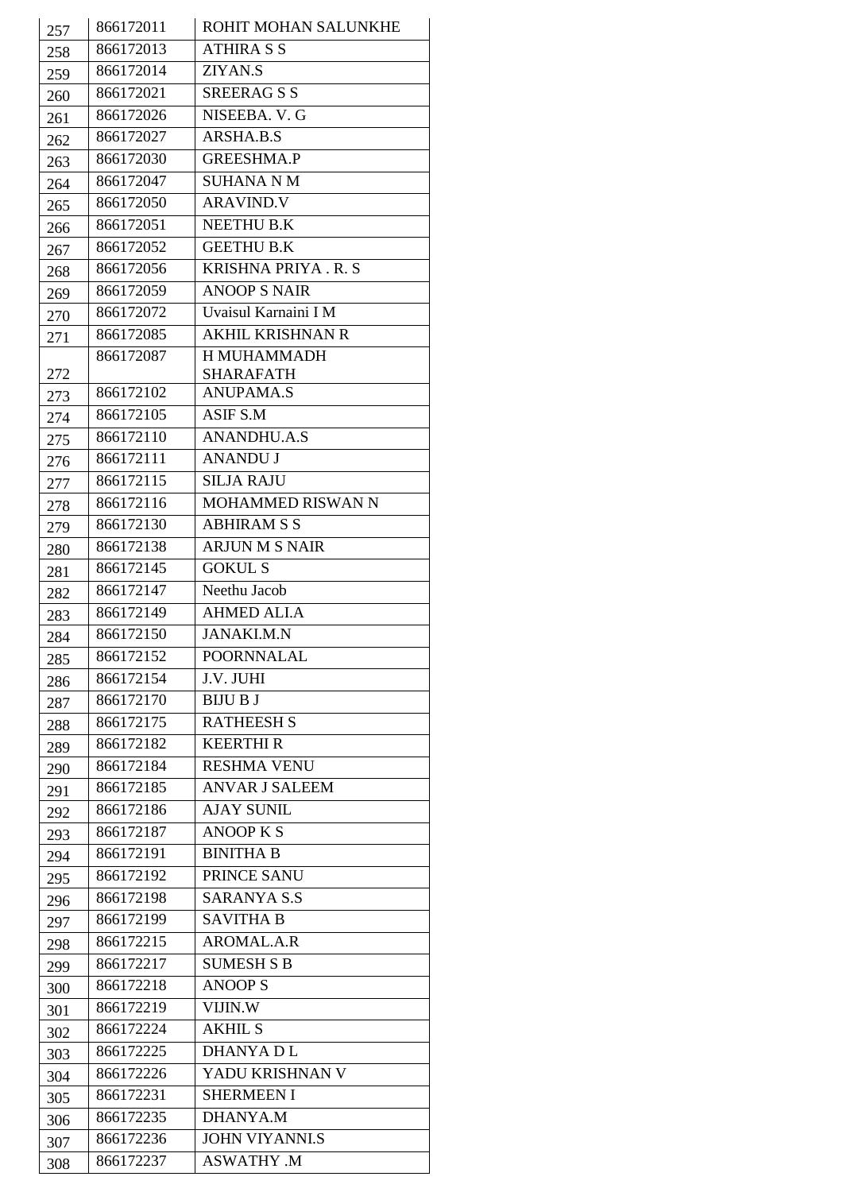| 257 | 866172011 | ROHIT MOHAN SALUNKHE |
|---|---|---|
| 258 | 866172013 | ATHIRA S S |
| 259 | 866172014 | ZIYAN.S |
| 260 | 866172021 | SREERAG S S |
| 261 | 866172026 | NISEEBA. V. G |
| 262 | 866172027 | ARSHA.B.S |
| 263 | 866172030 | GREESHMA.P |
| 264 | 866172047 | SUHANA N M |
| 265 | 866172050 | ARAVIND.V |
| 266 | 866172051 | NEETHU B.K |
| 267 | 866172052 | GEETHU B.K |
| 268 | 866172056 | KRISHNA PRIYA . R. S |
| 269 | 866172059 | ANOOP S NAIR |
| 270 | 866172072 | Uvaisul Karnaini I M |
| 271 | 866172085 | AKHIL KRISHNAN R |
| 272 | 866172087 | H MUHAMMADH SHARAFATH |
| 273 | 866172102 | ANUPAMA.S |
| 274 | 866172105 | ASIF S.M |
| 275 | 866172110 | ANANDHU.A.S |
| 276 | 866172111 | ANANDU J |
| 277 | 866172115 | SILJA RAJU |
| 278 | 866172116 | MOHAMMED RISWAN N |
| 279 | 866172130 | ABHIRAM S S |
| 280 | 866172138 | ARJUN M S NAIR |
| 281 | 866172145 | GOKUL S |
| 282 | 866172147 | Neethu Jacob |
| 283 | 866172149 | AHMED ALI.A |
| 284 | 866172150 | JANAKI.M.N |
| 285 | 866172152 | POORNNALAL |
| 286 | 866172154 | J.V. JUHI |
| 287 | 866172170 | BIJU B J |
| 288 | 866172175 | RATHEESH S |
| 289 | 866172182 | KEERTHI R |
| 290 | 866172184 | RESHMA VENU |
| 291 | 866172185 | ANVAR J SALEEM |
| 292 | 866172186 | AJAY SUNIL |
| 293 | 866172187 | ANOOP K S |
| 294 | 866172191 | BINITHA B |
| 295 | 866172192 | PRINCE SANU |
| 296 | 866172198 | SARANYA S.S |
| 297 | 866172199 | SAVITHA B |
| 298 | 866172215 | AROMAL.A.R |
| 299 | 866172217 | SUMESH S B |
| 300 | 866172218 | ANOOP S |
| 301 | 866172219 | VIJIN.W |
| 302 | 866172224 | AKHIL S |
| 303 | 866172225 | DHANYA D L |
| 304 | 866172226 | YADU KRISHNAN V |
| 305 | 866172231 | SHERMEEN I |
| 306 | 866172235 | DHANYA.M |
| 307 | 866172236 | JOHN VIYANNI.S |
| 308 | 866172237 | ASWATHY .M |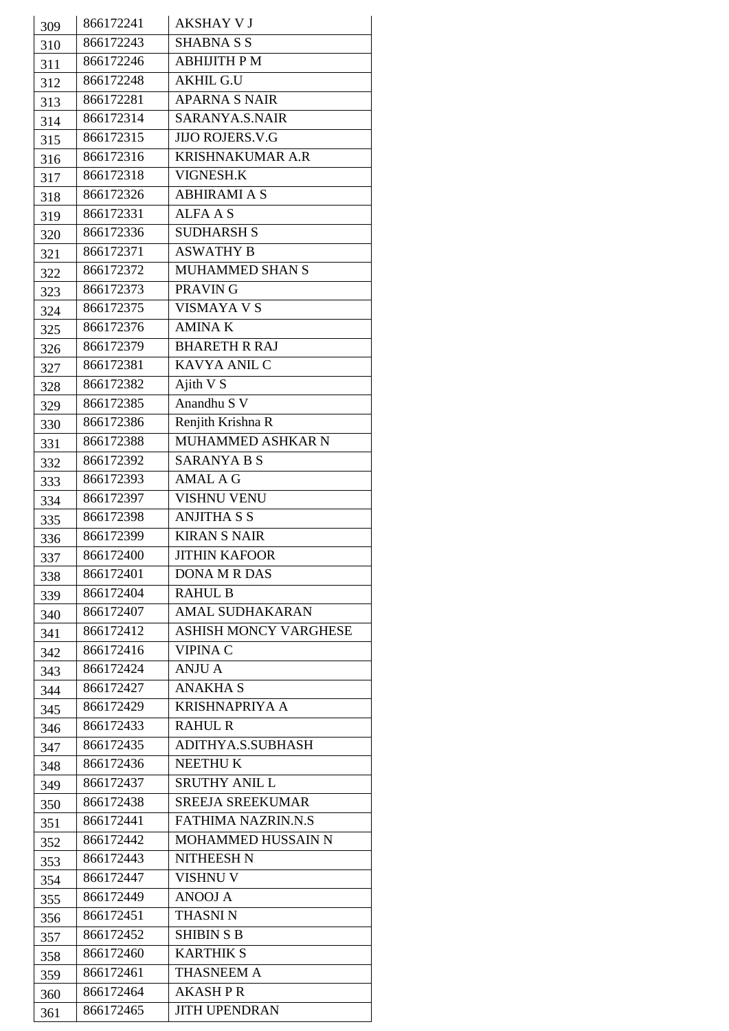| 309 | 866172241 | AKSHAY V J |
|---|---|---|
| 310 | 866172243 | SHABNA S S |
| 311 | 866172246 | ABHIJITH P M |
| 312 | 866172248 | AKHIL G.U |
| 313 | 866172281 | APARNA S NAIR |
| 314 | 866172314 | SARANYA.S.NAIR |
| 315 | 866172315 | JIJO ROJERS.V.G |
| 316 | 866172316 | KRISHNAKUMAR A.R |
| 317 | 866172318 | VIGNESH.K |
| 318 | 866172326 | ABHIRAMI A S |
| 319 | 866172331 | ALFA A S |
| 320 | 866172336 | SUDHARSH S |
| 321 | 866172371 | ASWATHY B |
| 322 | 866172372 | MUHAMMED SHAN S |
| 323 | 866172373 | PRAVIN G |
| 324 | 866172375 | VISMAYA V S |
| 325 | 866172376 | AMINA K |
| 326 | 866172379 | BHARETH R RAJ |
| 327 | 866172381 | KAVYA ANIL C |
| 328 | 866172382 | Ajith V S |
| 329 | 866172385 | Anandhu S V |
| 330 | 866172386 | Renjith Krishna R |
| 331 | 866172388 | MUHAMMED ASHKAR N |
| 332 | 866172392 | SARANYA B S |
| 333 | 866172393 | AMAL A G |
| 334 | 866172397 | VISHNU VENU |
| 335 | 866172398 | ANJITHA S S |
| 336 | 866172399 | KIRAN S NAIR |
| 337 | 866172400 | JITHIN KAFOOR |
| 338 | 866172401 | DONA M R DAS |
| 339 | 866172404 | RAHUL B |
| 340 | 866172407 | AMAL SUDHAKARAN |
| 341 | 866172412 | ASHISH MONCY VARGHESE |
| 342 | 866172416 | VIPINA C |
| 343 | 866172424 | ANJU A |
| 344 | 866172427 | ANAKHA S |
| 345 | 866172429 | KRISHNAPRIYA A |
| 346 | 866172433 | RAHUL R |
| 347 | 866172435 | ADITHYA.S.SUBHASH |
| 348 | 866172436 | NEETHU K |
| 349 | 866172437 | SRUTHY ANIL L |
| 350 | 866172438 | SREEJA SREEKUMAR |
| 351 | 866172441 | FATHIMA NAZRIN.N.S |
| 352 | 866172442 | MOHAMMED HUSSAIN N |
| 353 | 866172443 | NITHEESH N |
| 354 | 866172447 | VISHNU V |
| 355 | 866172449 | ANOOJ A |
| 356 | 866172451 | THASNI N |
| 357 | 866172452 | SHIBIN S B |
| 358 | 866172460 | KARTHIK S |
| 359 | 866172461 | THASNEEM A |
| 360 | 866172464 | AKASH P R |
| 361 | 866172465 | JITH UPENDRAN |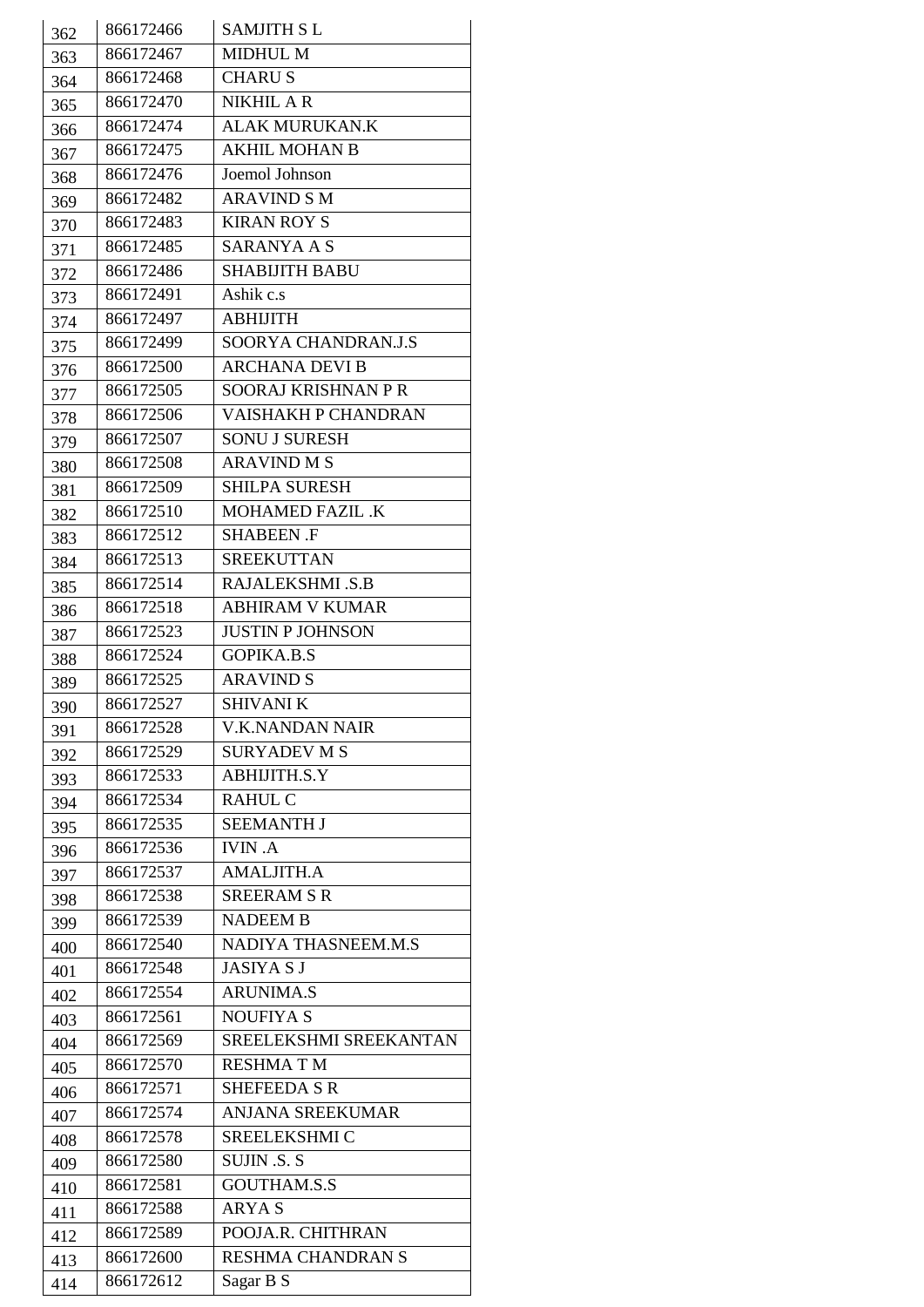| 362 | 866172466 | SAMJITH S L |
|---|---|---|
| 363 | 866172467 | MIDHUL M |
| 364 | 866172468 | CHARU S |
| 365 | 866172470 | NIKHIL A R |
| 366 | 866172474 | ALAK MURUKAN.K |
| 367 | 866172475 | AKHIL MOHAN B |
| 368 | 866172476 | Joemol Johnson |
| 369 | 866172482 | ARAVIND S M |
| 370 | 866172483 | KIRAN ROY S |
| 371 | 866172485 | SARANYA A S |
| 372 | 866172486 | SHABIJITH BABU |
| 373 | 866172491 | Ashik c.s |
| 374 | 866172497 | ABHIJITH |
| 375 | 866172499 | SOORYA CHANDRAN.J.S |
| 376 | 866172500 | ARCHANA DEVI B |
| 377 | 866172505 | SOORAJ KRISHNAN P R |
| 378 | 866172506 | VAISHAKH P CHANDRAN |
| 379 | 866172507 | SONU J SURESH |
| 380 | 866172508 | ARAVIND M S |
| 381 | 866172509 | SHILPA SURESH |
| 382 | 866172510 | MOHAMED FAZIL .K |
| 383 | 866172512 | SHABEEN .F |
| 384 | 866172513 | SREEKUTTAN |
| 385 | 866172514 | RAJALEKSHMI .S.B |
| 386 | 866172518 | ABHIRAM V KUMAR |
| 387 | 866172523 | JUSTIN P JOHNSON |
| 388 | 866172524 | GOPIKA.B.S |
| 389 | 866172525 | ARAVIND S |
| 390 | 866172527 | SHIVANI K |
| 391 | 866172528 | V.K.NANDAN NAIR |
| 392 | 866172529 | SURYADEV M S |
| 393 | 866172533 | ABHIJITH.S.Y |
| 394 | 866172534 | RAHUL C |
| 395 | 866172535 | SEEMANTH J |
| 396 | 866172536 | IVIN .A |
| 397 | 866172537 | AMALJITH.A |
| 398 | 866172538 | SREERAM S R |
| 399 | 866172539 | NADEEM B |
| 400 | 866172540 | NADIYA THASNEEM.M.S |
| 401 | 866172548 | JASIYA S J |
| 402 | 866172554 | ARUNIMA.S |
| 403 | 866172561 | NOUFIYA S |
| 404 | 866172569 | SREELEKSHMI SREEKANTAN |
| 405 | 866172570 | RESHMA T M |
| 406 | 866172571 | SHEFEEDA S R |
| 407 | 866172574 | ANJANA SREEKUMAR |
| 408 | 866172578 | SREELEKSHMI C |
| 409 | 866172580 | SUJIN .S. S |
| 410 | 866172581 | GOUTHAM.S.S |
| 411 | 866172588 | ARYA S |
| 412 | 866172589 | POOJA.R. CHITHRAN |
| 413 | 866172600 | RESHMA CHANDRAN S |
| 414 | 866172612 | Sagar B S |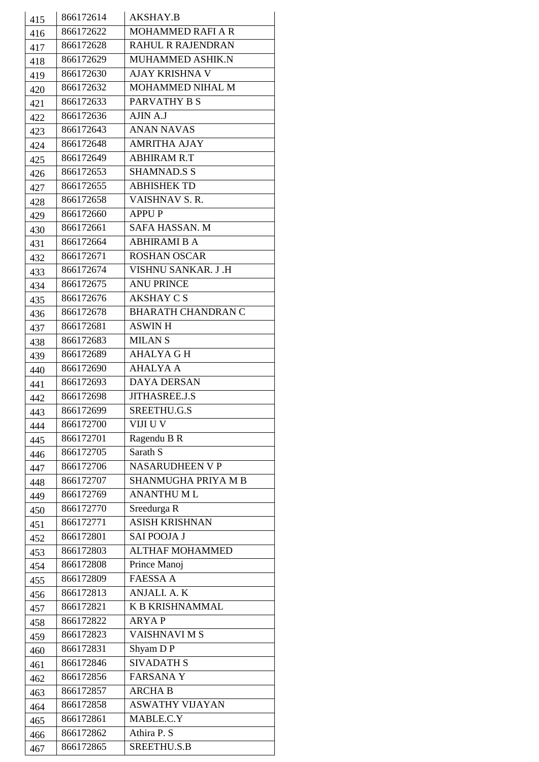| 415 | 866172614 | AKSHAY.B |
|---|---|---|
| 416 | 866172622 | MOHAMMED RAFI A R |
| 417 | 866172628 | RAHUL R RAJENDRAN |
| 418 | 866172629 | MUHAMMED ASHIK.N |
| 419 | 866172630 | AJAY KRISHNA V |
| 420 | 866172632 | MOHAMMED NIHAL M |
| 421 | 866172633 | PARVATHY B S |
| 422 | 866172636 | AJIN A.J |
| 423 | 866172643 | ANAN NAVAS |
| 424 | 866172648 | AMRITHA AJAY |
| 425 | 866172649 | ABHIRAM R.T |
| 426 | 866172653 | SHAMNAD.S S |
| 427 | 866172655 | ABHISHEK TD |
| 428 | 866172658 | VAISHNAV S. R. |
| 429 | 866172660 | APPU P |
| 430 | 866172661 | SAFA HASSAN. M |
| 431 | 866172664 | ABHIRAMI B A |
| 432 | 866172671 | ROSHAN OSCAR |
| 433 | 866172674 | VISHNU SANKAR. J .H |
| 434 | 866172675 | ANU PRINCE |
| 435 | 866172676 | AKSHAY C S |
| 436 | 866172678 | BHARATH CHANDRAN C |
| 437 | 866172681 | ASWIN H |
| 438 | 866172683 | MILAN S |
| 439 | 866172689 | AHALYA G H |
| 440 | 866172690 | AHALYA A |
| 441 | 866172693 | DAYA DERSAN |
| 442 | 866172698 | JITHASREE.J.S |
| 443 | 866172699 | SREETHU.G.S |
| 444 | 866172700 | VIJI U V |
| 445 | 866172701 | Ragendu B R |
| 446 | 866172705 | Sarath S |
| 447 | 866172706 | NASARUDHEEN V P |
| 448 | 866172707 | SHANMUGHA PRIYA M B |
| 449 | 866172769 | ANANTHU M L |
| 450 | 866172770 | Sreedurga R |
| 451 | 866172771 | ASISH KRISHNAN |
| 452 | 866172801 | SAI POOJA J |
| 453 | 866172803 | ALTHAF MOHAMMED |
| 454 | 866172808 | Prince Manoj |
| 455 | 866172809 | FAESSA A |
| 456 | 866172813 | ANJALI. A. K |
| 457 | 866172821 | K B KRISHNAMMAL |
| 458 | 866172822 | ARYA P |
| 459 | 866172823 | VAISHNAVI M S |
| 460 | 866172831 | Shyam D P |
| 461 | 866172846 | SIVADATH S |
| 462 | 866172856 | FARSANA Y |
| 463 | 866172857 | ARCHA B |
| 464 | 866172858 | ASWATHY VIJAYAN |
| 465 | 866172861 | MABLE.C.Y |
| 466 | 866172862 | Athira P. S |
| 467 | 866172865 | SREETHU.S.B |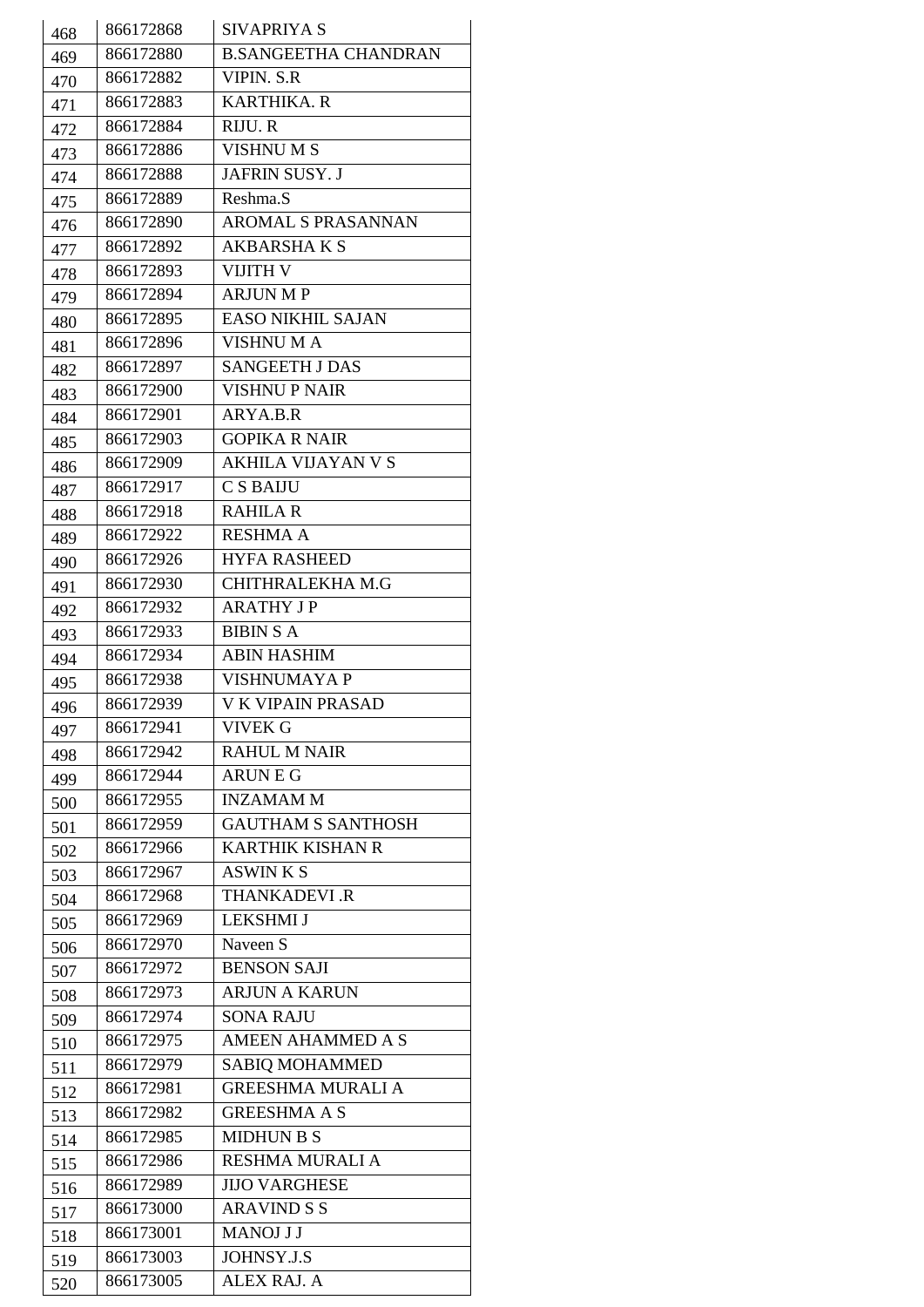| 468 | 866172868 | SIVAPRIYA S |
|---|---|---|
| 469 | 866172880 | B.SANGEETHA CHANDRAN |
| 470 | 866172882 | VIPIN. S.R |
| 471 | 866172883 | KARTHIKA. R |
| 472 | 866172884 | RIJU. R |
| 473 | 866172886 | VISHNU M S |
| 474 | 866172888 | JAFRIN SUSY. J |
| 475 | 866172889 | Reshma.S |
| 476 | 866172890 | AROMAL S PRASANNAN |
| 477 | 866172892 | AKBARSHA K S |
| 478 | 866172893 | VIJITH V |
| 479 | 866172894 | ARJUN M P |
| 480 | 866172895 | EASO NIKHIL SAJAN |
| 481 | 866172896 | VISHNU M A |
| 482 | 866172897 | SANGEETH J DAS |
| 483 | 866172900 | VISHNU P NAIR |
| 484 | 866172901 | ARYA.B.R |
| 485 | 866172903 | GOPIKA R NAIR |
| 486 | 866172909 | AKHILA VIJAYAN V S |
| 487 | 866172917 | C S BAIJU |
| 488 | 866172918 | RAHILA R |
| 489 | 866172922 | RESHMA A |
| 490 | 866172926 | HYFA RASHEED |
| 491 | 866172930 | CHITHRALEKHA M.G |
| 492 | 866172932 | ARATHY J P |
| 493 | 866172933 | BIBIN S A |
| 494 | 866172934 | ABIN HASHIM |
| 495 | 866172938 | VISHNUMAYA P |
| 496 | 866172939 | V K VIPAIN PRASAD |
| 497 | 866172941 | VIVEK G |
| 498 | 866172942 | RAHUL M NAIR |
| 499 | 866172944 | ARUN E G |
| 500 | 866172955 | INZAMAM M |
| 501 | 866172959 | GAUTHAM S SANTHOSH |
| 502 | 866172966 | KARTHIK KISHAN R |
| 503 | 866172967 | ASWIN K S |
| 504 | 866172968 | THANKADEVI .R |
| 505 | 866172969 | LEKSHMI J |
| 506 | 866172970 | Naveen S |
| 507 | 866172972 | BENSON SAJI |
| 508 | 866172973 | ARJUN A KARUN |
| 509 | 866172974 | SONA RAJU |
| 510 | 866172975 | AMEEN AHAMMED A S |
| 511 | 866172979 | SABIQ MOHAMMED |
| 512 | 866172981 | GREESHMA MURALI A |
| 513 | 866172982 | GREESHMA A S |
| 514 | 866172985 | MIDHUN B S |
| 515 | 866172986 | RESHMA MURALI A |
| 516 | 866172989 | JIJO VARGHESE |
| 517 | 866173000 | ARAVIND S S |
| 518 | 866173001 | MANOJ J J |
| 519 | 866173003 | JOHNSY.J.S |
| 520 | 866173005 | ALEX RAJ. A |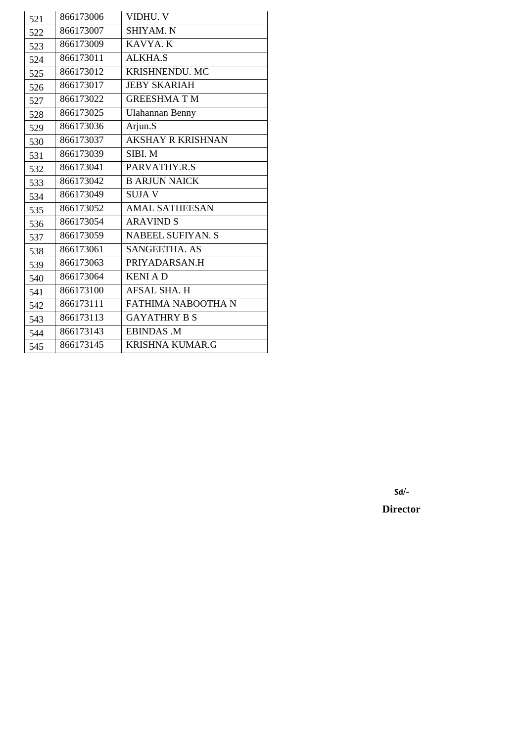| | | |
|---|---|---|
| 521 | 866173006 | VIDHU. V |
| 522 | 866173007 | SHIYAM. N |
| 523 | 866173009 | KAVYA. K |
| 524 | 866173011 | ALKHA.S |
| 525 | 866173012 | KRISHNENDU. MC |
| 526 | 866173017 | JEBY SKARIAH |
| 527 | 866173022 | GREESHMA T M |
| 528 | 866173025 | Ulahannan Benny |
| 529 | 866173036 | Arjun.S |
| 530 | 866173037 | AKSHAY R KRISHNAN |
| 531 | 866173039 | SIBI. M |
| 532 | 866173041 | PARVATHY.R.S |
| 533 | 866173042 | B ARJUN NAICK |
| 534 | 866173049 | SUJA V |
| 535 | 866173052 | AMAL SATHEESAN |
| 536 | 866173054 | ARAVIND S |
| 537 | 866173059 | NABEEL SUFIYAN. S |
| 538 | 866173061 | SANGEETHA. AS |
| 539 | 866173063 | PRIYADARSAN.H |
| 540 | 866173064 | KENI A D |
| 541 | 866173100 | AFSAL SHA. H |
| 542 | 866173111 | FATHIMA NABOOTHA N |
| 543 | 866173113 | GAYATHRY B S |
| 544 | 866173143 | EBINDAS .M |
| 545 | 866173145 | KRISHNA KUMAR.G |

Sd/-

**Director**